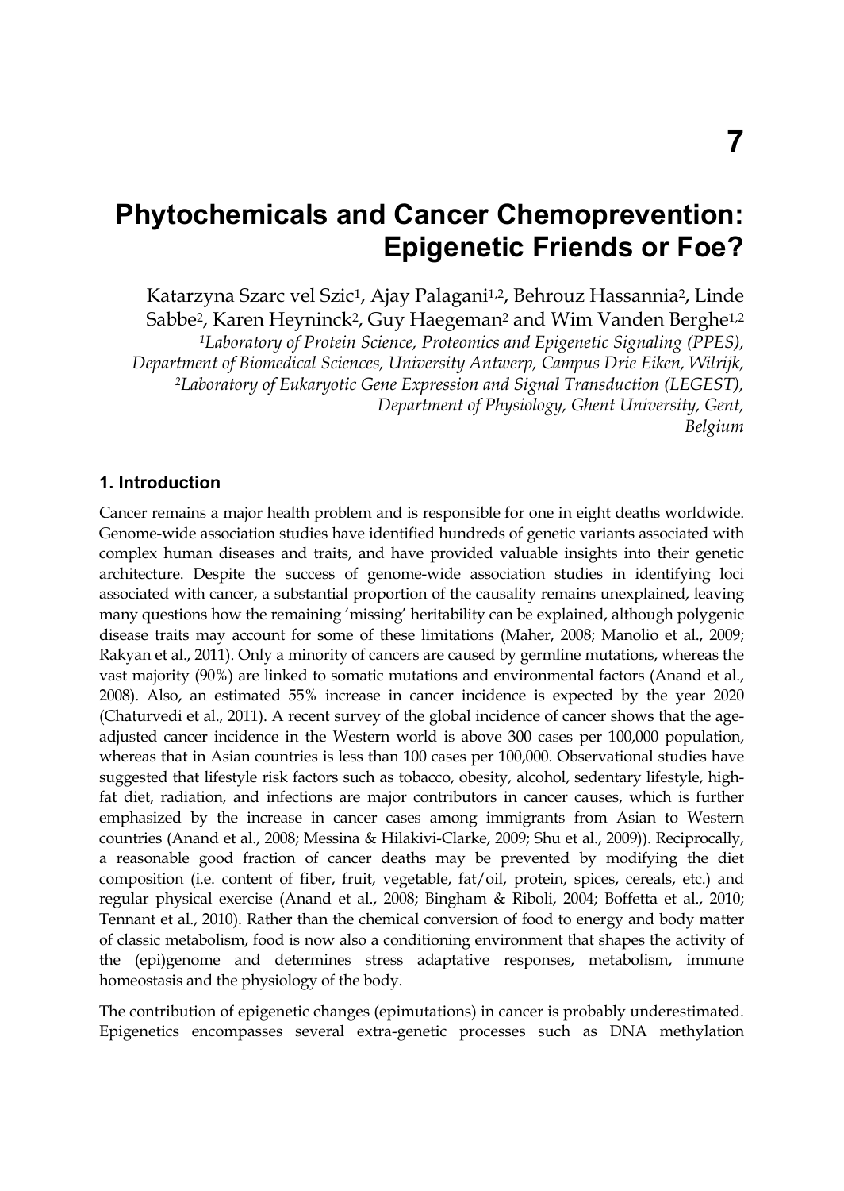# 7

# Phytochemicals and Cancer Chemoprevention: Epigenetic Friends or Foe?

Katarzyna Szarc vel Szic[1], Ajay Palagani[1,2], Behrouz Hassannia[2], Linde Sabbe[2], Karen Heyninck[2], Guy Haegeman[2] and Wim Vanden Berghe[1,2]

*[1]Laboratory of Protein Science, Proteomics and Epigenetic Signaling (PPES), Department of Biomedical Sciences, University Antwerp, Campus Drie Eiken, Wilrijk,*
*[2]Laboratory of Eukaryotic Gene Expression and Signal Transduction (LEGEST), Department of Physiology, Ghent University, Gent,*
*Belgium*

## 1. Introduction

Cancer remains a major health problem and is responsible for one in eight deaths worldwide. Genome-wide association studies have identified hundreds of genetic variants associated with complex human diseases and traits, and have provided valuable insights into their genetic architecture. Despite the success of genome-wide association studies in identifying loci associated with cancer, a substantial proportion of the causality remains unexplained, leaving many questions how the remaining 'missing' heritability can be explained, although polygenic disease traits may account for some of these limitations (Maher, 2008; Manolio et al., 2009; Rakyan et al., 2011). Only a minority of cancers are caused by germline mutations, whereas the vast majority (90%) are linked to somatic mutations and environmental factors (Anand et al., 2008). Also, an estimated 55% increase in cancer incidence is expected by the year 2020 (Chaturvedi et al., 2011). A recent survey of the global incidence of cancer shows that the age-adjusted cancer incidence in the Western world is above 300 cases per 100,000 population, whereas that in Asian countries is less than 100 cases per 100,000. Observational studies have suggested that lifestyle risk factors such as tobacco, obesity, alcohol, sedentary lifestyle, high-fat diet, radiation, and infections are major contributors in cancer causes, which is further emphasized by the increase in cancer cases among immigrants from Asian to Western countries (Anand et al., 2008; Messina & Hilakivi-Clarke, 2009; Shu et al., 2009)). Reciprocally, a reasonable good fraction of cancer deaths may be prevented by modifying the diet composition (i.e. content of fiber, fruit, vegetable, fat/oil, protein, spices, cereals, etc.) and regular physical exercise (Anand et al., 2008; Bingham & Riboli, 2004; Boffetta et al., 2010; Tennant et al., 2010). Rather than the chemical conversion of food to energy and body matter of classic metabolism, food is now also a conditioning environment that shapes the activity of the (epi)genome and determines stress adaptative responses, metabolism, immune homeostasis and the physiology of the body.

The contribution of epigenetic changes (epimutations) in cancer is probably underestimated. Epigenetics encompasses several extra-genetic processes such as DNA methylation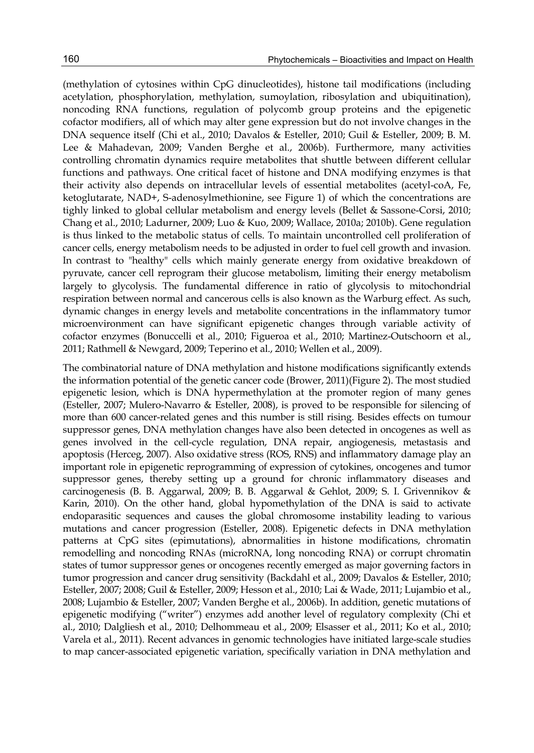(methylation of cytosines within CpG dinucleotides), histone tail modifications (including acetylation, phosphorylation, methylation, sumoylation, ribosylation and ubiquitination), noncoding RNA functions, regulation of polycomb group proteins and the epigenetic cofactor modifiers, all of which may alter gene expression but do not involve changes in the DNA sequence itself (Chi et al., 2010; Davalos & Esteller, 2010; Guil & Esteller, 2009; B. M. Lee & Mahadevan, 2009; Vanden Berghe et al., 2006b). Furthermore, many activities controlling chromatin dynamics require metabolites that shuttle between different cellular functions and pathways. One critical facet of histone and DNA modifying enzymes is that their activity also depends on intracellular levels of essential metabolites (acetyl-coA, Fe, ketoglutarate, NAD+, S-adenosylmethionine, see Figure 1) of which the concentrations are tighly linked to global cellular metabolism and energy levels (Bellet & Sassone-Corsi, 2010; Chang et al., 2010; Ladurner, 2009; Luo & Kuo, 2009; Wallace, 2010a; 2010b). Gene regulation is thus linked to the metabolic status of cells. To maintain uncontrolled cell proliferation of cancer cells, energy metabolism needs to be adjusted in order to fuel cell growth and invasion. In contrast to "healthy" cells which mainly generate energy from oxidative breakdown of pyruvate, cancer cell reprogram their glucose metabolism, limiting their energy metabolism largely to glycolysis. The fundamental difference in ratio of glycolysis to mitochondrial respiration between normal and cancerous cells is also known as the Warburg effect. As such, dynamic changes in energy levels and metabolite concentrations in the inflammatory tumor microenvironment can have significant epigenetic changes through variable activity of cofactor enzymes (Bonuccelli et al., 2010; Figueroa et al., 2010; Martinez-Outschoorn et al., 2011; Rathmell & Newgard, 2009; Teperino et al., 2010; Wellen et al., 2009).

The combinatorial nature of DNA methylation and histone modifications significantly extends the information potential of the genetic cancer code (Brower, 2011)(Figure 2). The most studied epigenetic lesion, which is DNA hypermethylation at the promoter region of many genes (Esteller, 2007; Mulero-Navarro & Esteller, 2008), is proved to be responsible for silencing of more than 600 cancer-related genes and this number is still rising. Besides effects on tumour suppressor genes, DNA methylation changes have also been detected in oncogenes as well as genes involved in the cell-cycle regulation, DNA repair, angiogenesis, metastasis and apoptosis (Herceg, 2007). Also oxidative stress (ROS, RNS) and inflammatory damage play an important role in epigenetic reprogramming of expression of cytokines, oncogenes and tumor suppressor genes, thereby setting up a ground for chronic inflammatory diseases and carcinogenesis (B. B. Aggarwal, 2009; B. B. Aggarwal & Gehlot, 2009; S. I. Grivennikov & Karin, 2010). On the other hand, global hypomethylation of the DNA is said to activate endoparasitic sequences and causes the global chromosome instability leading to various mutations and cancer progression (Esteller, 2008). Epigenetic defects in DNA methylation patterns at CpG sites (epimutations), abnormalities in histone modifications, chromatin remodelling and noncoding RNAs (microRNA, long noncoding RNA) or corrupt chromatin states of tumor suppressor genes or oncogenes recently emerged as major governing factors in tumor progression and cancer drug sensitivity (Backdahl et al., 2009; Davalos & Esteller, 2010; Esteller, 2007; 2008; Guil & Esteller, 2009; Hesson et al., 2010; Lai & Wade, 2011; Lujambio et al., 2008; Lujambio & Esteller, 2007; Vanden Berghe et al., 2006b). In addition, genetic mutations of epigenetic modifying ("writer") enzymes add another level of regulatory complexity (Chi et al., 2010; Dalgliesh et al., 2010; Delhommeau et al., 2009; Elsasser et al., 2011; Ko et al., 2010; Varela et al., 2011). Recent advances in genomic technologies have initiated large-scale studies to map cancer-associated epigenetic variation, specifically variation in DNA methylation and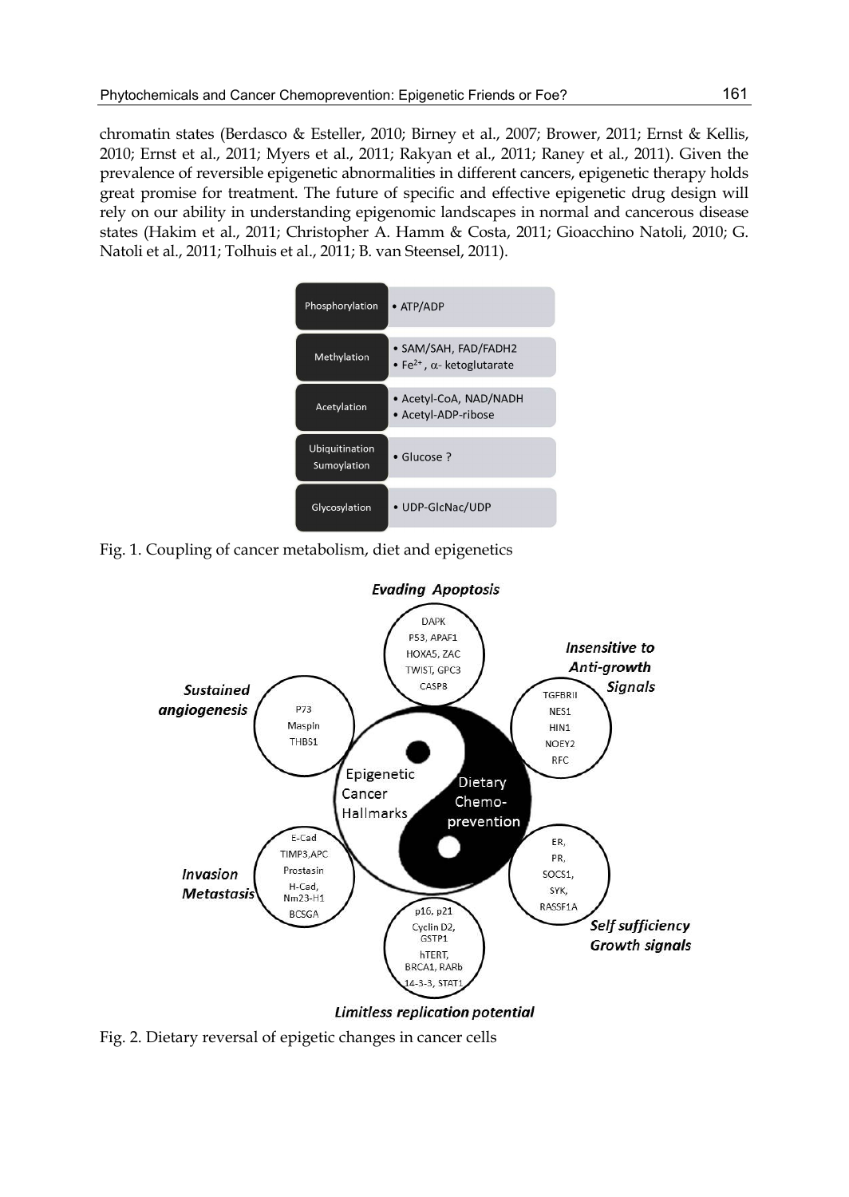chromatin states (Berdasco & Esteller, 2010; Birney et al., 2007; Brower, 2011; Ernst & Kellis, 2010; Ernst et al., 2011; Myers et al., 2011; Rakyan et al., 2011; Raney et al., 2011). Given the prevalence of reversible epigenetic abnormalities in different cancers, epigenetic therapy holds great promise for treatment. The future of specific and effective epigenetic drug design will rely on our ability in understanding epigenomic landscapes in normal and cancerous disease states (Hakim et al., 2011; Christopher A. Hamm & Costa, 2011; Gioacchino Natoli, 2010; G. Natoli et al., 2011; Tolhuis et al., 2011; B. van Steensel, 2011).

| | |
|---|---|
| Phosphorylation | • ATP/ADP |
| Methylation | • SAM/SAH, FAD/FADH2<br>• $Fe^{2+}$, $\alpha$- ketoglutarate |
| Acetylation | • Acetyl-CoA, NAD/NADH<br>• Acetyl-ADP-ribose |
| Ubiquitination<br>Sumoylation | • Glucose ? |
| Glycosylation | • UDP-GlcNac/UDP |

Fig. 1. Coupling of cancer metabolism, diet and epigenetics

Fig. 2. Dietary reversal of epigetic changes in cancer cells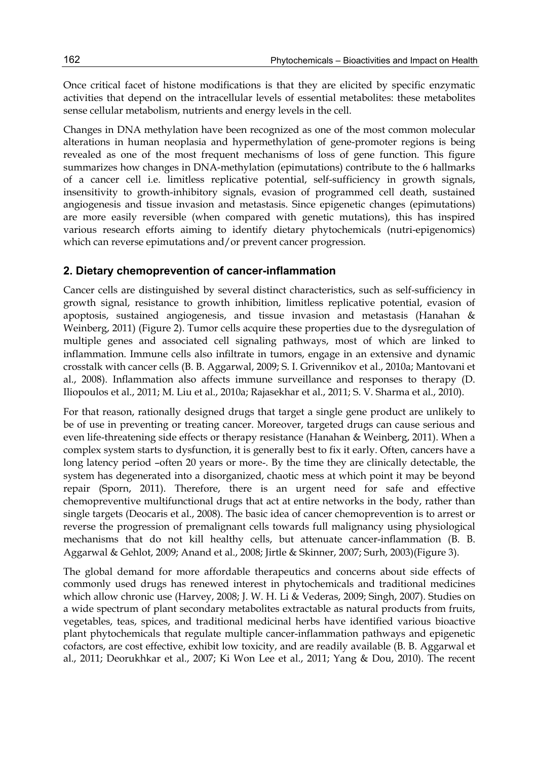Once critical facet of histone modifications is that they are elicited by specific enzymatic activities that depend on the intracellular levels of essential metabolites: these metabolites sense cellular metabolism, nutrients and energy levels in the cell.

Changes in DNA methylation have been recognized as one of the most common molecular alterations in human neoplasia and hypermethylation of gene-promoter regions is being revealed as one of the most frequent mechanisms of loss of gene function. This figure summarizes how changes in DNA-methylation (epimutations) contribute to the 6 hallmarks of a cancer cell i.e. limitless replicative potential, self-sufficiency in growth signals, insensitivity to growth-inhibitory signals, evasion of programmed cell death, sustained angiogenesis and tissue invasion and metastasis. Since epigenetic changes (epimutations) are more easily reversible (when compared with genetic mutations), this has inspired various research efforts aiming to identify dietary phytochemicals (nutri-epigenomics) which can reverse epimutations and/or prevent cancer progression.

## 2. Dietary chemoprevention of cancer-inflammation

Cancer cells are distinguished by several distinct characteristics, such as self-sufficiency in growth signal, resistance to growth inhibition, limitless replicative potential, evasion of apoptosis, sustained angiogenesis, and tissue invasion and metastasis (Hanahan & Weinberg, 2011) (Figure 2). Tumor cells acquire these properties due to the dysregulation of multiple genes and associated cell signaling pathways, most of which are linked to inflammation. Immune cells also infiltrate in tumors, engage in an extensive and dynamic crosstalk with cancer cells (B. B. Aggarwal, 2009; S. I. Grivennikov et al., 2010a; Mantovani et al., 2008). Inflammation also affects immune surveillance and responses to therapy (D. Iliopoulos et al., 2011; M. Liu et al., 2010a; Rajasekhar et al., 2011; S. V. Sharma et al., 2010).

For that reason, rationally designed drugs that target a single gene product are unlikely to be of use in preventing or treating cancer. Moreover, targeted drugs can cause serious and even life-threatening side effects or therapy resistance (Hanahan & Weinberg, 2011). When a complex system starts to dysfunction, it is generally best to fix it early. Often, cancers have a long latency period –often 20 years or more-. By the time they are clinically detectable, the system has degenerated into a disorganized, chaotic mess at which point it may be beyond repair (Sporn, 2011). Therefore, there is an urgent need for safe and effective chemopreventive multifunctional drugs that act at entire networks in the body, rather than single targets (Deocaris et al., 2008). The basic idea of cancer chemoprevention is to arrest or reverse the progression of premalignant cells towards full malignancy using physiological mechanisms that do not kill healthy cells, but attenuate cancer-inflammation (B. B. Aggarwal & Gehlot, 2009; Anand et al., 2008; Jirtle & Skinner, 2007; Surh, 2003)(Figure 3).

The global demand for more affordable therapeutics and concerns about side effects of commonly used drugs has renewed interest in phytochemicals and traditional medicines which allow chronic use (Harvey, 2008; J. W. H. Li & Vederas, 2009; Singh, 2007). Studies on a wide spectrum of plant secondary metabolites extractable as natural products from fruits, vegetables, teas, spices, and traditional medicinal herbs have identified various bioactive plant phytochemicals that regulate multiple cancer-inflammation pathways and epigenetic cofactors, are cost effective, exhibit low toxicity, and are readily available (B. B. Aggarwal et al., 2011; Deorukhkar et al., 2007; Ki Won Lee et al., 2011; Yang & Dou, 2010). The recent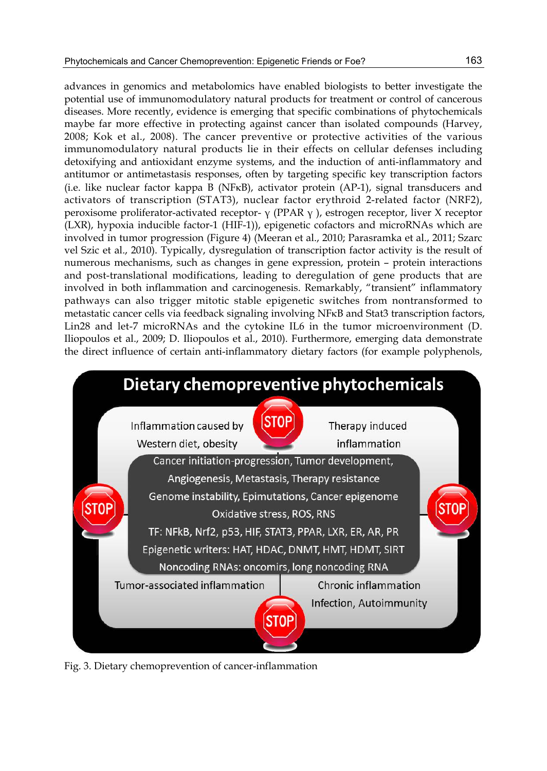advances in genomics and metabolomics have enabled biologists to better investigate the potential use of immunomodulatory natural products for treatment or control of cancerous diseases. More recently, evidence is emerging that specific combinations of phytochemicals maybe far more effective in protecting against cancer than isolated compounds (Harvey, 2008; Kok et al., 2008). The cancer preventive or protective activities of the various immunomodulatory natural products lie in their effects on cellular defenses including detoxifying and antioxidant enzyme systems, and the induction of anti-inflammatory and antitumor or antimetastasis responses, often by targeting specific key transcription factors (i.e. like nuclear factor kappa B (NFκB), activator protein (AP-1), signal transducers and activators of transcription (STAT3), nuclear factor erythroid 2-related factor (NRF2), peroxisome proliferator-activated receptor- $\gamma$ (PPAR $\gamma$ ), estrogen receptor, liver X receptor (LXR), hypoxia inducible factor-1 (HIF-1)), epigenetic cofactors and microRNAs which are involved in tumor progression (Figure 4) (Meeran et al., 2010; Parasramka et al., 2011; Szarc vel Szic et al., 2010). Typically, dysregulation of transcription factor activity is the result of numerous mechanisms, such as changes in gene expression, protein – protein interactions and post-translational modifications, leading to deregulation of gene products that are involved in both inflammation and carcinogenesis. Remarkably, "transient" inflammatory pathways can also trigger mitotic stable epigenetic switches from nontransformed to metastatic cancer cells via feedback signaling involving NFκB and Stat3 transcription factors, Lin28 and let-7 microRNAs and the cytokine IL6 in the tumor microenvironment (D. Iliopoulos et al., 2009; D. Iliopoulos et al., 2010). Furthermore, emerging data demonstrate the direct influence of certain anti-inflammatory dietary factors (for example polyphenols,

Fig. 3. Dietary chemoprevention of cancer-inflammation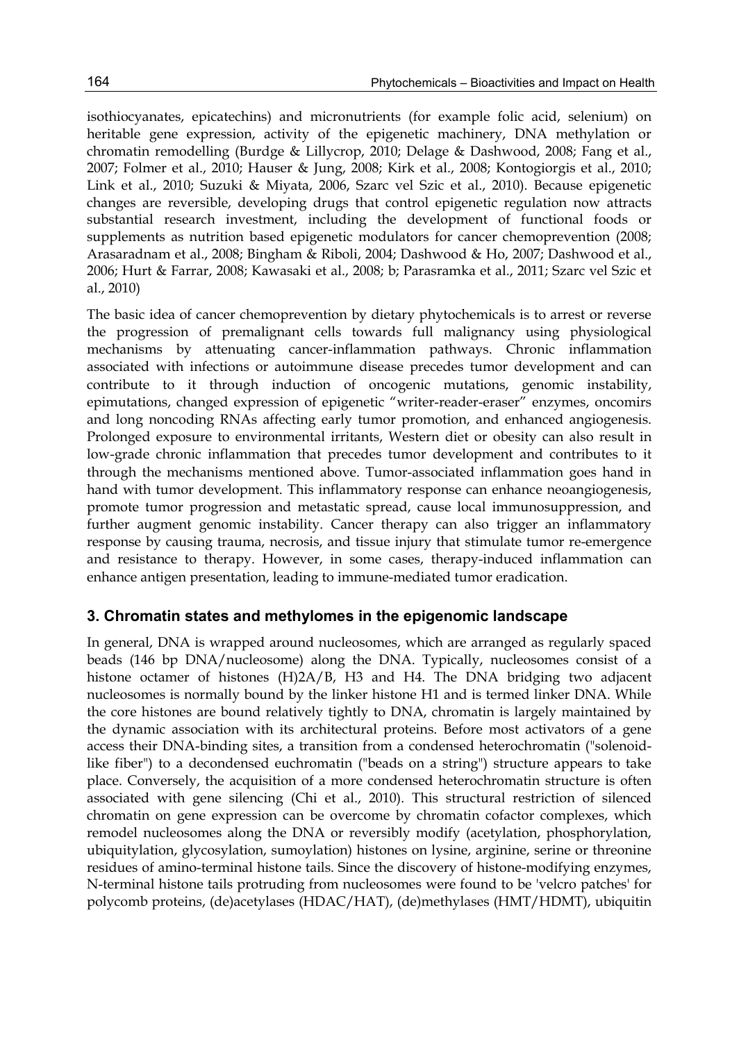isothiocyanates, epicatechins) and micronutrients (for example folic acid, selenium) on heritable gene expression, activity of the epigenetic machinery, DNA methylation or chromatin remodelling (Burdge & Lillycrop, 2010; Delage & Dashwood, 2008; Fang et al., 2007; Folmer et al., 2010; Hauser & Jung, 2008; Kirk et al., 2008; Kontogiorgis et al., 2010; Link et al., 2010; Suzuki & Miyata, 2006, Szarc vel Szic et al., 2010). Because epigenetic changes are reversible, developing drugs that control epigenetic regulation now attracts substantial research investment, including the development of functional foods or supplements as nutrition based epigenetic modulators for cancer chemoprevention (2008; Arasaradnam et al., 2008; Bingham & Riboli, 2004; Dashwood & Ho, 2007; Dashwood et al., 2006; Hurt & Farrar, 2008; Kawasaki et al., 2008; b; Parasramka et al., 2011; Szarc vel Szic et al., 2010)

The basic idea of cancer chemoprevention by dietary phytochemicals is to arrest or reverse the progression of premalignant cells towards full malignancy using physiological mechanisms by attenuating cancer-inflammation pathways. Chronic inflammation associated with infections or autoimmune disease precedes tumor development and can contribute to it through induction of oncogenic mutations, genomic instability, epimutations, changed expression of epigenetic "writer-reader-eraser" enzymes, oncomirs and long noncoding RNAs affecting early tumor promotion, and enhanced angiogenesis. Prolonged exposure to environmental irritants, Western diet or obesity can also result in low-grade chronic inflammation that precedes tumor development and contributes to it through the mechanisms mentioned above. Tumor-associated inflammation goes hand in hand with tumor development. This inflammatory response can enhance neoangiogenesis, promote tumor progression and metastatic spread, cause local immunosuppression, and further augment genomic instability. Cancer therapy can also trigger an inflammatory response by causing trauma, necrosis, and tissue injury that stimulate tumor re-emergence and resistance to therapy. However, in some cases, therapy-induced inflammation can enhance antigen presentation, leading to immune-mediated tumor eradication.

## 3. Chromatin states and methylomes in the epigenomic landscape

In general, DNA is wrapped around nucleosomes, which are arranged as regularly spaced beads (146 bp DNA/nucleosome) along the DNA. Typically, nucleosomes consist of a histone octamer of histones (H)2A/B, H3 and H4. The DNA bridging two adjacent nucleosomes is normally bound by the linker histone H1 and is termed linker DNA. While the core histones are bound relatively tightly to DNA, chromatin is largely maintained by the dynamic association with its architectural proteins. Before most activators of a gene access their DNA-binding sites, a transition from a condensed heterochromatin ("solenoid-like fiber") to a decondensed euchromatin ("beads on a string") structure appears to take place. Conversely, the acquisition of a more condensed heterochromatin structure is often associated with gene silencing (Chi et al., 2010). This structural restriction of silenced chromatin on gene expression can be overcome by chromatin cofactor complexes, which remodel nucleosomes along the DNA or reversibly modify (acetylation, phosphorylation, ubiquitylation, glycosylation, sumoylation) histones on lysine, arginine, serine or threonine residues of amino-terminal histone tails. Since the discovery of histone-modifying enzymes, N-terminal histone tails protruding from nucleosomes were found to be 'velcro patches' for polycomb proteins, (de)acetylases (HDAC/HAT), (de)methylases (HMT/HDMT), ubiquitin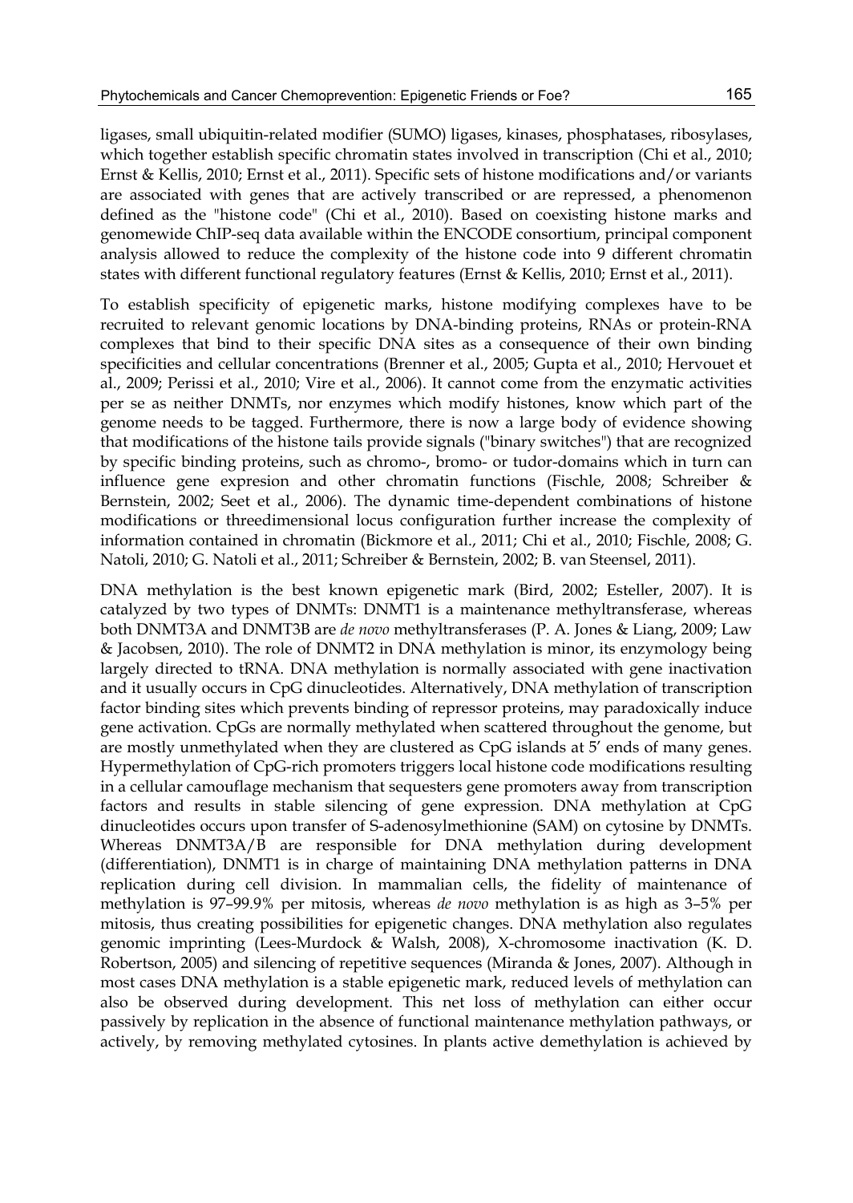ligases, small ubiquitin-related modifier (SUMO) ligases, kinases, phosphatases, ribosylases, which together establish specific chromatin states involved in transcription (Chi et al., 2010; Ernst & Kellis, 2010; Ernst et al., 2011). Specific sets of histone modifications and/or variants are associated with genes that are actively transcribed or are repressed, a phenomenon defined as the "histone code" (Chi et al., 2010). Based on coexisting histone marks and genomewide ChIP-seq data available within the ENCODE consortium, principal component analysis allowed to reduce the complexity of the histone code into 9 different chromatin states with different functional regulatory features (Ernst & Kellis, 2010; Ernst et al., 2011).

To establish specificity of epigenetic marks, histone modifying complexes have to be recruited to relevant genomic locations by DNA-binding proteins, RNAs or protein-RNA complexes that bind to their specific DNA sites as a consequence of their own binding specificities and cellular concentrations (Brenner et al., 2005; Gupta et al., 2010; Hervouet et al., 2009; Perissi et al., 2010; Vire et al., 2006). It cannot come from the enzymatic activities per se as neither DNMTs, nor enzymes which modify histones, know which part of the genome needs to be tagged. Furthermore, there is now a large body of evidence showing that modifications of the histone tails provide signals ("binary switches") that are recognized by specific binding proteins, such as chromo-, bromo- or tudor-domains which in turn can influence gene expresion and other chromatin functions (Fischle, 2008; Schreiber & Bernstein, 2002; Seet et al., 2006). The dynamic time-dependent combinations of histone modifications or threedimensional locus configuration further increase the complexity of information contained in chromatin (Bickmore et al., 2011; Chi et al., 2010; Fischle, 2008; G. Natoli, 2010; G. Natoli et al., 2011; Schreiber & Bernstein, 2002; B. van Steensel, 2011).

DNA methylation is the best known epigenetic mark (Bird, 2002; Esteller, 2007). It is catalyzed by two types of DNMTs: DNMT1 is a maintenance methyltransferase, whereas both DNMT3A and DNMT3B are *de novo* methyltransferases (P. A. Jones & Liang, 2009; Law & Jacobsen, 2010). The role of DNMT2 in DNA methylation is minor, its enzymology being largely directed to tRNA. DNA methylation is normally associated with gene inactivation and it usually occurs in CpG dinucleotides. Alternatively, DNA methylation of transcription factor binding sites which prevents binding of repressor proteins, may paradoxically induce gene activation. CpGs are normally methylated when scattered throughout the genome, but are mostly unmethylated when they are clustered as CpG islands at 5′ ends of many genes. Hypermethylation of CpG-rich promoters triggers local histone code modifications resulting in a cellular camouflage mechanism that sequesters gene promoters away from transcription factors and results in stable silencing of gene expression. DNA methylation at CpG dinucleotides occurs upon transfer of S-adenosylmethionine (SAM) on cytosine by DNMTs. Whereas DNMT3A/B are responsible for DNA methylation during development (differentiation), DNMT1 is in charge of maintaining DNA methylation patterns in DNA replication during cell division. In mammalian cells, the fidelity of maintenance of methylation is 97–99.9% per mitosis, whereas *de novo* methylation is as high as 3–5% per mitosis, thus creating possibilities for epigenetic changes. DNA methylation also regulates genomic imprinting (Lees-Murdock & Walsh, 2008), X-chromosome inactivation (K. D. Robertson, 2005) and silencing of repetitive sequences (Miranda & Jones, 2007). Although in most cases DNA methylation is a stable epigenetic mark, reduced levels of methylation can also be observed during development. This net loss of methylation can either occur passively by replication in the absence of functional maintenance methylation pathways, or actively, by removing methylated cytosines. In plants active demethylation is achieved by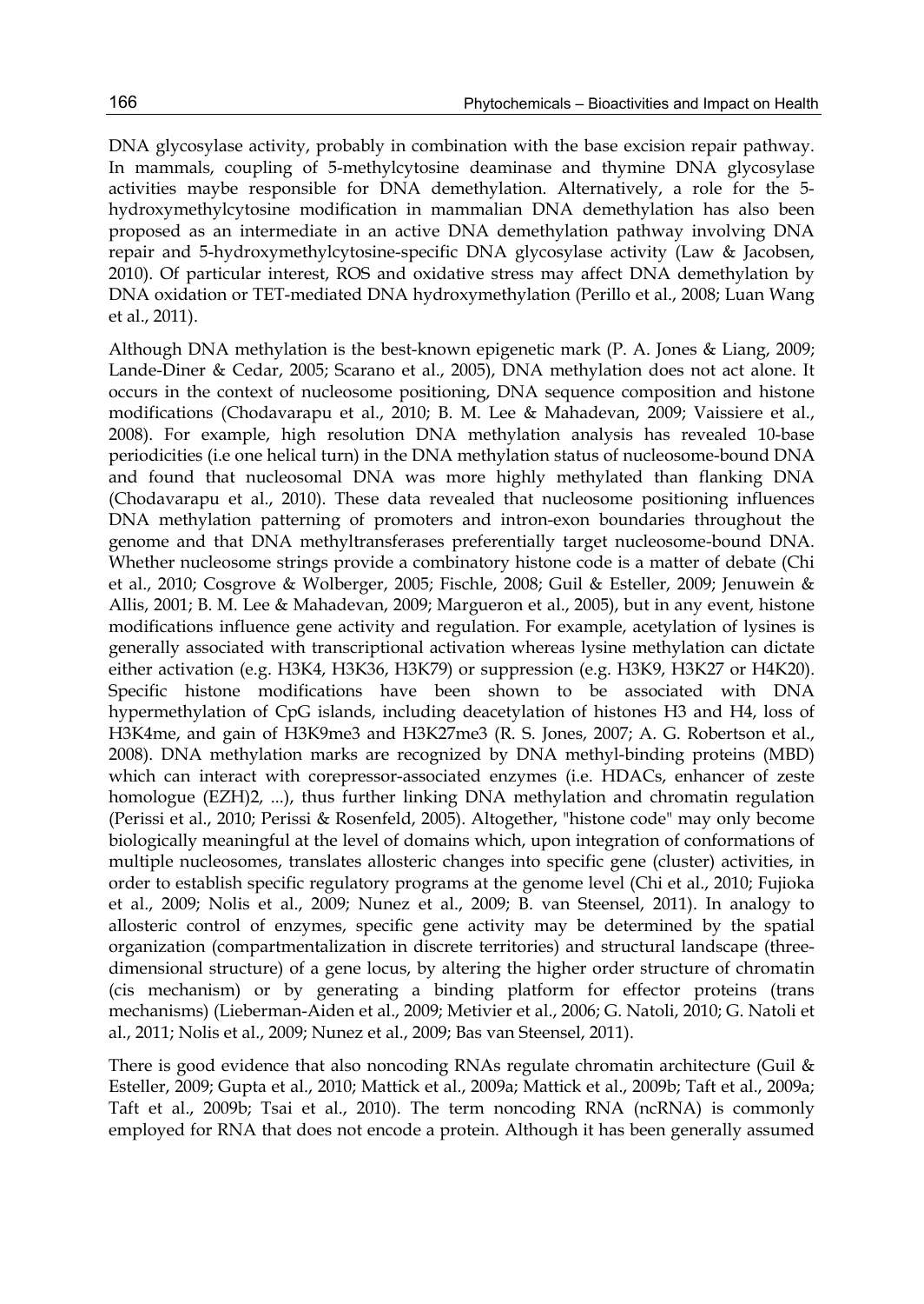DNA glycosylase activity, probably in combination with the base excision repair pathway. In mammals, coupling of 5-methylcytosine deaminase and thymine DNA glycosylase activities maybe responsible for DNA demethylation. Alternatively, a role for the 5-hydroxymethylcytosine modification in mammalian DNA demethylation has also been proposed as an intermediate in an active DNA demethylation pathway involving DNA repair and 5-hydroxymethylcytosine-specific DNA glycosylase activity (Law & Jacobsen, 2010). Of particular interest, ROS and oxidative stress may affect DNA demethylation by DNA oxidation or TET-mediated DNA hydroxymethylation (Perillo et al., 2008; Luan Wang et al., 2011).

Although DNA methylation is the best-known epigenetic mark (P. A. Jones & Liang, 2009; Lande-Diner & Cedar, 2005; Scarano et al., 2005), DNA methylation does not act alone. It occurs in the context of nucleosome positioning, DNA sequence composition and histone modifications (Chodavarapu et al., 2010; B. M. Lee & Mahadevan, 2009; Vaissiere et al., 2008). For example, high resolution DNA methylation analysis has revealed 10-base periodicities (i.e one helical turn) in the DNA methylation status of nucleosome-bound DNA and found that nucleosomal DNA was more highly methylated than flanking DNA (Chodavarapu et al., 2010). These data revealed that nucleosome positioning influences DNA methylation patterning of promoters and intron-exon boundaries throughout the genome and that DNA methyltransferases preferentially target nucleosome-bound DNA. Whether nucleosome strings provide a combinatory histone code is a matter of debate (Chi et al., 2010; Cosgrove & Wolberger, 2005; Fischle, 2008; Guil & Esteller, 2009; Jenuwein & Allis, 2001; B. M. Lee & Mahadevan, 2009; Margueron et al., 2005), but in any event, histone modifications influence gene activity and regulation. For example, acetylation of lysines is generally associated with transcriptional activation whereas lysine methylation can dictate either activation (e.g. H3K4, H3K36, H3K79) or suppression (e.g. H3K9, H3K27 or H4K20). Specific histone modifications have been shown to be associated with DNA hypermethylation of CpG islands, including deacetylation of histones H3 and H4, loss of H3K4me, and gain of H3K9me3 and H3K27me3 (R. S. Jones, 2007; A. G. Robertson et al., 2008). DNA methylation marks are recognized by DNA methyl-binding proteins (MBD) which can interact with corepressor-associated enzymes (i.e. HDACs, enhancer of zeste homologue (EZH)2, ...), thus further linking DNA methylation and chromatin regulation (Perissi et al., 2010; Perissi & Rosenfeld, 2005). Altogether, "histone code" may only become biologically meaningful at the level of domains which, upon integration of conformations of multiple nucleosomes, translates allosteric changes into specific gene (cluster) activities, in order to establish specific regulatory programs at the genome level (Chi et al., 2010; Fujioka et al., 2009; Nolis et al., 2009; Nunez et al., 2009; B. van Steensel, 2011). In analogy to allosteric control of enzymes, specific gene activity may be determined by the spatial organization (compartmentalization in discrete territories) and structural landscape (three-dimensional structure) of a gene locus, by altering the higher order structure of chromatin (cis mechanism) or by generating a binding platform for effector proteins (trans mechanisms) (Lieberman-Aiden et al., 2009; Metivier et al., 2006; G. Natoli, 2010; G. Natoli et al., 2011; Nolis et al., 2009; Nunez et al., 2009; Bas van Steensel, 2011).

There is good evidence that also noncoding RNAs regulate chromatin architecture (Guil & Esteller, 2009; Gupta et al., 2010; Mattick et al., 2009a; Mattick et al., 2009b; Taft et al., 2009a; Taft et al., 2009b; Tsai et al., 2010). The term noncoding RNA (ncRNA) is commonly employed for RNA that does not encode a protein. Although it has been generally assumed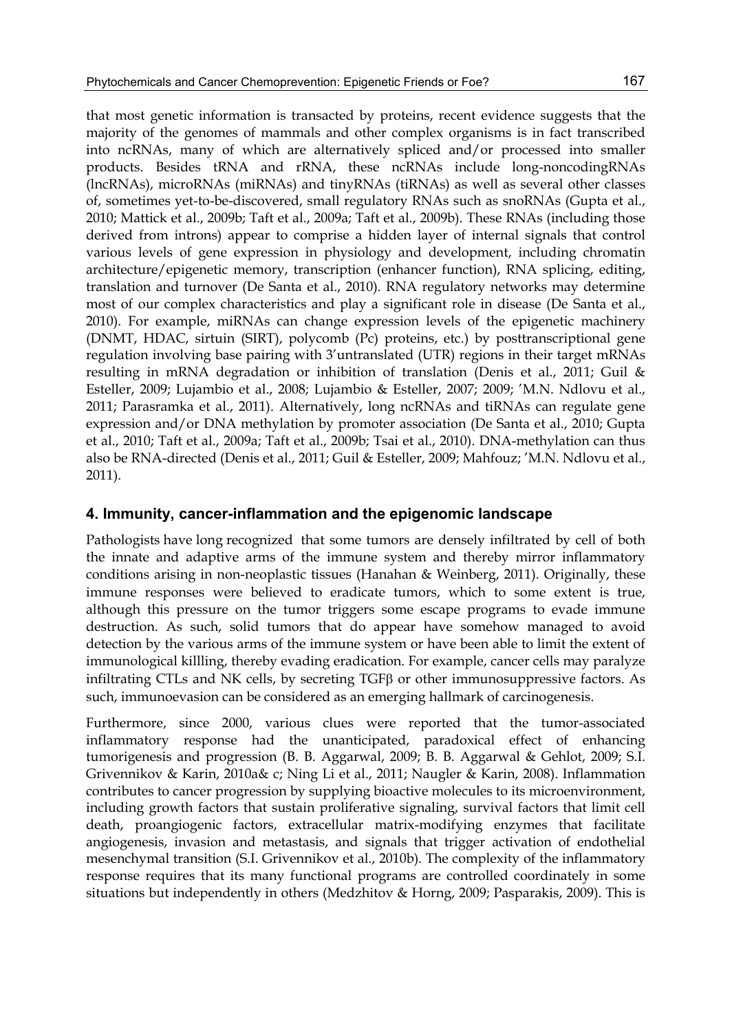that most genetic information is transacted by proteins, recent evidence suggests that the majority of the genomes of mammals and other complex organisms is in fact transcribed into ncRNAs, many of which are alternatively spliced and/or processed into smaller products. Besides tRNA and rRNA, these ncRNAs include long-noncodingRNAs (lncRNAs), microRNAs (miRNAs) and tinyRNAs (tiRNAs) as well as several other classes of, sometimes yet-to-be-discovered, small regulatory RNAs such as snoRNAs (Gupta et al., 2010; Mattick et al., 2009b; Taft et al., 2009a; Taft et al., 2009b). These RNAs (including those derived from introns) appear to comprise a hidden layer of internal signals that control various levels of gene expression in physiology and development, including chromatin architecture/epigenetic memory, transcription (enhancer function), RNA splicing, editing, translation and turnover (De Santa et al., 2010). RNA regulatory networks may determine most of our complex characteristics and play a significant role in disease (De Santa et al., 2010). For example, miRNAs can change expression levels of the epigenetic machinery (DNMT, HDAC, sirtuin (SIRT), polycomb (Pc) proteins, etc.) by posttranscriptional gene regulation involving base pairing with 3'untranslated (UTR) regions in their target mRNAs resulting in mRNA degradation or inhibition of translation (Denis et al., 2011; Guil & Esteller, 2009; Lujambio et al., 2008; Lujambio & Esteller, 2007; 2009; 'M.N. Ndlovu et al., 2011; Parasramka et al., 2011). Alternatively, long ncRNAs and tiRNAs can regulate gene expression and/or DNA methylation by promoter association (De Santa et al., 2010; Gupta et al., 2010; Taft et al., 2009a; Taft et al., 2009b; Tsai et al., 2010). DNA-methylation can thus also be RNA-directed (Denis et al., 2011; Guil & Esteller, 2009; Mahfouz; 'M.N. Ndlovu et al., 2011).

## 4. Immunity, cancer-inflammation and the epigenomic landscape

Pathologists have long recognized that some tumors are densely infiltrated by cell of both the innate and adaptive arms of the immune system and thereby mirror inflammatory conditions arising in non-neoplastic tissues (Hanahan & Weinberg, 2011). Originally, these immune responses were believed to eradicate tumors, which to some extent is true, although this pressure on the tumor triggers some escape programs to evade immune destruction. As such, solid tumors that do appear have somehow managed to avoid detection by the various arms of the immune system or have been able to limit the extent of immunological killling, thereby evading eradication. For example, cancer cells may paralyze infiltrating CTLs and NK cells, by secreting TGFβ or other immunosuppressive factors. As such, immunoevasion can be considered as an emerging hallmark of carcinogenesis.

Furthermore, since 2000, various clues were reported that the tumor-associated inflammatory response had the unanticipated, paradoxical effect of enhancing tumorigenesis and progression (B. B. Aggarwal, 2009; B. B. Aggarwal & Gehlot, 2009; S.I. Grivennikov & Karin, 2010a& c; Ning Li et al., 2011; Naugler & Karin, 2008). Inflammation contributes to cancer progression by supplying bioactive molecules to its microenvironment, including growth factors that sustain proliferative signaling, survival factors that limit cell death, proangiogenic factors, extracellular matrix-modifying enzymes that facilitate angiogenesis, invasion and metastasis, and signals that trigger activation of endothelial mesenchymal transition (S.I. Grivennikov et al., 2010b). The complexity of the inflammatory response requires that its many functional programs are controlled coordinately in some situations but independently in others (Medzhitov & Horng, 2009; Pasparakis, 2009). This is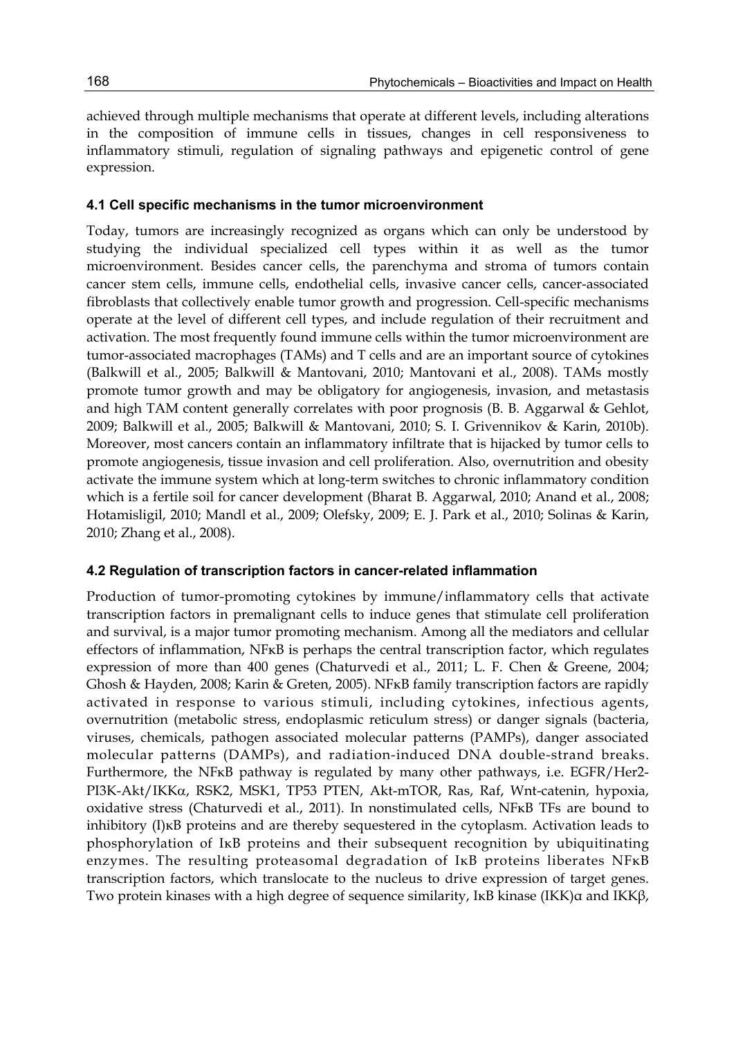achieved through multiple mechanisms that operate at different levels, including alterations in the composition of immune cells in tissues, changes in cell responsiveness to inflammatory stimuli, regulation of signaling pathways and epigenetic control of gene expression.

### 4.1 Cell specific mechanisms in the tumor microenvironment

Today, tumors are increasingly recognized as organs which can only be understood by studying the individual specialized cell types within it as well as the tumor microenvironment. Besides cancer cells, the parenchyma and stroma of tumors contain cancer stem cells, immune cells, endothelial cells, invasive cancer cells, cancer-associated fibroblasts that collectively enable tumor growth and progression. Cell-specific mechanisms operate at the level of different cell types, and include regulation of their recruitment and activation. The most frequently found immune cells within the tumor microenvironment are tumor-associated macrophages (TAMs) and T cells and are an important source of cytokines (Balkwill et al., 2005; Balkwill & Mantovani, 2010; Mantovani et al., 2008). TAMs mostly promote tumor growth and may be obligatory for angiogenesis, invasion, and metastasis and high TAM content generally correlates with poor prognosis (B. B. Aggarwal & Gehlot, 2009; Balkwill et al., 2005; Balkwill & Mantovani, 2010; S. I. Grivennikov & Karin, 2010b). Moreover, most cancers contain an inflammatory infiltrate that is hijacked by tumor cells to promote angiogenesis, tissue invasion and cell proliferation. Also, overnutrition and obesity activate the immune system which at long-term switches to chronic inflammatory condition which is a fertile soil for cancer development (Bharat B. Aggarwal, 2010; Anand et al., 2008; Hotamisligil, 2010; Mandl et al., 2009; Olefsky, 2009; E. J. Park et al., 2010; Solinas & Karin, 2010; Zhang et al., 2008).

### 4.2 Regulation of transcription factors in cancer-related inflammation

Production of tumor-promoting cytokines by immune/inflammatory cells that activate transcription factors in premalignant cells to induce genes that stimulate cell proliferation and survival, is a major tumor promoting mechanism. Among all the mediators and cellular effectors of inflammation, NFκB is perhaps the central transcription factor, which regulates expression of more than 400 genes (Chaturvedi et al., 2011; L. F. Chen & Greene, 2004; Ghosh & Hayden, 2008; Karin & Greten, 2005). NFκB family transcription factors are rapidly activated in response to various stimuli, including cytokines, infectious agents, overnutrition (metabolic stress, endoplasmic reticulum stress) or danger signals (bacteria, viruses, chemicals, pathogen associated molecular patterns (PAMPs), danger associated molecular patterns (DAMPs), and radiation-induced DNA double-strand breaks. Furthermore, the NFκB pathway is regulated by many other pathways, i.e. EGFR/Her2-PI3K-Akt/IKKα, RSK2, MSK1, TP53 PTEN, Akt-mTOR, Ras, Raf, Wnt-catenin, hypoxia, oxidative stress (Chaturvedi et al., 2011). In nonstimulated cells, NFκB TFs are bound to inhibitory (I)κB proteins and are thereby sequestered in the cytoplasm. Activation leads to phosphorylation of IκB proteins and their subsequent recognition by ubiquitinating enzymes. The resulting proteasomal degradation of IκB proteins liberates NFκB transcription factors, which translocate to the nucleus to drive expression of target genes. Two protein kinases with a high degree of sequence similarity, IκB kinase (IKK)α and IKKβ,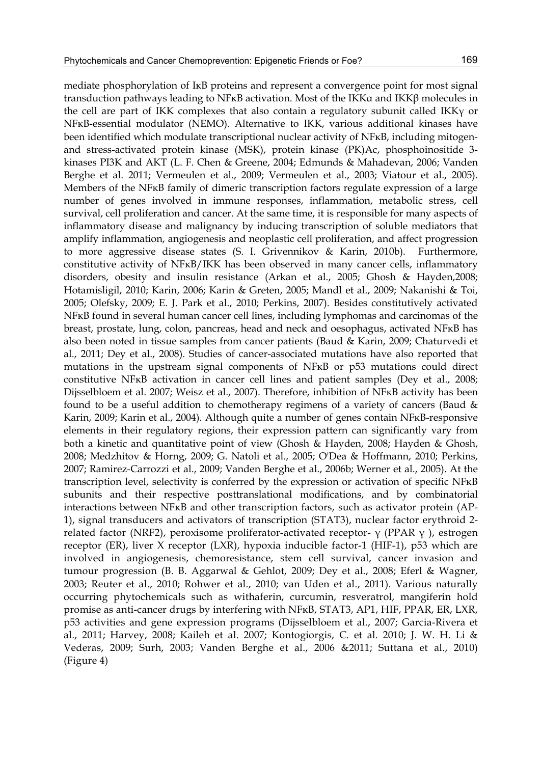mediate phosphorylation of IκB proteins and represent a convergence point for most signal transduction pathways leading to NFκB activation. Most of the IKKα and IKKβ molecules in the cell are part of IKK complexes that also contain a regulatory subunit called IKKγ or NFκB-essential modulator (NEMO). Alternative to IKK, various additional kinases have been identified which modulate transcriptional nuclear activity of NFκB, including mitogen- and stress-activated protein kinase (MSK), protein kinase (PK)Ac, phosphoinositide 3-kinases PI3K and AKT (L. F. Chen & Greene, 2004; Edmunds & Mahadevan, 2006; Vanden Berghe et al. 2011; Vermeulen et al., 2009; Vermeulen et al., 2003; Viatour et al., 2005). Members of the NFκB family of dimeric transcription factors regulate expression of a large number of genes involved in immune responses, inflammation, metabolic stress, cell survival, cell proliferation and cancer. At the same time, it is responsible for many aspects of inflammatory disease and malignancy by inducing transcription of soluble mediators that amplify inflammation, angiogenesis and neoplastic cell proliferation, and affect progression to more aggressive disease states (S. I. Grivennikov & Karin, 2010b). Furthermore, constitutive activity of NFκB/IKK has been observed in many cancer cells, inflammatory disorders, obesity and insulin resistance (Arkan et al., 2005; Ghosh & Hayden,2008; Hotamisligil, 2010; Karin, 2006; Karin & Greten, 2005; Mandl et al., 2009; Nakanishi & Toi, 2005; Olefsky, 2009; E. J. Park et al., 2010; Perkins, 2007). Besides constitutively activated NFκB found in several human cancer cell lines, including lymphomas and carcinomas of the breast, prostate, lung, colon, pancreas, head and neck and oesophagus, activated NFκB has also been noted in tissue samples from cancer patients (Baud & Karin, 2009; Chaturvedi et al., 2011; Dey et al., 2008). Studies of cancer-associated mutations have also reported that mutations in the upstream signal components of NFκB or p53 mutations could direct constitutive NFκB activation in cancer cell lines and patient samples (Dey et al., 2008; Dijsselbloem et al. 2007; Weisz et al., 2007). Therefore, inhibition of NFκB activity has been found to be a useful addition to chemotherapy regimens of a variety of cancers (Baud & Karin, 2009; Karin et al., 2004). Although quite a number of genes contain NFκB-responsive elements in their regulatory regions, their expression pattern can significantly vary from both a kinetic and quantitative point of view (Ghosh & Hayden, 2008; Hayden & Ghosh, 2008; Medzhitov & Horng, 2009; G. Natoli et al., 2005; O'Dea & Hoffmann, 2010; Perkins, 2007; Ramirez-Carrozzi et al., 2009; Vanden Berghe et al., 2006b; Werner et al., 2005). At the transcription level, selectivity is conferred by the expression or activation of specific NFκB subunits and their respective posttranslational modifications, and by combinatorial interactions between NFκB and other transcription factors, such as activator protein (AP-1), signal transducers and activators of transcription (STAT3), nuclear factor erythroid 2-related factor (NRF2), peroxisome proliferator-activated receptor- γ (PPAR γ ), estrogen receptor (ER), liver X receptor (LXR), hypoxia inducible factor-1 (HIF-1), p53 which are involved in angiogenesis, chemoresistance, stem cell survival, cancer invasion and tumour progression (B. B. Aggarwal & Gehlot, 2009; Dey et al., 2008; Eferl & Wagner, 2003; Reuter et al., 2010; Rohwer et al., 2010; van Uden et al., 2011). Various naturally occurring phytochemicals such as withaferin, curcumin, resveratrol, mangiferin hold promise as anti-cancer drugs by interfering with NFκB, STAT3, AP1, HIF, PPAR, ER, LXR, p53 activities and gene expression programs (Dijsselbloem et al., 2007; Garcia-Rivera et al., 2011; Harvey, 2008; Kaileh et al. 2007; Kontogiorgis, C. et al. 2010; J. W. H. Li & Vederas, 2009; Surh, 2003; Vanden Berghe et al., 2006 &2011; Suttana et al., 2010) (Figure 4)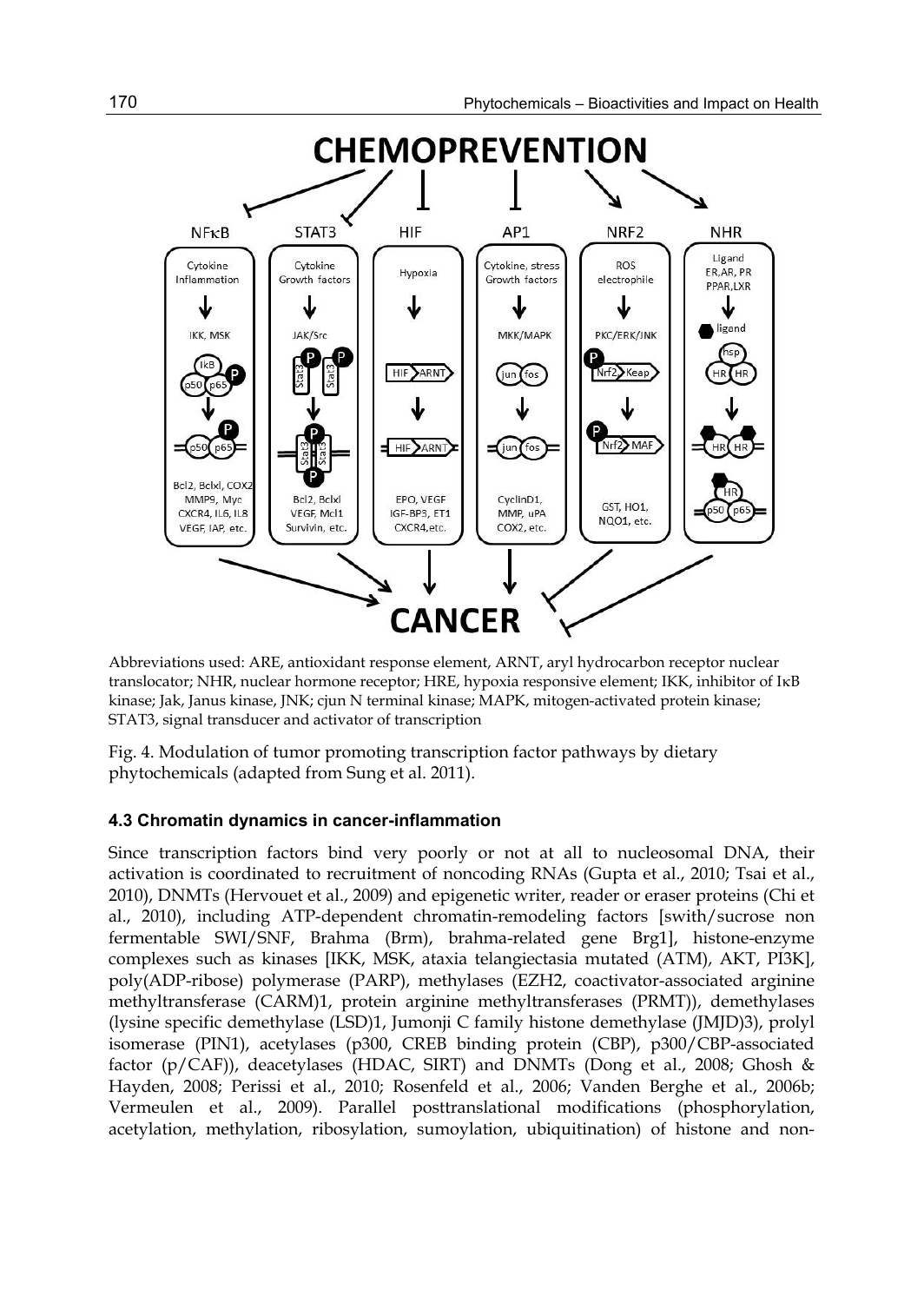Abbreviations used: ARE, antioxidant response element, ARNT, aryl hydrocarbon receptor nuclear translocator; NHR, nuclear hormone receptor; HRE, hypoxia responsive element; IKK, inhibitor of IκB kinase; Jak, Janus kinase, JNK; cjun N terminal kinase; MAPK, mitogen-activated protein kinase; STAT3, signal transducer and activator of transcription

Fig. 4. Modulation of tumor promoting transcription factor pathways by dietary phytochemicals (adapted from Sung et al. 2011).

### 4.3 Chromatin dynamics in cancer-inflammation

Since transcription factors bind very poorly or not at all to nucleosomal DNA, their activation is coordinated to recruitment of noncoding RNAs (Gupta et al., 2010; Tsai et al., 2010), DNMTs (Hervouet et al., 2009) and epigenetic writer, reader or eraser proteins (Chi et al., 2010), including ATP-dependent chromatin-remodeling factors [swith/sucrose non fermentable SWI/SNF, Brahma (Brm), brahma-related gene Brg1], histone-enzyme complexes such as kinases [IKK, MSK, ataxia telangiectasia mutated (ATM), AKT, PI3K], poly(ADP-ribose) polymerase (PARP), methylases (EZH2, coactivator-associated arginine methyltransferase (CARM)1, protein arginine methyltransferases (PRMT)), demethylases (lysine specific demethylase (LSD)1, Jumonji C family histone demethylase (JMJD)3), prolyl isomerase (PIN1), acetylases (p300, CREB binding protein (CBP), p300/CBP-associated factor (p/CAF)), deacetylases (HDAC, SIRT) and DNMTs (Dong et al., 2008; Ghosh & Hayden, 2008; Perissi et al., 2010; Rosenfeld et al., 2006; Vanden Berghe et al., 2006b; Vermeulen et al., 2009). Parallel posttranslational modifications (phosphorylation, acetylation, methylation, ribosylation, sumoylation, ubiquitination) of histone and non-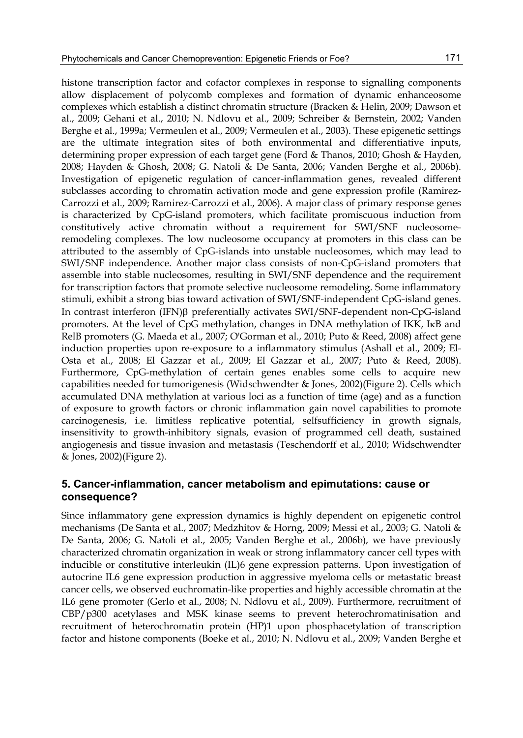histone transcription factor and cofactor complexes in response to signalling components allow displacement of polycomb complexes and formation of dynamic enhanceosome complexes which establish a distinct chromatin structure (Bracken & Helin, 2009; Dawson et al., 2009; Gehani et al., 2010; N. Ndlovu et al., 2009; Schreiber & Bernstein, 2002; Vanden Berghe et al., 1999a; Vermeulen et al., 2009; Vermeulen et al., 2003). These epigenetic settings are the ultimate integration sites of both environmental and differentiative inputs, determining proper expression of each target gene (Ford & Thanos, 2010; Ghosh & Hayden, 2008; Hayden & Ghosh, 2008; G. Natoli & De Santa, 2006; Vanden Berghe et al., 2006b). Investigation of epigenetic regulation of cancer-inflammation genes, revealed different subclasses according to chromatin activation mode and gene expression profile (Ramirez-Carrozzi et al., 2009; Ramirez-Carrozzi et al., 2006). A major class of primary response genes is characterized by CpG-island promoters, which facilitate promiscuous induction from constitutively active chromatin without a requirement for SWI/SNF nucleosome-remodeling complexes. The low nucleosome occupancy at promoters in this class can be attributed to the assembly of CpG-islands into unstable nucleosomes, which may lead to SWI/SNF independence. Another major class consists of non-CpG-island promoters that assemble into stable nucleosomes, resulting in SWI/SNF dependence and the requirement for transcription factors that promote selective nucleosome remodeling. Some inflammatory stimuli, exhibit a strong bias toward activation of SWI/SNF-independent CpG-island genes. In contrast interferon (IFN)β preferentially activates SWI/SNF-dependent non-CpG-island promoters. At the level of CpG methylation, changes in DNA methylation of IKK, IκB and RelB promoters (G. Maeda et al., 2007; O'Gorman et al., 2010; Puto & Reed, 2008) affect gene induction properties upon re-exposure to a inflammatory stimulus (Ashall et al., 2009; El-Osta et al., 2008; El Gazzar et al., 2009; El Gazzar et al., 2007; Puto & Reed, 2008). Furthermore, CpG-methylation of certain genes enables some cells to acquire new capabilities needed for tumorigenesis (Widschwendter & Jones, 2002)(Figure 2). Cells which accumulated DNA methylation at various loci as a function of time (age) and as a function of exposure to growth factors or chronic inflammation gain novel capabilities to promote carcinogenesis, i.e. limitless replicative potential, selfsufficiency in growth signals, insensitivity to growth-inhibitory signals, evasion of programmed cell death, sustained angiogenesis and tissue invasion and metastasis (Teschendorff et al., 2010; Widschwendter & Jones, 2002)(Figure 2).

## 5. Cancer-inflammation, cancer metabolism and epimutations: cause or consequence?

Since inflammatory gene expression dynamics is highly dependent on epigenetic control mechanisms (De Santa et al., 2007; Medzhitov & Horng, 2009; Messi et al., 2003; G. Natoli & De Santa, 2006; G. Natoli et al., 2005; Vanden Berghe et al., 2006b), we have previously characterized chromatin organization in weak or strong inflammatory cancer cell types with inducible or constitutive interleukin (IL)6 gene expression patterns. Upon investigation of autocrine IL6 gene expression production in aggressive myeloma cells or metastatic breast cancer cells, we observed euchromatin-like properties and highly accessible chromatin at the IL6 gene promoter (Gerlo et al., 2008; N. Ndlovu et al., 2009). Furthermore, recruitment of CBP/p300 acetylases and MSK kinase seems to prevent heterochromatinisation and recruitment of heterochromatin protein (HP)1 upon phosphacetylation of transcription factor and histone components (Boeke et al., 2010; N. Ndlovu et al., 2009; Vanden Berghe et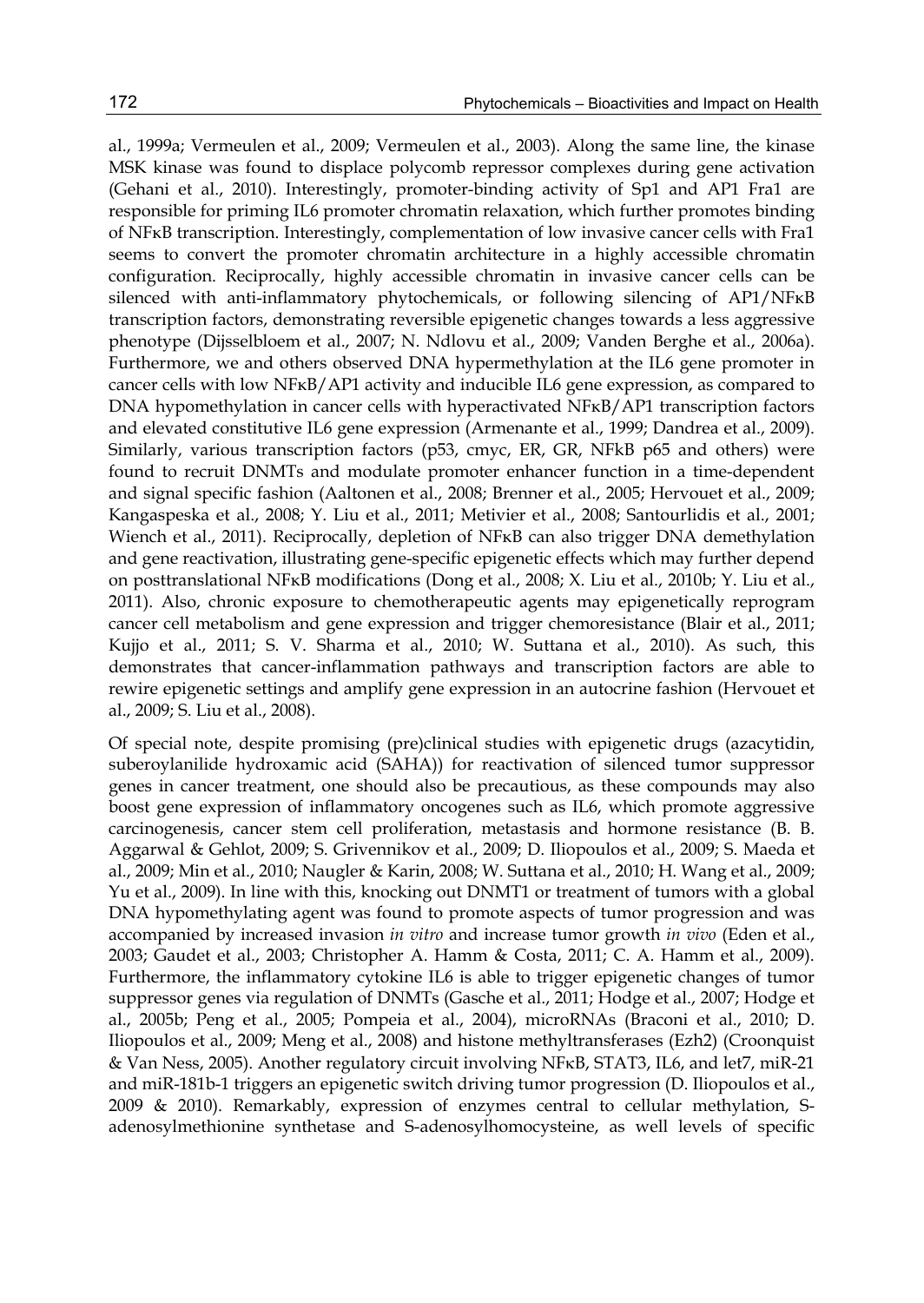al., 1999a; Vermeulen et al., 2009; Vermeulen et al., 2003). Along the same line, the kinase MSK kinase was found to displace polycomb repressor complexes during gene activation (Gehani et al., 2010). Interestingly, promoter-binding activity of Sp1 and AP1 Fra1 are responsible for priming IL6 promoter chromatin relaxation, which further promotes binding of NFκB transcription. Interestingly, complementation of low invasive cancer cells with Fra1 seems to convert the promoter chromatin architecture in a highly accessible chromatin configuration. Reciprocally, highly accessible chromatin in invasive cancer cells can be silenced with anti-inflammatory phytochemicals, or following silencing of AP1/NFκB transcription factors, demonstrating reversible epigenetic changes towards a less aggressive phenotype (Dijsselbloem et al., 2007; N. Ndlovu et al., 2009; Vanden Berghe et al., 2006a). Furthermore, we and others observed DNA hypermethylation at the IL6 gene promoter in cancer cells with low NFκB/AP1 activity and inducible IL6 gene expression, as compared to DNA hypomethylation in cancer cells with hyperactivated NFκB/AP1 transcription factors and elevated constitutive IL6 gene expression (Armenante et al., 1999; Dandrea et al., 2009). Similarly, various transcription factors (p53, cmyc, ER, GR, NFkB p65 and others) were found to recruit DNMTs and modulate promoter enhancer function in a time-dependent and signal specific fashion (Aaltonen et al., 2008; Brenner et al., 2005; Hervouet et al., 2009; Kangaspeska et al., 2008; Y. Liu et al., 2011; Metivier et al., 2008; Santourlidis et al., 2001; Wiench et al., 2011). Reciprocally, depletion of NFκB can also trigger DNA demethylation and gene reactivation, illustrating gene-specific epigenetic effects which may further depend on posttranslational NFκB modifications (Dong et al., 2008; X. Liu et al., 2010b; Y. Liu et al., 2011). Also, chronic exposure to chemotherapeutic agents may epigenetically reprogram cancer cell metabolism and gene expression and trigger chemoresistance (Blair et al., 2011; Kujjo et al., 2011; S. V. Sharma et al., 2010; W. Suttana et al., 2010). As such, this demonstrates that cancer-inflammation pathways and transcription factors are able to rewire epigenetic settings and amplify gene expression in an autocrine fashion (Hervouet et al., 2009; S. Liu et al., 2008).

Of special note, despite promising (pre)clinical studies with epigenetic drugs (azacytidin, suberoylanilide hydroxamic acid (SAHA)) for reactivation of silenced tumor suppressor genes in cancer treatment, one should also be precautious, as these compounds may also boost gene expression of inflammatory oncogenes such as IL6, which promote aggressive carcinogenesis, cancer stem cell proliferation, metastasis and hormone resistance (B. B. Aggarwal & Gehlot, 2009; S. Grivennikov et al., 2009; D. Iliopoulos et al., 2009; S. Maeda et al., 2009; Min et al., 2010; Naugler & Karin, 2008; W. Suttana et al., 2010; H. Wang et al., 2009; Yu et al., 2009). In line with this, knocking out DNMT1 or treatment of tumors with a global DNA hypomethylating agent was found to promote aspects of tumor progression and was accompanied by increased invasion *in vitro* and increase tumor growth *in vivo* (Eden et al., 2003; Gaudet et al., 2003; Christopher A. Hamm & Costa, 2011; C. A. Hamm et al., 2009). Furthermore, the inflammatory cytokine IL6 is able to trigger epigenetic changes of tumor suppressor genes via regulation of DNMTs (Gasche et al., 2011; Hodge et al., 2007; Hodge et al., 2005b; Peng et al., 2005; Pompeia et al., 2004), microRNAs (Braconi et al., 2010; D. Iliopoulos et al., 2009; Meng et al., 2008) and histone methyltransferases (Ezh2) (Croonquist & Van Ness, 2005). Another regulatory circuit involving NFκB, STAT3, IL6, and let7, miR-21 and miR-181b-1 triggers an epigenetic switch driving tumor progression (D. Iliopoulos et al., 2009 & 2010). Remarkably, expression of enzymes central to cellular methylation, S-adenosylmethionine synthetase and S-adenosylhomocysteine, as well levels of specific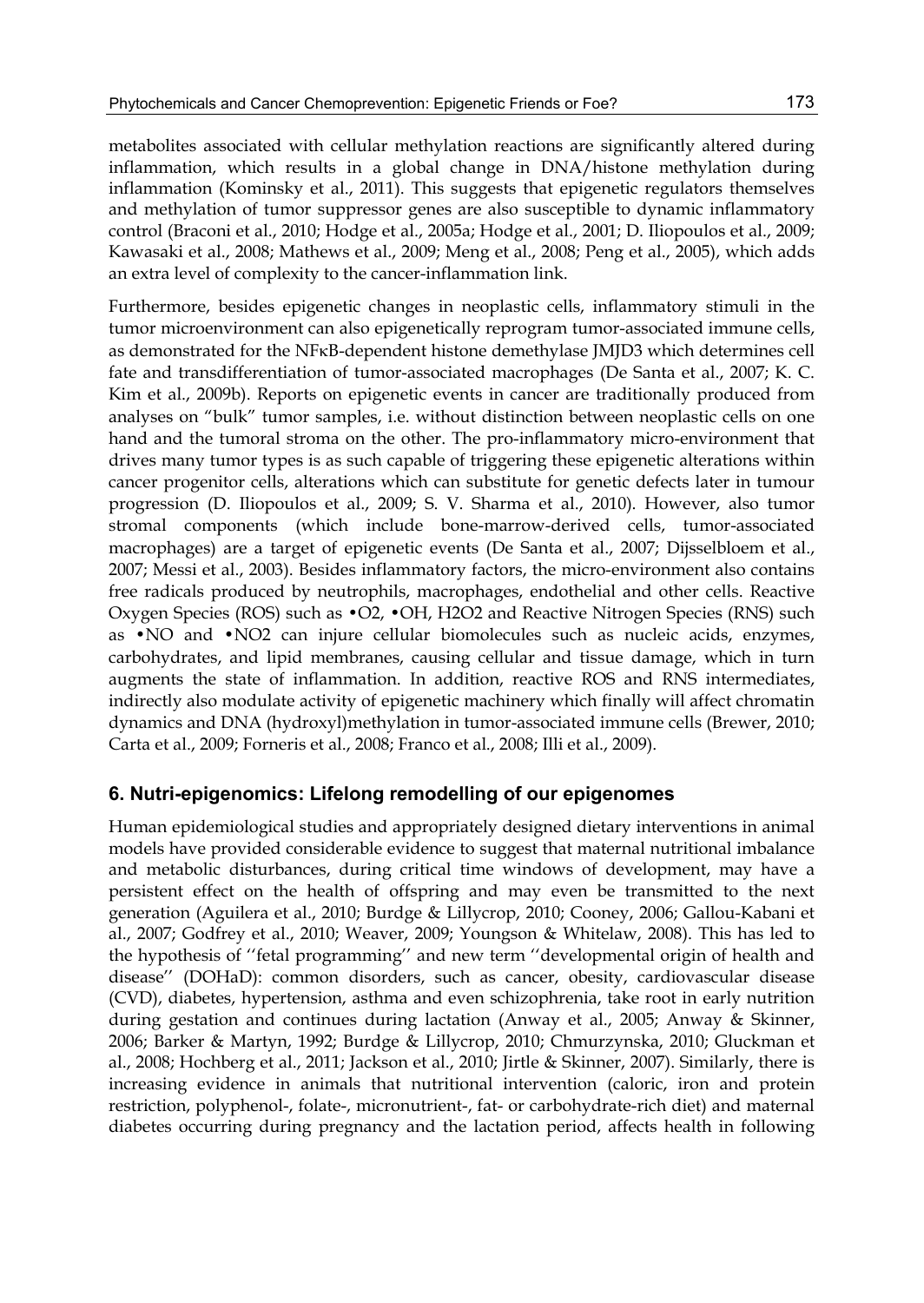metabolites associated with cellular methylation reactions are significantly altered during inflammation, which results in a global change in DNA/histone methylation during inflammation (Kominsky et al., 2011). This suggests that epigenetic regulators themselves and methylation of tumor suppressor genes are also susceptible to dynamic inflammatory control (Braconi et al., 2010; Hodge et al., 2005a; Hodge et al., 2001; D. Iliopoulos et al., 2009; Kawasaki et al., 2008; Mathews et al., 2009; Meng et al., 2008; Peng et al., 2005), which adds an extra level of complexity to the cancer-inflammation link.

Furthermore, besides epigenetic changes in neoplastic cells, inflammatory stimuli in the tumor microenvironment can also epigenetically reprogram tumor-associated immune cells, as demonstrated for the NFκB-dependent histone demethylase JMJD3 which determines cell fate and transdifferentiation of tumor-associated macrophages (De Santa et al., 2007; K. C. Kim et al., 2009b). Reports on epigenetic events in cancer are traditionally produced from analyses on "bulk" tumor samples, i.e. without distinction between neoplastic cells on one hand and the tumoral stroma on the other. The pro-inflammatory micro-environment that drives many tumor types is as such capable of triggering these epigenetic alterations within cancer progenitor cells, alterations which can substitute for genetic defects later in tumour progression (D. Iliopoulos et al., 2009; S. V. Sharma et al., 2010). However, also tumor stromal components (which include bone-marrow-derived cells, tumor-associated macrophages) are a target of epigenetic events (De Santa et al., 2007; Dijsselbloem et al., 2007; Messi et al., 2003). Besides inflammatory factors, the micro-environment also contains free radicals produced by neutrophils, macrophages, endothelial and other cells. Reactive Oxygen Species (ROS) such as •O2, •OH, H2O2 and Reactive Nitrogen Species (RNS) such as •NO and •NO2 can injure cellular biomolecules such as nucleic acids, enzymes, carbohydrates, and lipid membranes, causing cellular and tissue damage, which in turn augments the state of inflammation. In addition, reactive ROS and RNS intermediates, indirectly also modulate activity of epigenetic machinery which finally will affect chromatin dynamics and DNA (hydroxyl)methylation in tumor-associated immune cells (Brewer, 2010; Carta et al., 2009; Forneris et al., 2008; Franco et al., 2008; Illi et al., 2009).

## 6. Nutri-epigenomics: Lifelong remodelling of our epigenomes

Human epidemiological studies and appropriately designed dietary interventions in animal models have provided considerable evidence to suggest that maternal nutritional imbalance and metabolic disturbances, during critical time windows of development, may have a persistent effect on the health of offspring and may even be transmitted to the next generation (Aguilera et al., 2010; Burdge & Lillycrop, 2010; Cooney, 2006; Gallou-Kabani et al., 2007; Godfrey et al., 2010; Weaver, 2009; Youngson & Whitelaw, 2008). This has led to the hypothesis of ''fetal programming'' and new term ''developmental origin of health and disease'' (DOHaD): common disorders, such as cancer, obesity, cardiovascular disease (CVD), diabetes, hypertension, asthma and even schizophrenia, take root in early nutrition during gestation and continues during lactation (Anway et al., 2005; Anway & Skinner, 2006; Barker & Martyn, 1992; Burdge & Lillycrop, 2010; Chmurzynska, 2010; Gluckman et al., 2008; Hochberg et al., 2011; Jackson et al., 2010; Jirtle & Skinner, 2007). Similarly, there is increasing evidence in animals that nutritional intervention (caloric, iron and protein restriction, polyphenol-, folate-, micronutrient-, fat- or carbohydrate-rich diet) and maternal diabetes occurring during pregnancy and the lactation period, affects health in following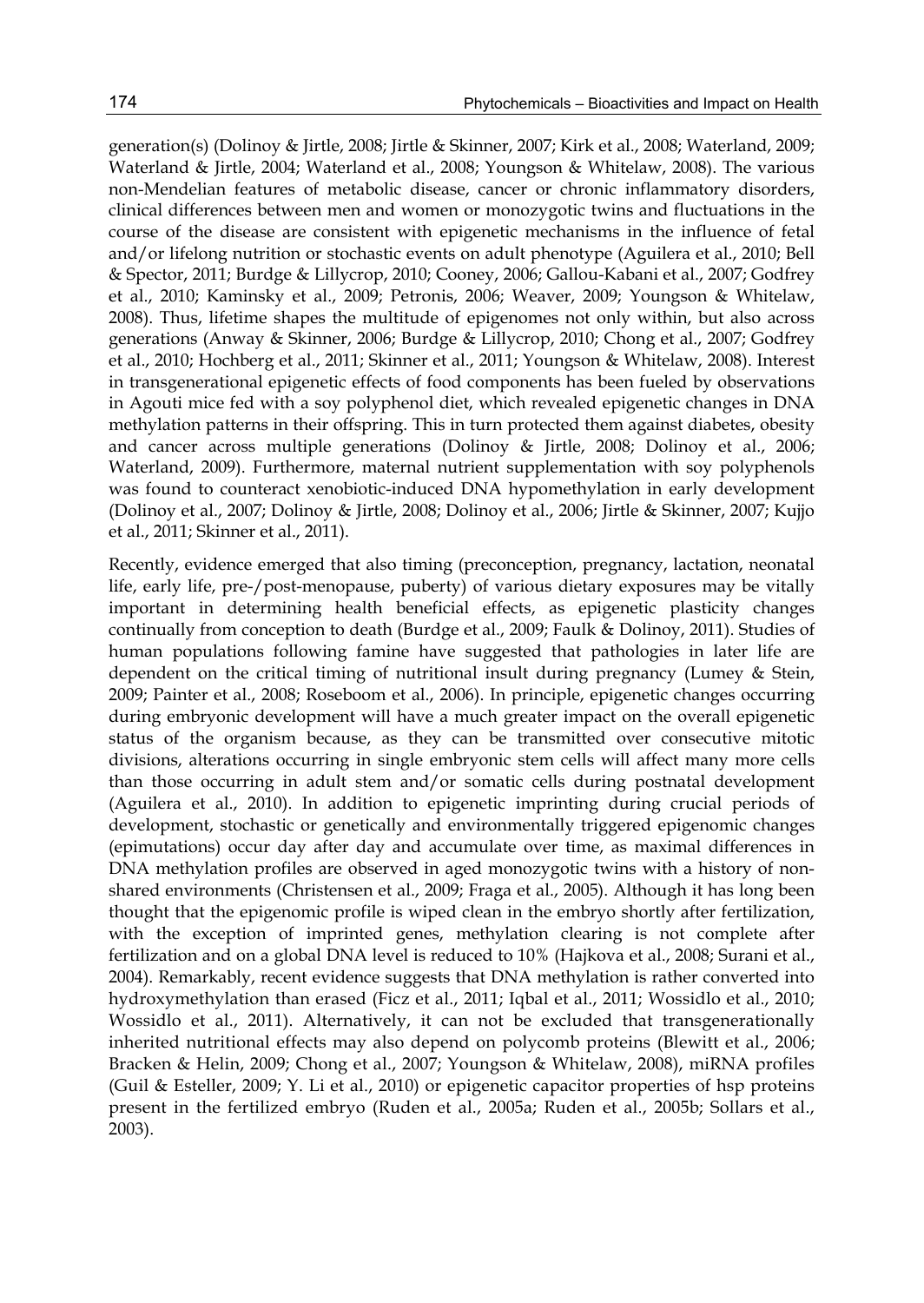generation(s) (Dolinoy & Jirtle, 2008; Jirtle & Skinner, 2007; Kirk et al., 2008; Waterland, 2009; Waterland & Jirtle, 2004; Waterland et al., 2008; Youngson & Whitelaw, 2008). The various non-Mendelian features of metabolic disease, cancer or chronic inflammatory disorders, clinical differences between men and women or monozygotic twins and fluctuations in the course of the disease are consistent with epigenetic mechanisms in the influence of fetal and/or lifelong nutrition or stochastic events on adult phenotype (Aguilera et al., 2010; Bell & Spector, 2011; Burdge & Lillycrop, 2010; Cooney, 2006; Gallou-Kabani et al., 2007; Godfrey et al., 2010; Kaminsky et al., 2009; Petronis, 2006; Weaver, 2009; Youngson & Whitelaw, 2008). Thus, lifetime shapes the multitude of epigenomes not only within, but also across generations (Anway & Skinner, 2006; Burdge & Lillycrop, 2010; Chong et al., 2007; Godfrey et al., 2010; Hochberg et al., 2011; Skinner et al., 2011; Youngson & Whitelaw, 2008). Interest in transgenerational epigenetic effects of food components has been fueled by observations in Agouti mice fed with a soy polyphenol diet, which revealed epigenetic changes in DNA methylation patterns in their offspring. This in turn protected them against diabetes, obesity and cancer across multiple generations (Dolinoy & Jirtle, 2008; Dolinoy et al., 2006; Waterland, 2009). Furthermore, maternal nutrient supplementation with soy polyphenols was found to counteract xenobiotic-induced DNA hypomethylation in early development (Dolinoy et al., 2007; Dolinoy & Jirtle, 2008; Dolinoy et al., 2006; Jirtle & Skinner, 2007; Kujjo et al., 2011; Skinner et al., 2011).

Recently, evidence emerged that also timing (preconception, pregnancy, lactation, neonatal life, early life, pre-/post-menopause, puberty) of various dietary exposures may be vitally important in determining health beneficial effects, as epigenetic plasticity changes continually from conception to death (Burdge et al., 2009; Faulk & Dolinoy, 2011). Studies of human populations following famine have suggested that pathologies in later life are dependent on the critical timing of nutritional insult during pregnancy (Lumey & Stein, 2009; Painter et al., 2008; Roseboom et al., 2006). In principle, epigenetic changes occurring during embryonic development will have a much greater impact on the overall epigenetic status of the organism because, as they can be transmitted over consecutive mitotic divisions, alterations occurring in single embryonic stem cells will affect many more cells than those occurring in adult stem and/or somatic cells during postnatal development (Aguilera et al., 2010). In addition to epigenetic imprinting during crucial periods of development, stochastic or genetically and environmentally triggered epigenomic changes (epimutations) occur day after day and accumulate over time, as maximal differences in DNA methylation profiles are observed in aged monozygotic twins with a history of non-shared environments (Christensen et al., 2009; Fraga et al., 2005). Although it has long been thought that the epigenomic profile is wiped clean in the embryo shortly after fertilization, with the exception of imprinted genes, methylation clearing is not complete after fertilization and on a global DNA level is reduced to 10% (Hajkova et al., 2008; Surani et al., 2004). Remarkably, recent evidence suggests that DNA methylation is rather converted into hydroxymethylation than erased (Ficz et al., 2011; Iqbal et al., 2011; Wossidlo et al., 2010; Wossidlo et al., 2011). Alternatively, it can not be excluded that transgenerationally inherited nutritional effects may also depend on polycomb proteins (Blewitt et al., 2006; Bracken & Helin, 2009; Chong et al., 2007; Youngson & Whitelaw, 2008), miRNA profiles (Guil & Esteller, 2009; Y. Li et al., 2010) or epigenetic capacitor properties of hsp proteins present in the fertilized embryo (Ruden et al., 2005a; Ruden et al., 2005b; Sollars et al., 2003).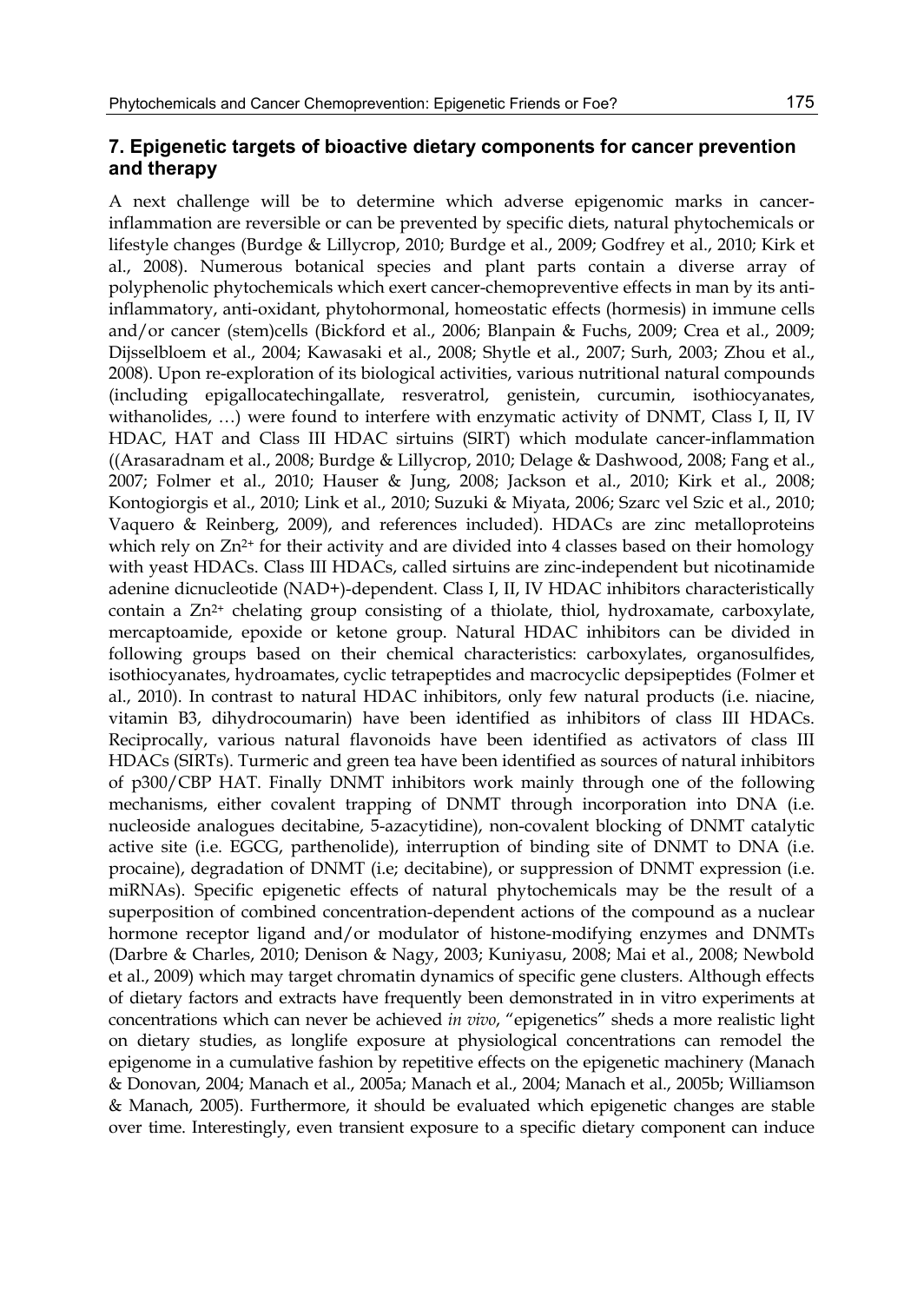## 7. Epigenetic targets of bioactive dietary components for cancer prevention and therapy

A next challenge will be to determine which adverse epigenomic marks in cancer-inflammation are reversible or can be prevented by specific diets, natural phytochemicals or lifestyle changes (Burdge & Lillycrop, 2010; Burdge et al., 2009; Godfrey et al., 2010; Kirk et al., 2008). Numerous botanical species and plant parts contain a diverse array of polyphenolic phytochemicals which exert cancer-chemopreventive effects in man by its anti-inflammatory, anti-oxidant, phytohormonal, homeostatic effects (hormesis) in immune cells and/or cancer (stem)cells (Bickford et al., 2006; Blanpain & Fuchs, 2009; Crea et al., 2009; Dijsselbloem et al., 2004; Kawasaki et al., 2008; Shytle et al., 2007; Surh, 2003; Zhou et al., 2008). Upon re-exploration of its biological activities, various nutritional natural compounds (including epigallocatechingallate, resveratrol, genistein, curcumin, isothiocyanates, withanolides, …) were found to interfere with enzymatic activity of DNMT, Class I, II, IV HDAC, HAT and Class III HDAC sirtuins (SIRT) which modulate cancer-inflammation ((Arasaradnam et al., 2008; Burdge & Lillycrop, 2010; Delage & Dashwood, 2008; Fang et al., 2007; Folmer et al., 2010; Hauser & Jung, 2008; Jackson et al., 2010; Kirk et al., 2008; Kontogiorgis et al., 2010; Link et al., 2010; Suzuki & Miyata, 2006; Szarc vel Szic et al., 2010; Vaquero & Reinberg, 2009), and references included). HDACs are zinc metalloproteins which rely on $Zn^{2+}$ for their activity and are divided into 4 classes based on their homology with yeast HDACs. Class III HDACs, called sirtuins are zinc-independent but nicotinamide adenine dicnucleotide (NAD+)-dependent. Class I, II, IV HDAC inhibitors characteristically contain a $Zn^{2+}$ chelating group consisting of a thiolate, thiol, hydroxamate, carboxylate, mercaptoamide, epoxide or ketone group. Natural HDAC inhibitors can be divided in following groups based on their chemical characteristics: carboxylates, organosulfides, isothiocyanates, hydroamates, cyclic tetrapeptides and macrocyclic depsipeptides (Folmer et al., 2010). In contrast to natural HDAC inhibitors, only few natural products (i.e. niacine, vitamin B3, dihydrocoumarin) have been identified as inhibitors of class III HDACs. Reciprocally, various natural flavonoids have been identified as activators of class III HDACs (SIRTs). Turmeric and green tea have been identified as sources of natural inhibitors of p300/CBP HAT. Finally DNMT inhibitors work mainly through one of the following mechanisms, either covalent trapping of DNMT through incorporation into DNA (i.e. nucleoside analogues decitabine, 5-azacytidine), non-covalent blocking of DNMT catalytic active site (i.e. EGCG, parthenolide), interruption of binding site of DNMT to DNA (i.e. procaine), degradation of DNMT (i.e; decitabine), or suppression of DNMT expression (i.e. miRNAs). Specific epigenetic effects of natural phytochemicals may be the result of a superposition of combined concentration-dependent actions of the compound as a nuclear hormone receptor ligand and/or modulator of histone-modifying enzymes and DNMTs (Darbre & Charles, 2010; Denison & Nagy, 2003; Kuniyasu, 2008; Mai et al., 2008; Newbold et al., 2009) which may target chromatin dynamics of specific gene clusters. Although effects of dietary factors and extracts have frequently been demonstrated in in vitro experiments at concentrations which can never be achieved *in vivo*, "epigenetics" sheds a more realistic light on dietary studies, as longlife exposure at physiological concentrations can remodel the epigenome in a cumulative fashion by repetitive effects on the epigenetic machinery (Manach & Donovan, 2004; Manach et al., 2005a; Manach et al., 2004; Manach et al., 2005b; Williamson & Manach, 2005). Furthermore, it should be evaluated which epigenetic changes are stable over time. Interestingly, even transient exposure to a specific dietary component can induce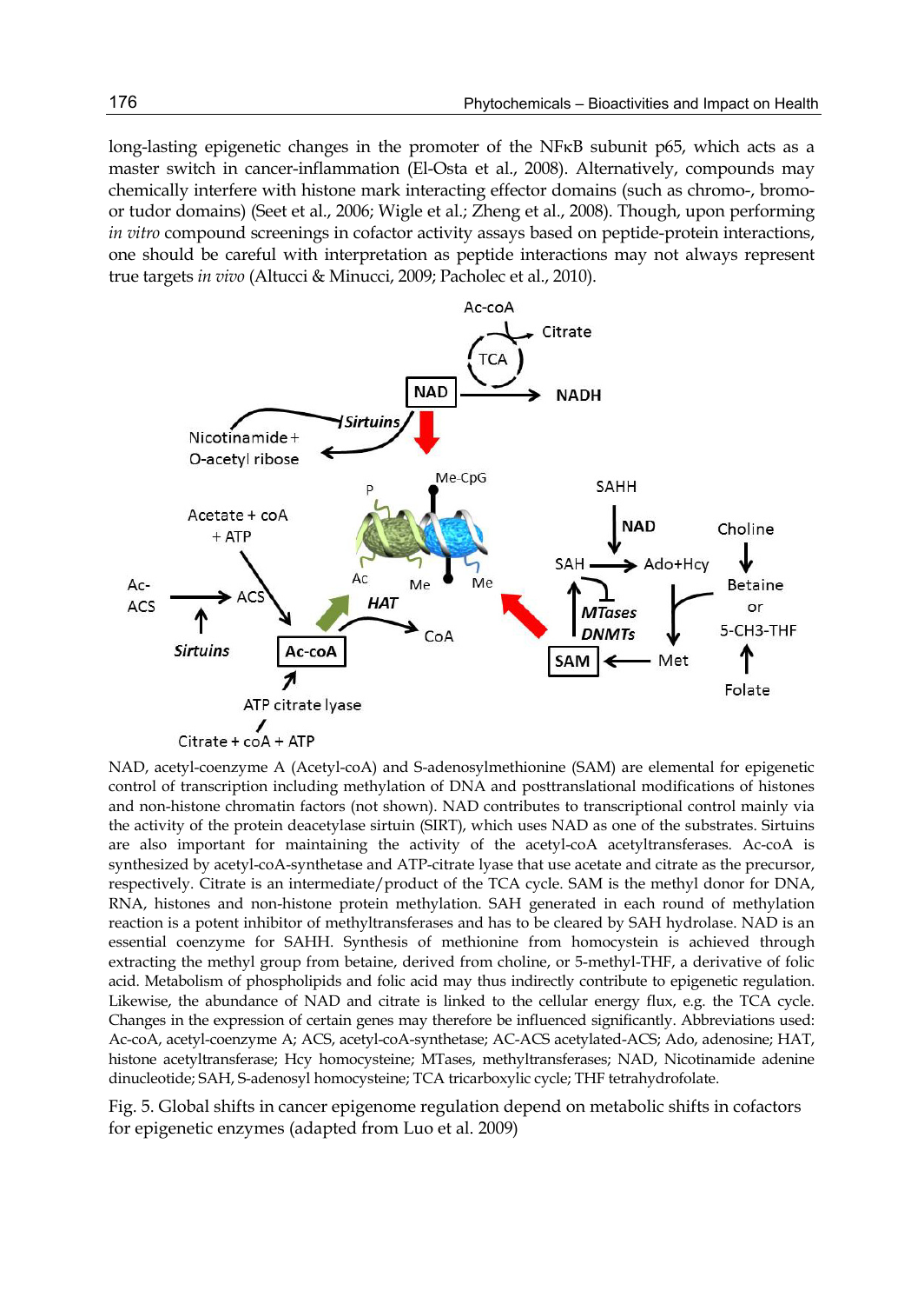long-lasting epigenetic changes in the promoter of the NFκB subunit p65, which acts as a master switch in cancer-inflammation (El-Osta et al., 2008). Alternatively, compounds may chemically interfere with histone mark interacting effector domains (such as chromo-, bromo- or tudor domains) (Seet et al., 2006; Wigle et al.; Zheng et al., 2008). Though, upon performing *in vitro* compound screenings in cofactor activity assays based on peptide-protein interactions, one should be careful with interpretation as peptide interactions may not always represent true targets *in vivo* (Altucci & Minucci, 2009; Pacholec et al., 2010).

Ac-coA
Citrate
TCA
NAD
NADH
Sirtuins
Nicotinamide +
O-acetyl ribose
Me-CpG
P
SAHH
Acetate + coA
+ ATP
NAD
Choline
Ac
Me
Me
SAH
Ado+Hcy
Betaine
Ac-
ACS
ACS
HAT
or
5-CH3-THF
MTases
DNMTs
CoA
Sirtuins
Ac-coA
SAM
Met
Folate
ATP citrate lyase
Citrate + coA + ATP

NAD, acetyl-coenzyme A (Acetyl-coA) and S-adenosylmethionine (SAM) are elemental for epigenetic control of transcription including methylation of DNA and posttranslational modifications of histones and non-histone chromatin factors (not shown). NAD contributes to transcriptional control mainly via the activity of the protein deacetylase sirtuin (SIRT), which uses NAD as one of the substrates. Sirtuins are also important for maintaining the activity of the acetyl-coA acetyltransferases. Ac-coA is synthesized by acetyl-coA-synthetase and ATP-citrate lyase that use acetate and citrate as the precursor, respectively. Citrate is an intermediate/product of the TCA cycle. SAM is the methyl donor for DNA, RNA, histones and non-histone protein methylation. SAH generated in each round of methylation reaction is a potent inhibitor of methyltransferases and has to be cleared by SAH hydrolase. NAD is an essential coenzyme for SAHH. Synthesis of methionine from homocystein is achieved through extracting the methyl group from betaine, derived from choline, or 5-methyl-THF, a derivative of folic acid. Metabolism of phospholipids and folic acid may thus indirectly contribute to epigenetic regulation. Likewise, the abundance of NAD and citrate is linked to the cellular energy flux, e.g. the TCA cycle. Changes in the expression of certain genes may therefore be influenced significantly. Abbreviations used: Ac-coA, acetyl-coenzyme A; ACS, acetyl-coA-synthetase; AC-ACS acetylated-ACS; Ado, adenosine; HAT, histone acetyltransferase; Hcy homocysteine; MTases, methyltransferases; NAD, Nicotinamide adenine dinucleotide; SAH, S-adenosyl homocysteine; TCA tricarboxylic cycle; THF tetrahydrofolate.

Fig. 5. Global shifts in cancer epigenome regulation depend on metabolic shifts in cofactors for epigenetic enzymes (adapted from Luo et al. 2009)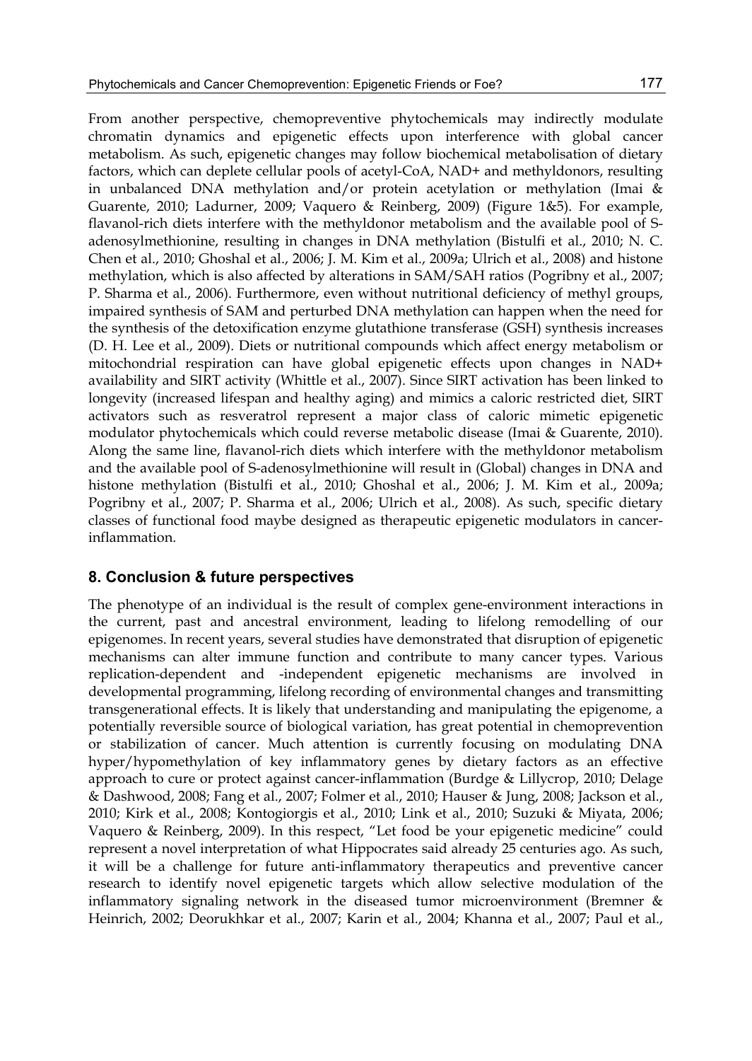From another perspective, chemopreventive phytochemicals may indirectly modulate chromatin dynamics and epigenetic effects upon interference with global cancer metabolism. As such, epigenetic changes may follow biochemical metabolisation of dietary factors, which can deplete cellular pools of acetyl-CoA, NAD+ and methyldonors, resulting in unbalanced DNA methylation and/or protein acetylation or methylation (Imai & Guarente, 2010; Ladurner, 2009; Vaquero & Reinberg, 2009) (Figure 1&5). For example, flavanol-rich diets interfere with the methyldonor metabolism and the available pool of S-adenosylmethionine, resulting in changes in DNA methylation (Bistulfi et al., 2010; N. C. Chen et al., 2010; Ghoshal et al., 2006; J. M. Kim et al., 2009a; Ulrich et al., 2008) and histone methylation, which is also affected by alterations in SAM/SAH ratios (Pogribny et al., 2007; P. Sharma et al., 2006). Furthermore, even without nutritional deficiency of methyl groups, impaired synthesis of SAM and perturbed DNA methylation can happen when the need for the synthesis of the detoxification enzyme glutathione transferase (GSH) synthesis increases (D. H. Lee et al., 2009). Diets or nutritional compounds which affect energy metabolism or mitochondrial respiration can have global epigenetic effects upon changes in NAD+ availability and SIRT activity (Whittle et al., 2007). Since SIRT activation has been linked to longevity (increased lifespan and healthy aging) and mimics a caloric restricted diet, SIRT activators such as resveratrol represent a major class of caloric mimetic epigenetic modulator phytochemicals which could reverse metabolic disease (Imai & Guarente, 2010). Along the same line, flavanol-rich diets which interfere with the methyldonor metabolism and the available pool of S-adenosylmethionine will result in (Global) changes in DNA and histone methylation (Bistulfi et al., 2010; Ghoshal et al., 2006; J. M. Kim et al., 2009a; Pogribny et al., 2007; P. Sharma et al., 2006; Ulrich et al., 2008). As such, specific dietary classes of functional food maybe designed as therapeutic epigenetic modulators in cancer-inflammation.

## 8. Conclusion & future perspectives

The phenotype of an individual is the result of complex gene-environment interactions in the current, past and ancestral environment, leading to lifelong remodelling of our epigenomes. In recent years, several studies have demonstrated that disruption of epigenetic mechanisms can alter immune function and contribute to many cancer types. Various replication-dependent and -independent epigenetic mechanisms are involved in developmental programming, lifelong recording of environmental changes and transmitting transgenerational effects. It is likely that understanding and manipulating the epigenome, a potentially reversible source of biological variation, has great potential in chemoprevention or stabilization of cancer. Much attention is currently focusing on modulating DNA hyper/hypomethylation of key inflammatory genes by dietary factors as an effective approach to cure or protect against cancer-inflammation (Burdge & Lillycrop, 2010; Delage & Dashwood, 2008; Fang et al., 2007; Folmer et al., 2010; Hauser & Jung, 2008; Jackson et al., 2010; Kirk et al., 2008; Kontogiorgis et al., 2010; Link et al., 2010; Suzuki & Miyata, 2006; Vaquero & Reinberg, 2009). In this respect, "Let food be your epigenetic medicine" could represent a novel interpretation of what Hippocrates said already 25 centuries ago. As such, it will be a challenge for future anti-inflammatory therapeutics and preventive cancer research to identify novel epigenetic targets which allow selective modulation of the inflammatory signaling network in the diseased tumor microenvironment (Bremner & Heinrich, 2002; Deorukhkar et al., 2007; Karin et al., 2004; Khanna et al., 2007; Paul et al.,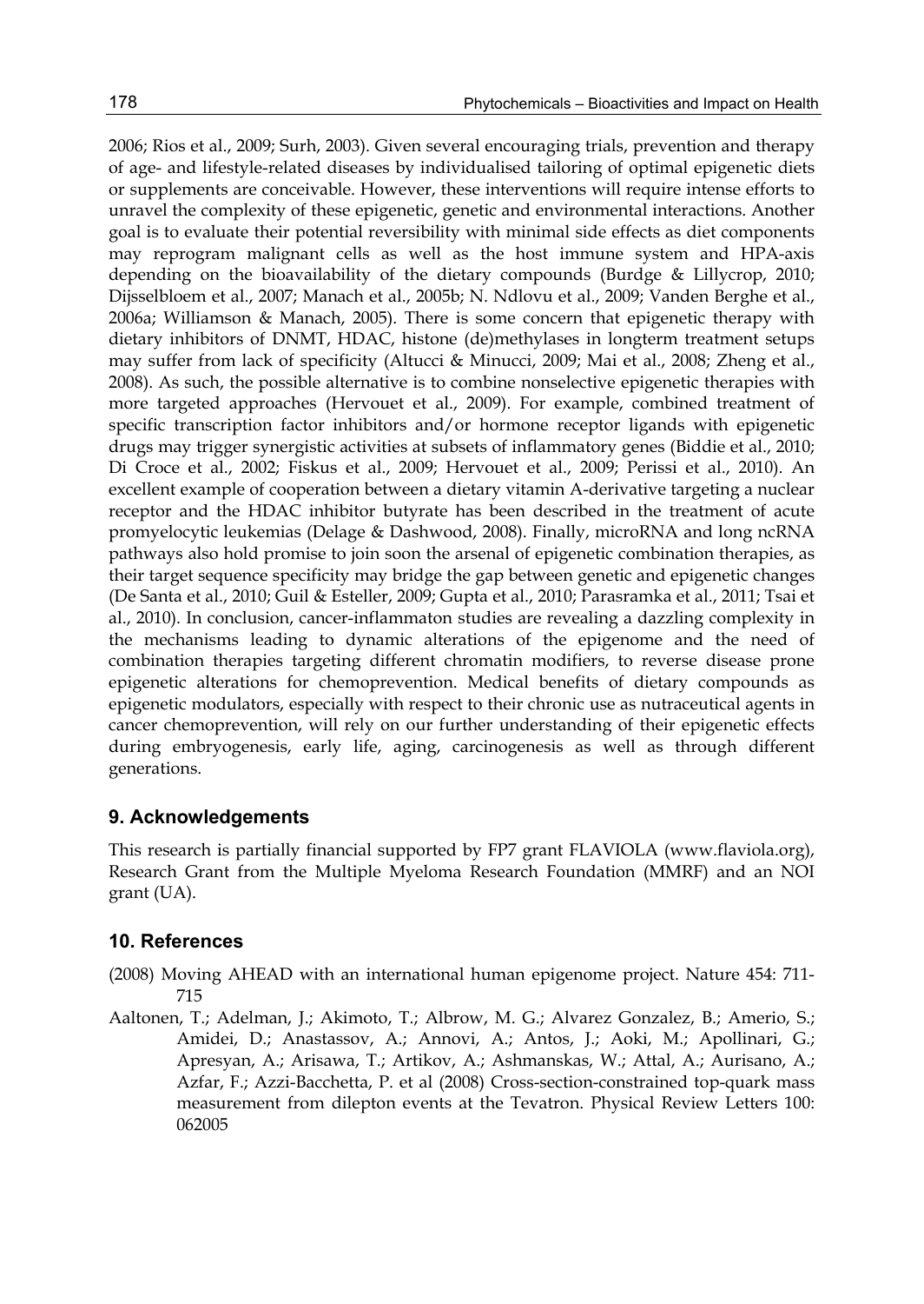2006; Rios et al., 2009; Surh, 2003). Given several encouraging trials, prevention and therapy of age- and lifestyle-related diseases by individualised tailoring of optimal epigenetic diets or supplements are conceivable. However, these interventions will require intense efforts to unravel the complexity of these epigenetic, genetic and environmental interactions. Another goal is to evaluate their potential reversibility with minimal side effects as diet components may reprogram malignant cells as well as the host immune system and HPA-axis depending on the bioavailability of the dietary compounds (Burdge & Lillycrop, 2010; Dijsselbloem et al., 2007; Manach et al., 2005b; N. Ndlovu et al., 2009; Vanden Berghe et al., 2006a; Williamson & Manach, 2005). There is some concern that epigenetic therapy with dietary inhibitors of DNMT, HDAC, histone (de)methylases in longterm treatment setups may suffer from lack of specificity (Altucci & Minucci, 2009; Mai et al., 2008; Zheng et al., 2008). As such, the possible alternative is to combine nonselective epigenetic therapies with more targeted approaches (Hervouet et al., 2009). For example, combined treatment of specific transcription factor inhibitors and/or hormone receptor ligands with epigenetic drugs may trigger synergistic activities at subsets of inflammatory genes (Biddie et al., 2010; Di Croce et al., 2002; Fiskus et al., 2009; Hervouet et al., 2009; Perissi et al., 2010). An excellent example of cooperation between a dietary vitamin A-derivative targeting a nuclear receptor and the HDAC inhibitor butyrate has been described in the treatment of acute promyelocytic leukemias (Delage & Dashwood, 2008). Finally, microRNA and long ncRNA pathways also hold promise to join soon the arsenal of epigenetic combination therapies, as their target sequence specificity may bridge the gap between genetic and epigenetic changes (De Santa et al., 2010; Guil & Esteller, 2009; Gupta et al., 2010; Parasramka et al., 2011; Tsai et al., 2010). In conclusion, cancer-inflammaton studies are revealing a dazzling complexity in the mechanisms leading to dynamic alterations of the epigenome and the need of combination therapies targeting different chromatin modifiers, to reverse disease prone epigenetic alterations for chemoprevention. Medical benefits of dietary compounds as epigenetic modulators, especially with respect to their chronic use as nutraceutical agents in cancer chemoprevention, will rely on our further understanding of their epigenetic effects during embryogenesis, early life, aging, carcinogenesis as well as through different generations.

## 9. Acknowledgements

This research is partially financial supported by FP7 grant FLAVIOLA (www.flaviola.org), Research Grant from the Multiple Myeloma Research Foundation (MMRF) and an NOI grant (UA).

## 10. References

(2008) Moving AHEAD with an international human epigenome project. Nature 454: 711-715

Aaltonen, T.; Adelman, J.; Akimoto, T.; Albrow, M. G.; Alvarez Gonzalez, B.; Amerio, S.; Amidei, D.; Anastassov, A.; Annovi, A.; Antos, J.; Aoki, M.; Apollinari, G.; Apresyan, A.; Arisawa, T.; Artikov, A.; Ashmanskas, W.; Attal, A.; Aurisano, A.; Azfar, F.; Azzi-Bacchetta, P. et al (2008) Cross-section-constrained top-quark mass measurement from dilepton events at the Tevatron. Physical Review Letters 100: 062005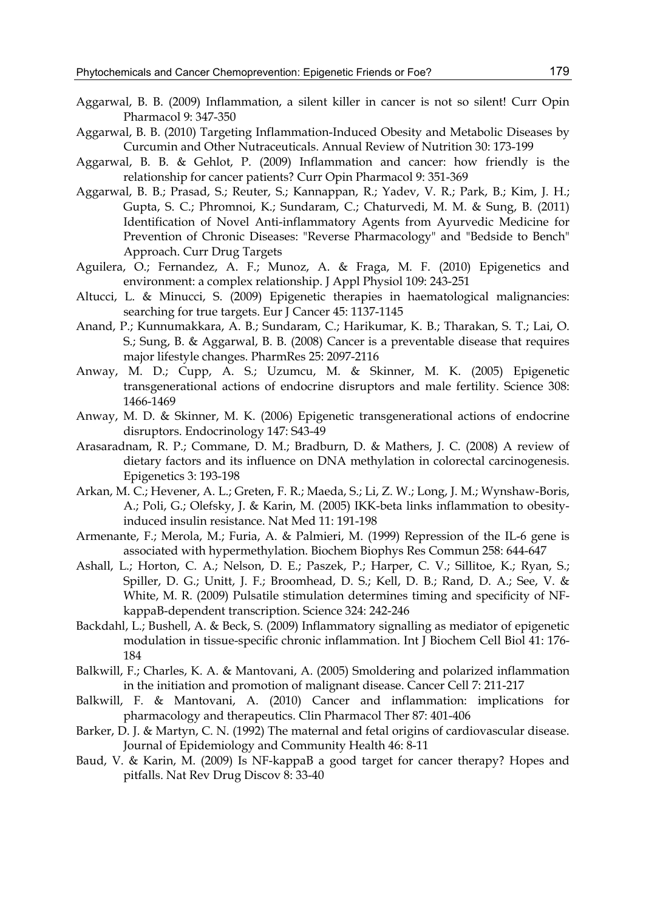Aggarwal, B. B. (2009) Inflammation, a silent killer in cancer is not so silent! Curr Opin Pharmacol 9: 347-350

Aggarwal, B. B. (2010) Targeting Inflammation-Induced Obesity and Metabolic Diseases by Curcumin and Other Nutraceuticals. Annual Review of Nutrition 30: 173-199

Aggarwal, B. B. & Gehlot, P. (2009) Inflammation and cancer: how friendly is the relationship for cancer patients? Curr Opin Pharmacol 9: 351-369

Aggarwal, B. B.; Prasad, S.; Reuter, S.; Kannappan, R.; Yadev, V. R.; Park, B.; Kim, J. H.; Gupta, S. C.; Phromnoi, K.; Sundaram, C.; Chaturvedi, M. M. & Sung, B. (2011) Identification of Novel Anti-inflammatory Agents from Ayurvedic Medicine for Prevention of Chronic Diseases: "Reverse Pharmacology" and "Bedside to Bench" Approach. Curr Drug Targets

Aguilera, O.; Fernandez, A. F.; Munoz, A. & Fraga, M. F. (2010) Epigenetics and environment: a complex relationship. J Appl Physiol 109: 243-251

Altucci, L. & Minucci, S. (2009) Epigenetic therapies in haematological malignancies: searching for true targets. Eur J Cancer 45: 1137-1145

Anand, P.; Kunnumakkara, A. B.; Sundaram, C.; Harikumar, K. B.; Tharakan, S. T.; Lai, O. S.; Sung, B. & Aggarwal, B. B. (2008) Cancer is a preventable disease that requires major lifestyle changes. PharmRes 25: 2097-2116

Anway, M. D.; Cupp, A. S.; Uzumcu, M. & Skinner, M. K. (2005) Epigenetic transgenerational actions of endocrine disruptors and male fertility. Science 308: 1466-1469

Anway, M. D. & Skinner, M. K. (2006) Epigenetic transgenerational actions of endocrine disruptors. Endocrinology 147: S43-49

Arasaradnam, R. P.; Commane, D. M.; Bradburn, D. & Mathers, J. C. (2008) A review of dietary factors and its influence on DNA methylation in colorectal carcinogenesis. Epigenetics 3: 193-198

Arkan, M. C.; Hevener, A. L.; Greten, F. R.; Maeda, S.; Li, Z. W.; Long, J. M.; Wynshaw-Boris, A.; Poli, G.; Olefsky, J. & Karin, M. (2005) IKK-beta links inflammation to obesity-induced insulin resistance. Nat Med 11: 191-198

Armenante, F.; Merola, M.; Furia, A. & Palmieri, M. (1999) Repression of the IL-6 gene is associated with hypermethylation. Biochem Biophys Res Commun 258: 644-647

Ashall, L.; Horton, C. A.; Nelson, D. E.; Paszek, P.; Harper, C. V.; Sillitoe, K.; Ryan, S.; Spiller, D. G.; Unitt, J. F.; Broomhead, D. S.; Kell, D. B.; Rand, D. A.; See, V. & White, M. R. (2009) Pulsatile stimulation determines timing and specificity of NF-kappaB-dependent transcription. Science 324: 242-246

Backdahl, L.; Bushell, A. & Beck, S. (2009) Inflammatory signalling as mediator of epigenetic modulation in tissue-specific chronic inflammation. Int J Biochem Cell Biol 41: 176-184

Balkwill, F.; Charles, K. A. & Mantovani, A. (2005) Smoldering and polarized inflammation in the initiation and promotion of malignant disease. Cancer Cell 7: 211-217

Balkwill, F. & Mantovani, A. (2010) Cancer and inflammation: implications for pharmacology and therapeutics. Clin Pharmacol Ther 87: 401-406

Barker, D. J. & Martyn, C. N. (1992) The maternal and fetal origins of cardiovascular disease. Journal of Epidemiology and Community Health 46: 8-11

Baud, V. & Karin, M. (2009) Is NF-kappaB a good target for cancer therapy? Hopes and pitfalls. Nat Rev Drug Discov 8: 33-40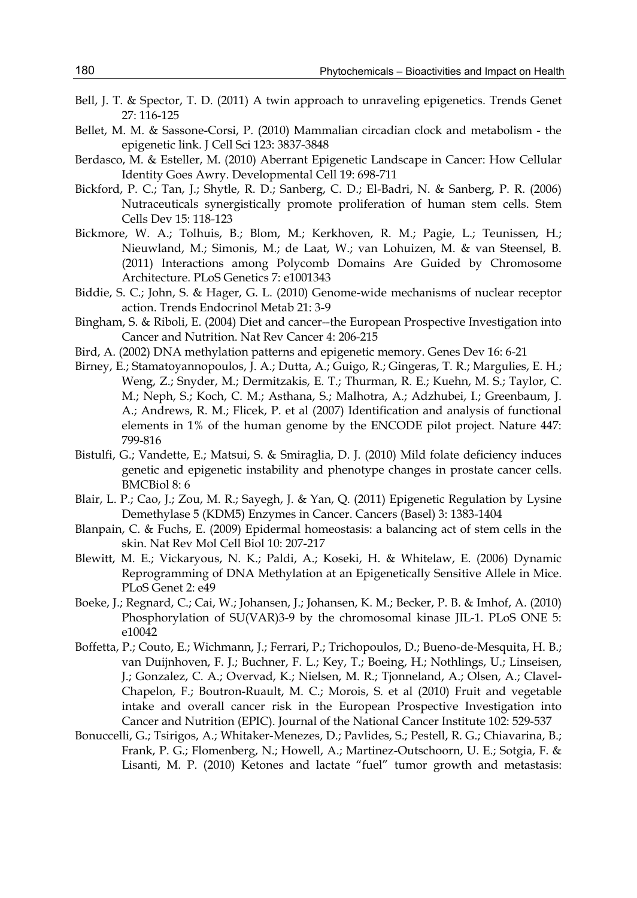Bell, J. T. & Spector, T. D. (2011) A twin approach to unraveling epigenetics. Trends Genet 27: 116-125

Bellet, M. M. & Sassone-Corsi, P. (2010) Mammalian circadian clock and metabolism - the epigenetic link. J Cell Sci 123: 3837-3848

Berdasco, M. & Esteller, M. (2010) Aberrant Epigenetic Landscape in Cancer: How Cellular Identity Goes Awry. Developmental Cell 19: 698-711

Bickford, P. C.; Tan, J.; Shytle, R. D.; Sanberg, C. D.; El-Badri, N. & Sanberg, P. R. (2006) Nutraceuticals synergistically promote proliferation of human stem cells. Stem Cells Dev 15: 118-123

Bickmore, W. A.; Tolhuis, B.; Blom, M.; Kerkhoven, R. M.; Pagie, L.; Teunissen, H.; Nieuwland, M.; Simonis, M.; de Laat, W.; van Lohuizen, M. & van Steensel, B. (2011) Interactions among Polycomb Domains Are Guided by Chromosome Architecture. PLoS Genetics 7: e1001343

Biddie, S. C.; John, S. & Hager, G. L. (2010) Genome-wide mechanisms of nuclear receptor action. Trends Endocrinol Metab 21: 3-9

Bingham, S. & Riboli, E. (2004) Diet and cancer--the European Prospective Investigation into Cancer and Nutrition. Nat Rev Cancer 4: 206-215

Bird, A. (2002) DNA methylation patterns and epigenetic memory. Genes Dev 16: 6-21

Birney, E.; Stamatoyannopoulos, J. A.; Dutta, A.; Guigo, R.; Gingeras, T. R.; Margulies, E. H.; Weng, Z.; Snyder, M.; Dermitzakis, E. T.; Thurman, R. E.; Kuehn, M. S.; Taylor, C. M.; Neph, S.; Koch, C. M.; Asthana, S.; Malhotra, A.; Adzhubei, I.; Greenbaum, J. A.; Andrews, R. M.; Flicek, P. et al (2007) Identification and analysis of functional elements in 1% of the human genome by the ENCODE pilot project. Nature 447: 799-816

Bistulfi, G.; Vandette, E.; Matsui, S. & Smiraglia, D. J. (2010) Mild folate deficiency induces genetic and epigenetic instability and phenotype changes in prostate cancer cells. BMCBiol 8: 6

Blair, L. P.; Cao, J.; Zou, M. R.; Sayegh, J. & Yan, Q. (2011) Epigenetic Regulation by Lysine Demethylase 5 (KDM5) Enzymes in Cancer. Cancers (Basel) 3: 1383-1404

Blanpain, C. & Fuchs, E. (2009) Epidermal homeostasis: a balancing act of stem cells in the skin. Nat Rev Mol Cell Biol 10: 207-217

Blewitt, M. E.; Vickaryous, N. K.; Paldi, A.; Koseki, H. & Whitelaw, E. (2006) Dynamic Reprogramming of DNA Methylation at an Epigenetically Sensitive Allele in Mice. PLoS Genet 2: e49

Boeke, J.; Regnard, C.; Cai, W.; Johansen, J.; Johansen, K. M.; Becker, P. B. & Imhof, A. (2010) Phosphorylation of SU(VAR)3-9 by the chromosomal kinase JIL-1. PLoS ONE 5: e10042

Boffetta, P.; Couto, E.; Wichmann, J.; Ferrari, P.; Trichopoulos, D.; Bueno-de-Mesquita, H. B.; van Duijnhoven, F. J.; Buchner, F. L.; Key, T.; Boeing, H.; Nothlings, U.; Linseisen, J.; Gonzalez, C. A.; Overvad, K.; Nielsen, M. R.; Tjonneland, A.; Olsen, A.; Clavel-Chapelon, F.; Boutron-Ruault, M. C.; Morois, S. et al (2010) Fruit and vegetable intake and overall cancer risk in the European Prospective Investigation into Cancer and Nutrition (EPIC). Journal of the National Cancer Institute 102: 529-537

Bonuccelli, G.; Tsirigos, A.; Whitaker-Menezes, D.; Pavlides, S.; Pestell, R. G.; Chiavarina, B.; Frank, P. G.; Flomenberg, N.; Howell, A.; Martinez-Outschoorn, U. E.; Sotgia, F. & Lisanti, M. P. (2010) Ketones and lactate "fuel" tumor growth and metastasis: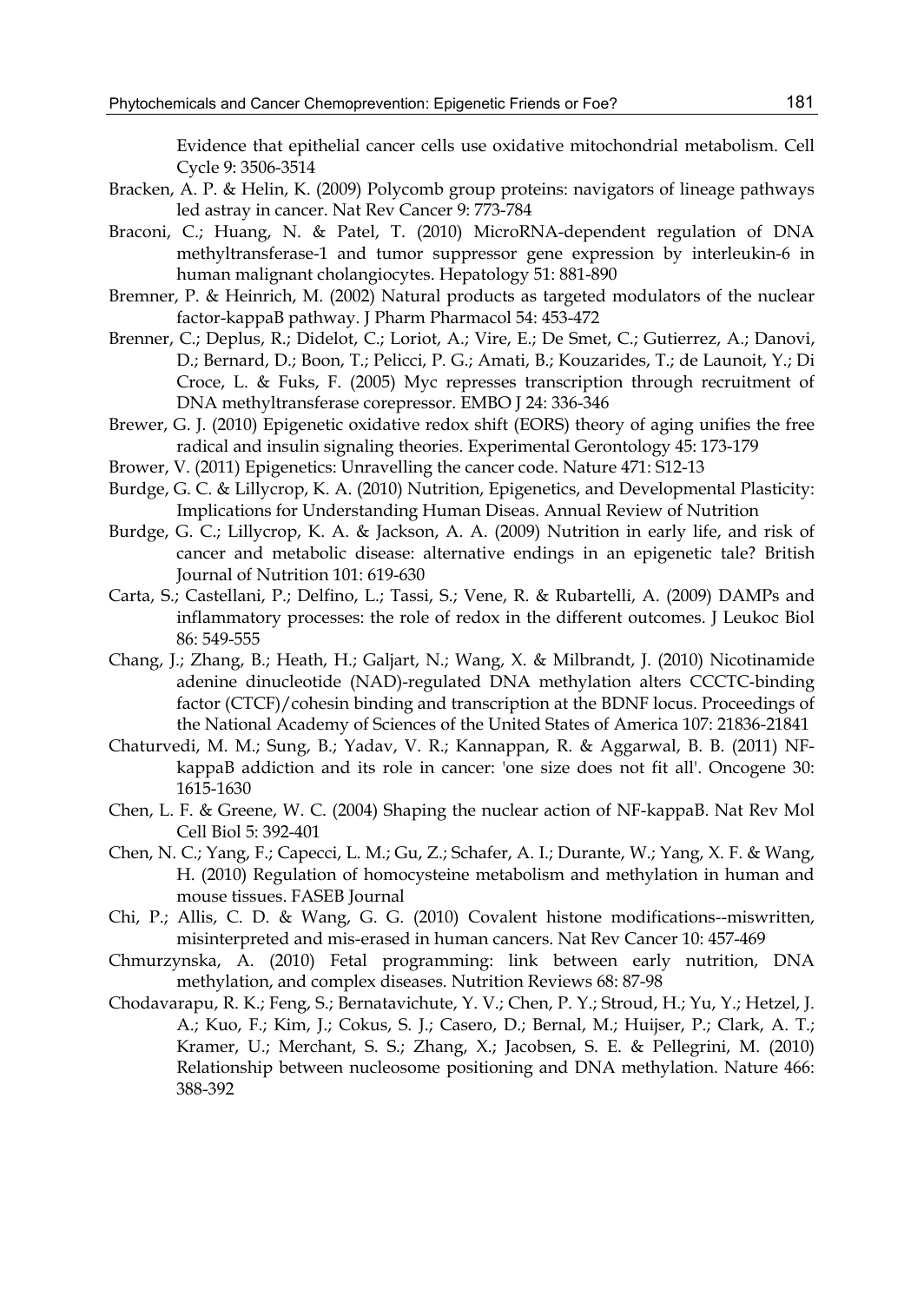Evidence that epithelial cancer cells use oxidative mitochondrial metabolism. Cell Cycle 9: 3506-3514

Bracken, A. P. & Helin, K. (2009) Polycomb group proteins: navigators of lineage pathways led astray in cancer. Nat Rev Cancer 9: 773-784

Braconi, C.; Huang, N. & Patel, T. (2010) MicroRNA-dependent regulation of DNA methyltransferase-1 and tumor suppressor gene expression by interleukin-6 in human malignant cholangiocytes. Hepatology 51: 881-890

Bremner, P. & Heinrich, M. (2002) Natural products as targeted modulators of the nuclear factor-kappaB pathway. J Pharm Pharmacol 54: 453-472

Brenner, C.; Deplus, R.; Didelot, C.; Loriot, A.; Vire, E.; De Smet, C.; Gutierrez, A.; Danovi, D.; Bernard, D.; Boon, T.; Pelicci, P. G.; Amati, B.; Kouzarides, T.; de Launoit, Y.; Di Croce, L. & Fuks, F. (2005) Myc represses transcription through recruitment of DNA methyltransferase corepressor. EMBO J 24: 336-346

Brewer, G. J. (2010) Epigenetic oxidative redox shift (EORS) theory of aging unifies the free radical and insulin signaling theories. Experimental Gerontology 45: 173-179

Brower, V. (2011) Epigenetics: Unravelling the cancer code. Nature 471: S12-13

Burdge, G. C. & Lillycrop, K. A. (2010) Nutrition, Epigenetics, and Developmental Plasticity: Implications for Understanding Human Diseas. Annual Review of Nutrition

Burdge, G. C.; Lillycrop, K. A. & Jackson, A. A. (2009) Nutrition in early life, and risk of cancer and metabolic disease: alternative endings in an epigenetic tale? British Journal of Nutrition 101: 619-630

Carta, S.; Castellani, P.; Delfino, L.; Tassi, S.; Vene, R. & Rubartelli, A. (2009) DAMPs and inflammatory processes: the role of redox in the different outcomes. J Leukoc Biol 86: 549-555

Chang, J.; Zhang, B.; Heath, H.; Galjart, N.; Wang, X. & Milbrandt, J. (2010) Nicotinamide adenine dinucleotide (NAD)-regulated DNA methylation alters CCCTC-binding factor (CTCF)/cohesin binding and transcription at the BDNF locus. Proceedings of the National Academy of Sciences of the United States of America 107: 21836-21841

Chaturvedi, M. M.; Sung, B.; Yadav, V. R.; Kannappan, R. & Aggarwal, B. B. (2011) NF-kappaB addiction and its role in cancer: 'one size does not fit all'. Oncogene 30: 1615-1630

Chen, L. F. & Greene, W. C. (2004) Shaping the nuclear action of NF-kappaB. Nat Rev Mol Cell Biol 5: 392-401

Chen, N. C.; Yang, F.; Capecci, L. M.; Gu, Z.; Schafer, A. I.; Durante, W.; Yang, X. F. & Wang, H. (2010) Regulation of homocysteine metabolism and methylation in human and mouse tissues. FASEB Journal

Chi, P.; Allis, C. D. & Wang, G. G. (2010) Covalent histone modifications--miswritten, misinterpreted and mis-erased in human cancers. Nat Rev Cancer 10: 457-469

Chmurzynska, A. (2010) Fetal programming: link between early nutrition, DNA methylation, and complex diseases. Nutrition Reviews 68: 87-98

Chodavarapu, R. K.; Feng, S.; Bernatavichute, Y. V.; Chen, P. Y.; Stroud, H.; Yu, Y.; Hetzel, J. A.; Kuo, F.; Kim, J.; Cokus, S. J.; Casero, D.; Bernal, M.; Huijser, P.; Clark, A. T.; Kramer, U.; Merchant, S. S.; Zhang, X.; Jacobsen, S. E. & Pellegrini, M. (2010) Relationship between nucleosome positioning and DNA methylation. Nature 466: 388-392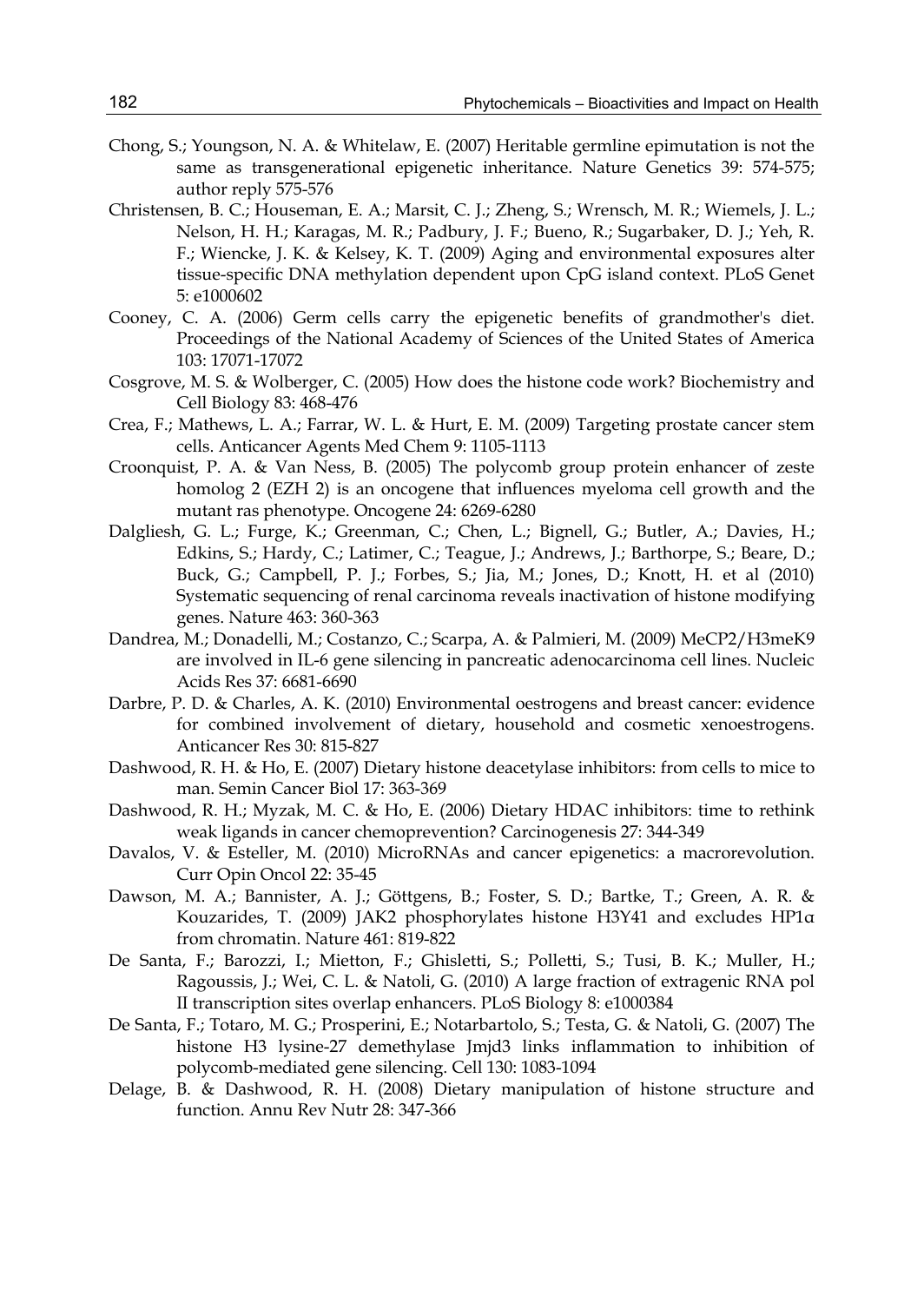Chong, S.; Youngson, N. A. & Whitelaw, E. (2007) Heritable germline epimutation is not the same as transgenerational epigenetic inheritance. Nature Genetics 39: 574-575; author reply 575-576

Christensen, B. C.; Houseman, E. A.; Marsit, C. J.; Zheng, S.; Wrensch, M. R.; Wiemels, J. L.; Nelson, H. H.; Karagas, M. R.; Padbury, J. F.; Bueno, R.; Sugarbaker, D. J.; Yeh, R. F.; Wiencke, J. K. & Kelsey, K. T. (2009) Aging and environmental exposures alter tissue-specific DNA methylation dependent upon CpG island context. PLoS Genet 5: e1000602

Cooney, C. A. (2006) Germ cells carry the epigenetic benefits of grandmother's diet. Proceedings of the National Academy of Sciences of the United States of America 103: 17071-17072

Cosgrove, M. S. & Wolberger, C. (2005) How does the histone code work? Biochemistry and Cell Biology 83: 468-476

Crea, F.; Mathews, L. A.; Farrar, W. L. & Hurt, E. M. (2009) Targeting prostate cancer stem cells. Anticancer Agents Med Chem 9: 1105-1113

Croonquist, P. A. & Van Ness, B. (2005) The polycomb group protein enhancer of zeste homolog 2 (EZH 2) is an oncogene that influences myeloma cell growth and the mutant ras phenotype. Oncogene 24: 6269-6280

Dalgliesh, G. L.; Furge, K.; Greenman, C.; Chen, L.; Bignell, G.; Butler, A.; Davies, H.; Edkins, S.; Hardy, C.; Latimer, C.; Teague, J.; Andrews, J.; Barthorpe, S.; Beare, D.; Buck, G.; Campbell, P. J.; Forbes, S.; Jia, M.; Jones, D.; Knott, H. et al (2010) Systematic sequencing of renal carcinoma reveals inactivation of histone modifying genes. Nature 463: 360-363

Dandrea, M.; Donadelli, M.; Costanzo, C.; Scarpa, A. & Palmieri, M. (2009) MeCP2/H3meK9 are involved in IL-6 gene silencing in pancreatic adenocarcinoma cell lines. Nucleic Acids Res 37: 6681-6690

Darbre, P. D. & Charles, A. K. (2010) Environmental oestrogens and breast cancer: evidence for combined involvement of dietary, household and cosmetic xenoestrogens. Anticancer Res 30: 815-827

Dashwood, R. H. & Ho, E. (2007) Dietary histone deacetylase inhibitors: from cells to mice to man. Semin Cancer Biol 17: 363-369

Dashwood, R. H.; Myzak, M. C. & Ho, E. (2006) Dietary HDAC inhibitors: time to rethink weak ligands in cancer chemoprevention? Carcinogenesis 27: 344-349

Davalos, V. & Esteller, M. (2010) MicroRNAs and cancer epigenetics: a macrorevolution. Curr Opin Oncol 22: 35-45

Dawson, M. A.; Bannister, A. J.; Göttgens, B.; Foster, S. D.; Bartke, T.; Green, A. R. & Kouzarides, T. (2009) JAK2 phosphorylates histone H3Y41 and excludes HP1α from chromatin. Nature 461: 819-822

De Santa, F.; Barozzi, I.; Mietton, F.; Ghisletti, S.; Polletti, S.; Tusi, B. K.; Muller, H.; Ragoussis, J.; Wei, C. L. & Natoli, G. (2010) A large fraction of extragenic RNA pol II transcription sites overlap enhancers. PLoS Biology 8: e1000384

De Santa, F.; Totaro, M. G.; Prosperini, E.; Notarbartolo, S.; Testa, G. & Natoli, G. (2007) The histone H3 lysine-27 demethylase Jmjd3 links inflammation to inhibition of polycomb-mediated gene silencing. Cell 130: 1083-1094

Delage, B. & Dashwood, R. H. (2008) Dietary manipulation of histone structure and function. Annu Rev Nutr 28: 347-366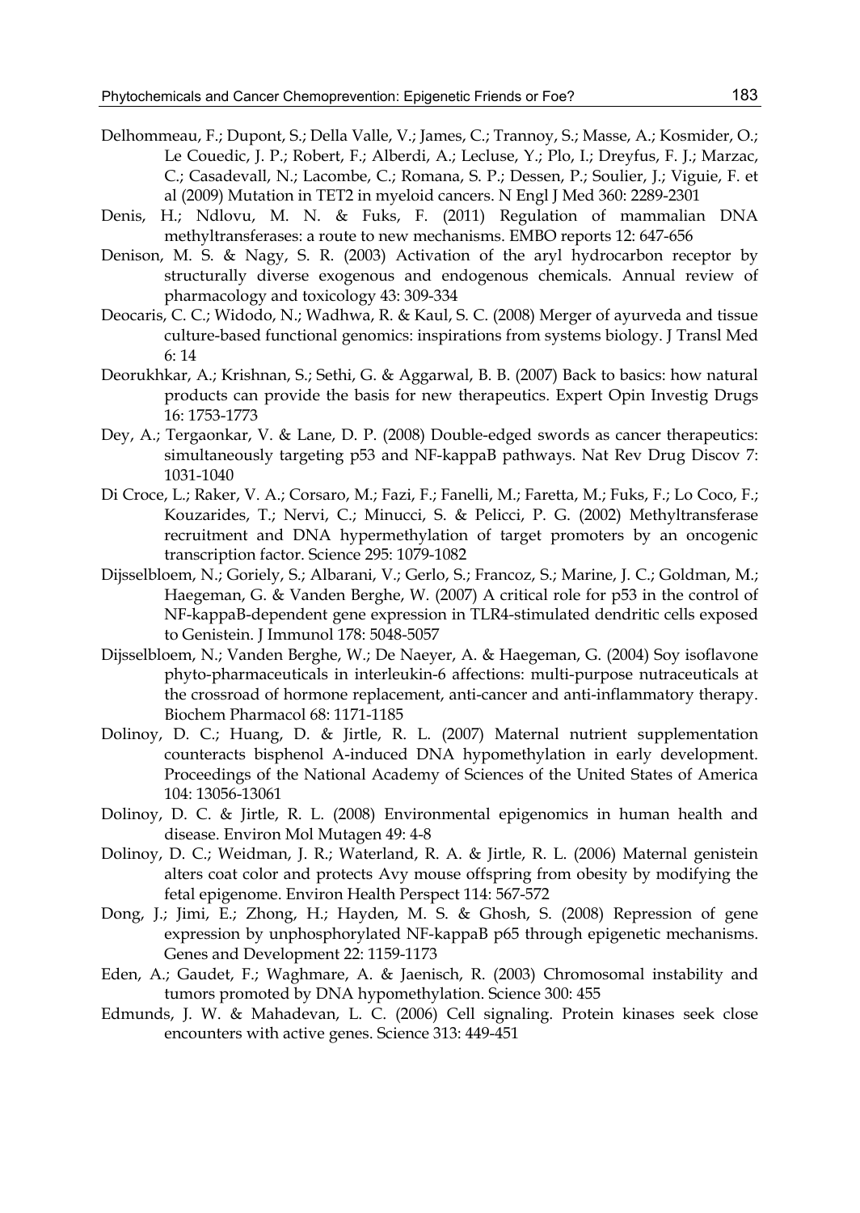Delhommeau, F.; Dupont, S.; Della Valle, V.; James, C.; Trannoy, S.; Masse, A.; Kosmider, O.; Le Couedic, J. P.; Robert, F.; Alberdi, A.; Lecluse, Y.; Plo, I.; Dreyfus, F. J.; Marzac, C.; Casadevall, N.; Lacombe, C.; Romana, S. P.; Dessen, P.; Soulier, J.; Viguie, F. et al (2009) Mutation in TET2 in myeloid cancers. N Engl J Med 360: 2289-2301

Denis, H.; Ndlovu, M. N. & Fuks, F. (2011) Regulation of mammalian DNA methyltransferases: a route to new mechanisms. EMBO reports 12: 647-656

Denison, M. S. & Nagy, S. R. (2003) Activation of the aryl hydrocarbon receptor by structurally diverse exogenous and endogenous chemicals. Annual review of pharmacology and toxicology 43: 309-334

Deocaris, C. C.; Widodo, N.; Wadhwa, R. & Kaul, S. C. (2008) Merger of ayurveda and tissue culture-based functional genomics: inspirations from systems biology. J Transl Med 6: 14

Deorukhkar, A.; Krishnan, S.; Sethi, G. & Aggarwal, B. B. (2007) Back to basics: how natural products can provide the basis for new therapeutics. Expert Opin Investig Drugs 16: 1753-1773

Dey, A.; Tergaonkar, V. & Lane, D. P. (2008) Double-edged swords as cancer therapeutics: simultaneously targeting p53 and NF-kappaB pathways. Nat Rev Drug Discov 7: 1031-1040

Di Croce, L.; Raker, V. A.; Corsaro, M.; Fazi, F.; Fanelli, M.; Faretta, M.; Fuks, F.; Lo Coco, F.; Kouzarides, T.; Nervi, C.; Minucci, S. & Pelicci, P. G. (2002) Methyltransferase recruitment and DNA hypermethylation of target promoters by an oncogenic transcription factor. Science 295: 1079-1082

Dijsselbloem, N.; Goriely, S.; Albarani, V.; Gerlo, S.; Francoz, S.; Marine, J. C.; Goldman, M.; Haegeman, G. & Vanden Berghe, W. (2007) A critical role for p53 in the control of NF-kappaB-dependent gene expression in TLR4-stimulated dendritic cells exposed to Genistein. J Immunol 178: 5048-5057

Dijsselbloem, N.; Vanden Berghe, W.; De Naeyer, A. & Haegeman, G. (2004) Soy isoflavone phyto-pharmaceuticals in interleukin-6 affections: multi-purpose nutraceuticals at the crossroad of hormone replacement, anti-cancer and anti-inflammatory therapy. Biochem Pharmacol 68: 1171-1185

Dolinoy, D. C.; Huang, D. & Jirtle, R. L. (2007) Maternal nutrient supplementation counteracts bisphenol A-induced DNA hypomethylation in early development. Proceedings of the National Academy of Sciences of the United States of America 104: 13056-13061

Dolinoy, D. C. & Jirtle, R. L. (2008) Environmental epigenomics in human health and disease. Environ Mol Mutagen 49: 4-8

Dolinoy, D. C.; Weidman, J. R.; Waterland, R. A. & Jirtle, R. L. (2006) Maternal genistein alters coat color and protects Avy mouse offspring from obesity by modifying the fetal epigenome. Environ Health Perspect 114: 567-572

Dong, J.; Jimi, E.; Zhong, H.; Hayden, M. S. & Ghosh, S. (2008) Repression of gene expression by unphosphorylated NF-kappaB p65 through epigenetic mechanisms. Genes and Development 22: 1159-1173

Eden, A.; Gaudet, F.; Waghmare, A. & Jaenisch, R. (2003) Chromosomal instability and tumors promoted by DNA hypomethylation. Science 300: 455

Edmunds, J. W. & Mahadevan, L. C. (2006) Cell signaling. Protein kinases seek close encounters with active genes. Science 313: 449-451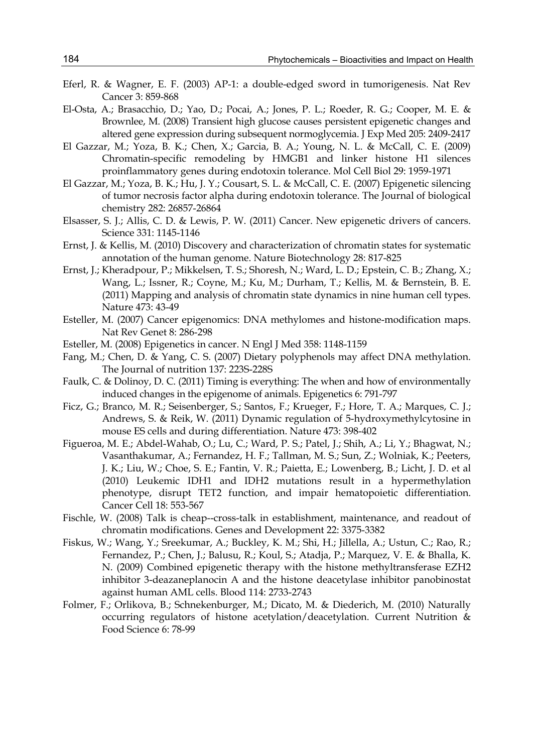Eferl, R. & Wagner, E. F. (2003) AP-1: a double-edged sword in tumorigenesis. Nat Rev Cancer 3: 859-868

El-Osta, A.; Brasacchio, D.; Yao, D.; Pocai, A.; Jones, P. L.; Roeder, R. G.; Cooper, M. E. & Brownlee, M. (2008) Transient high glucose causes persistent epigenetic changes and altered gene expression during subsequent normoglycemia. J Exp Med 205: 2409-2417

El Gazzar, M.; Yoza, B. K.; Chen, X.; Garcia, B. A.; Young, N. L. & McCall, C. E. (2009) Chromatin-specific remodeling by HMGB1 and linker histone H1 silences proinflammatory genes during endotoxin tolerance. Mol Cell Biol 29: 1959-1971

El Gazzar, M.; Yoza, B. K.; Hu, J. Y.; Cousart, S. L. & McCall, C. E. (2007) Epigenetic silencing of tumor necrosis factor alpha during endotoxin tolerance. The Journal of biological chemistry 282: 26857-26864

Elsasser, S. J.; Allis, C. D. & Lewis, P. W. (2011) Cancer. New epigenetic drivers of cancers. Science 331: 1145-1146

Ernst, J. & Kellis, M. (2010) Discovery and characterization of chromatin states for systematic annotation of the human genome. Nature Biotechnology 28: 817-825

Ernst, J.; Kheradpour, P.; Mikkelsen, T. S.; Shoresh, N.; Ward, L. D.; Epstein, C. B.; Zhang, X.; Wang, L.; Issner, R.; Coyne, M.; Ku, M.; Durham, T.; Kellis, M. & Bernstein, B. E. (2011) Mapping and analysis of chromatin state dynamics in nine human cell types. Nature 473: 43-49

Esteller, M. (2007) Cancer epigenomics: DNA methylomes and histone-modification maps. Nat Rev Genet 8: 286-298

Esteller, M. (2008) Epigenetics in cancer. N Engl J Med 358: 1148-1159

Fang, M.; Chen, D. & Yang, C. S. (2007) Dietary polyphenols may affect DNA methylation. The Journal of nutrition 137: 223S-228S

Faulk, C. & Dolinoy, D. C. (2011) Timing is everything: The when and how of environmentally induced changes in the epigenome of animals. Epigenetics 6: 791-797

Ficz, G.; Branco, M. R.; Seisenberger, S.; Santos, F.; Krueger, F.; Hore, T. A.; Marques, C. J.; Andrews, S. & Reik, W. (2011) Dynamic regulation of 5-hydroxymethylcytosine in mouse ES cells and during differentiation. Nature 473: 398-402

Figueroa, M. E.; Abdel-Wahab, O.; Lu, C.; Ward, P. S.; Patel, J.; Shih, A.; Li, Y.; Bhagwat, N.; Vasanthakumar, A.; Fernandez, H. F.; Tallman, M. S.; Sun, Z.; Wolniak, K.; Peeters, J. K.; Liu, W.; Choe, S. E.; Fantin, V. R.; Paietta, E.; Lowenberg, B.; Licht, J. D. et al (2010) Leukemic IDH1 and IDH2 mutations result in a hypermethylation phenotype, disrupt TET2 function, and impair hematopoietic differentiation. Cancer Cell 18: 553-567

Fischle, W. (2008) Talk is cheap--cross-talk in establishment, maintenance, and readout of chromatin modifications. Genes and Development 22: 3375-3382

Fiskus, W.; Wang, Y.; Sreekumar, A.; Buckley, K. M.; Shi, H.; Jillella, A.; Ustun, C.; Rao, R.; Fernandez, P.; Chen, J.; Balusu, R.; Koul, S.; Atadja, P.; Marquez, V. E. & Bhalla, K. N. (2009) Combined epigenetic therapy with the histone methyltransferase EZH2 inhibitor 3-deazaneplanocin A and the histone deacetylase inhibitor panobinostat against human AML cells. Blood 114: 2733-2743

Folmer, F.; Orlikova, B.; Schnekenburger, M.; Dicato, M. & Diederich, M. (2010) Naturally occurring regulators of histone acetylation/deacetylation. Current Nutrition & Food Science 6: 78-99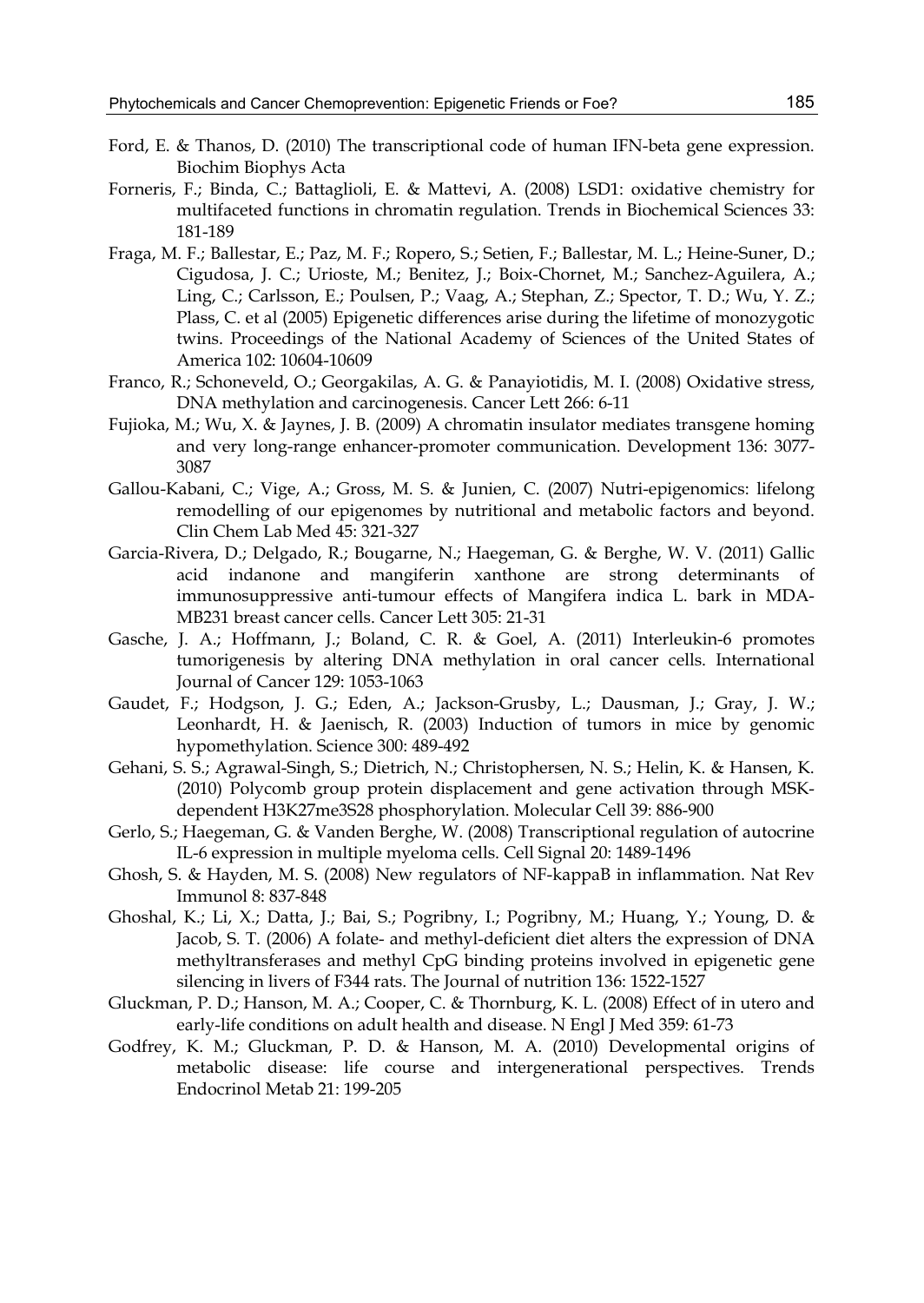Ford, E. & Thanos, D. (2010) The transcriptional code of human IFN-beta gene expression. Biochim Biophys Acta

Forneris, F.; Binda, C.; Battaglioli, E. & Mattevi, A. (2008) LSD1: oxidative chemistry for multifaceted functions in chromatin regulation. Trends in Biochemical Sciences 33: 181-189

Fraga, M. F.; Ballestar, E.; Paz, M. F.; Ropero, S.; Setien, F.; Ballestar, M. L.; Heine-Suner, D.; Cigudosa, J. C.; Urioste, M.; Benitez, J.; Boix-Chornet, M.; Sanchez-Aguilera, A.; Ling, C.; Carlsson, E.; Poulsen, P.; Vaag, A.; Stephan, Z.; Spector, T. D.; Wu, Y. Z.; Plass, C. et al (2005) Epigenetic differences arise during the lifetime of monozygotic twins. Proceedings of the National Academy of Sciences of the United States of America 102: 10604-10609

Franco, R.; Schoneveld, O.; Georgakilas, A. G. & Panayiotidis, M. I. (2008) Oxidative stress, DNA methylation and carcinogenesis. Cancer Lett 266: 6-11

Fujioka, M.; Wu, X. & Jaynes, J. B. (2009) A chromatin insulator mediates transgene homing and very long-range enhancer-promoter communication. Development 136: 3077-3087

Gallou-Kabani, C.; Vige, A.; Gross, M. S. & Junien, C. (2007) Nutri-epigenomics: lifelong remodelling of our epigenomes by nutritional and metabolic factors and beyond. Clin Chem Lab Med 45: 321-327

Garcia-Rivera, D.; Delgado, R.; Bougarne, N.; Haegeman, G. & Berghe, W. V. (2011) Gallic acid indanone and mangiferin xanthone are strong determinants of immunosuppressive anti-tumour effects of Mangifera indica L. bark in MDA-MB231 breast cancer cells. Cancer Lett 305: 21-31

Gasche, J. A.; Hoffmann, J.; Boland, C. R. & Goel, A. (2011) Interleukin-6 promotes tumorigenesis by altering DNA methylation in oral cancer cells. International Journal of Cancer 129: 1053-1063

Gaudet, F.; Hodgson, J. G.; Eden, A.; Jackson-Grusby, L.; Dausman, J.; Gray, J. W.; Leonhardt, H. & Jaenisch, R. (2003) Induction of tumors in mice by genomic hypomethylation. Science 300: 489-492

Gehani, S. S.; Agrawal-Singh, S.; Dietrich, N.; Christophersen, N. S.; Helin, K. & Hansen, K. (2010) Polycomb group protein displacement and gene activation through MSK-dependent H3K27me3S28 phosphorylation. Molecular Cell 39: 886-900

Gerlo, S.; Haegeman, G. & Vanden Berghe, W. (2008) Transcriptional regulation of autocrine IL-6 expression in multiple myeloma cells. Cell Signal 20: 1489-1496

Ghosh, S. & Hayden, M. S. (2008) New regulators of NF-kappaB in inflammation. Nat Rev Immunol 8: 837-848

Ghoshal, K.; Li, X.; Datta, J.; Bai, S.; Pogribny, I.; Pogribny, M.; Huang, Y.; Young, D. & Jacob, S. T. (2006) A folate- and methyl-deficient diet alters the expression of DNA methyltransferases and methyl CpG binding proteins involved in epigenetic gene silencing in livers of F344 rats. The Journal of nutrition 136: 1522-1527

Gluckman, P. D.; Hanson, M. A.; Cooper, C. & Thornburg, K. L. (2008) Effect of in utero and early-life conditions on adult health and disease. N Engl J Med 359: 61-73

Godfrey, K. M.; Gluckman, P. D. & Hanson, M. A. (2010) Developmental origins of metabolic disease: life course and intergenerational perspectives. Trends Endocrinol Metab 21: 199-205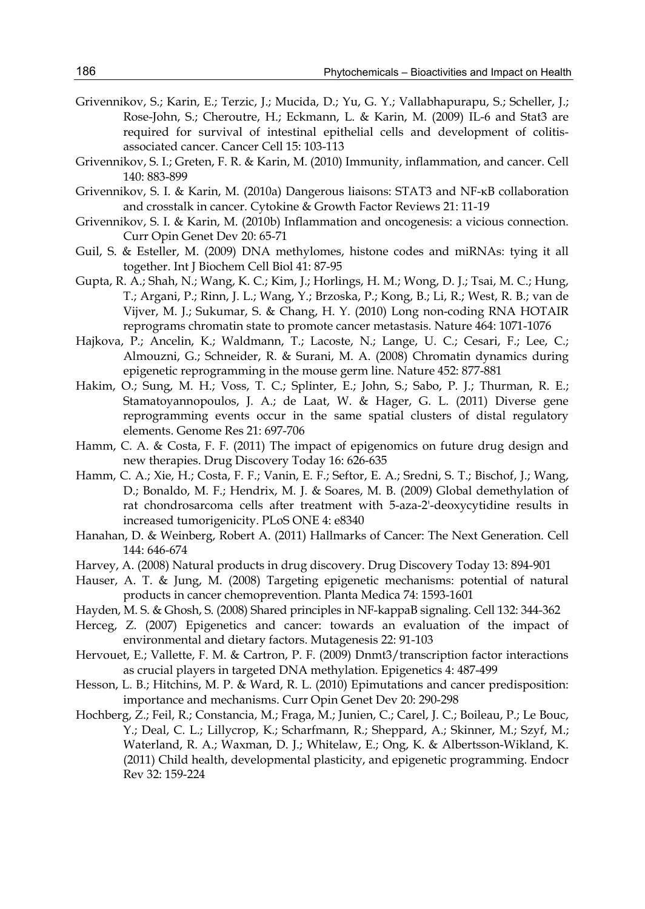Grivennikov, S.; Karin, E.; Terzic, J.; Mucida, D.; Yu, G. Y.; Vallabhapurapu, S.; Scheller, J.; Rose-John, S.; Cheroutre, H.; Eckmann, L. & Karin, M. (2009) IL-6 and Stat3 are required for survival of intestinal epithelial cells and development of colitis-associated cancer. Cancer Cell 15: 103-113

Grivennikov, S. I.; Greten, F. R. & Karin, M. (2010) Immunity, inflammation, and cancer. Cell 140: 883-899

Grivennikov, S. I. & Karin, M. (2010a) Dangerous liaisons: STAT3 and NF-κB collaboration and crosstalk in cancer. Cytokine & Growth Factor Reviews 21: 11-19

Grivennikov, S. I. & Karin, M. (2010b) Inflammation and oncogenesis: a vicious connection. Curr Opin Genet Dev 20: 65-71

Guil, S. & Esteller, M. (2009) DNA methylomes, histone codes and miRNAs: tying it all together. Int J Biochem Cell Biol 41: 87-95

Gupta, R. A.; Shah, N.; Wang, K. C.; Kim, J.; Horlings, H. M.; Wong, D. J.; Tsai, M. C.; Hung, T.; Argani, P.; Rinn, J. L.; Wang, Y.; Brzoska, P.; Kong, B.; Li, R.; West, R. B.; van de Vijver, M. J.; Sukumar, S. & Chang, H. Y. (2010) Long non-coding RNA HOTAIR reprograms chromatin state to promote cancer metastasis. Nature 464: 1071-1076

Hajkova, P.; Ancelin, K.; Waldmann, T.; Lacoste, N.; Lange, U. C.; Cesari, F.; Lee, C.; Almouzni, G.; Schneider, R. & Surani, M. A. (2008) Chromatin dynamics during epigenetic reprogramming in the mouse germ line. Nature 452: 877-881

Hakim, O.; Sung, M. H.; Voss, T. C.; Splinter, E.; John, S.; Sabo, P. J.; Thurman, R. E.; Stamatoyannopoulos, J. A.; de Laat, W. & Hager, G. L. (2011) Diverse gene reprogramming events occur in the same spatial clusters of distal regulatory elements. Genome Res 21: 697-706

Hamm, C. A. & Costa, F. F. (2011) The impact of epigenomics on future drug design and new therapies. Drug Discovery Today 16: 626-635

Hamm, C. A.; Xie, H.; Costa, F. F.; Vanin, E. F.; Seftor, E. A.; Sredni, S. T.; Bischof, J.; Wang, D.; Bonaldo, M. F.; Hendrix, M. J. & Soares, M. B. (2009) Global demethylation of rat chondrosarcoma cells after treatment with 5-aza-2'-deoxycytidine results in increased tumorigenicity. PLoS ONE 4: e8340

Hanahan, D. & Weinberg, Robert A. (2011) Hallmarks of Cancer: The Next Generation. Cell 144: 646-674

Harvey, A. (2008) Natural products in drug discovery. Drug Discovery Today 13: 894-901

Hauser, A. T. & Jung, M. (2008) Targeting epigenetic mechanisms: potential of natural products in cancer chemoprevention. Planta Medica 74: 1593-1601

Hayden, M. S. & Ghosh, S. (2008) Shared principles in NF-kappaB signaling. Cell 132: 344-362

Herceg, Z. (2007) Epigenetics and cancer: towards an evaluation of the impact of environmental and dietary factors. Mutagenesis 22: 91-103

Hervouet, E.; Vallette, F. M. & Cartron, P. F. (2009) Dnmt3/transcription factor interactions as crucial players in targeted DNA methylation. Epigenetics 4: 487-499

Hesson, L. B.; Hitchins, M. P. & Ward, R. L. (2010) Epimutations and cancer predisposition: importance and mechanisms. Curr Opin Genet Dev 20: 290-298

Hochberg, Z.; Feil, R.; Constancia, M.; Fraga, M.; Junien, C.; Carel, J. C.; Boileau, P.; Le Bouc, Y.; Deal, C. L.; Lillycrop, K.; Scharfmann, R.; Sheppard, A.; Skinner, M.; Szyf, M.; Waterland, R. A.; Waxman, D. J.; Whitelaw, E.; Ong, K. & Albertsson-Wikland, K. (2011) Child health, developmental plasticity, and epigenetic programming. Endocr Rev 32: 159-224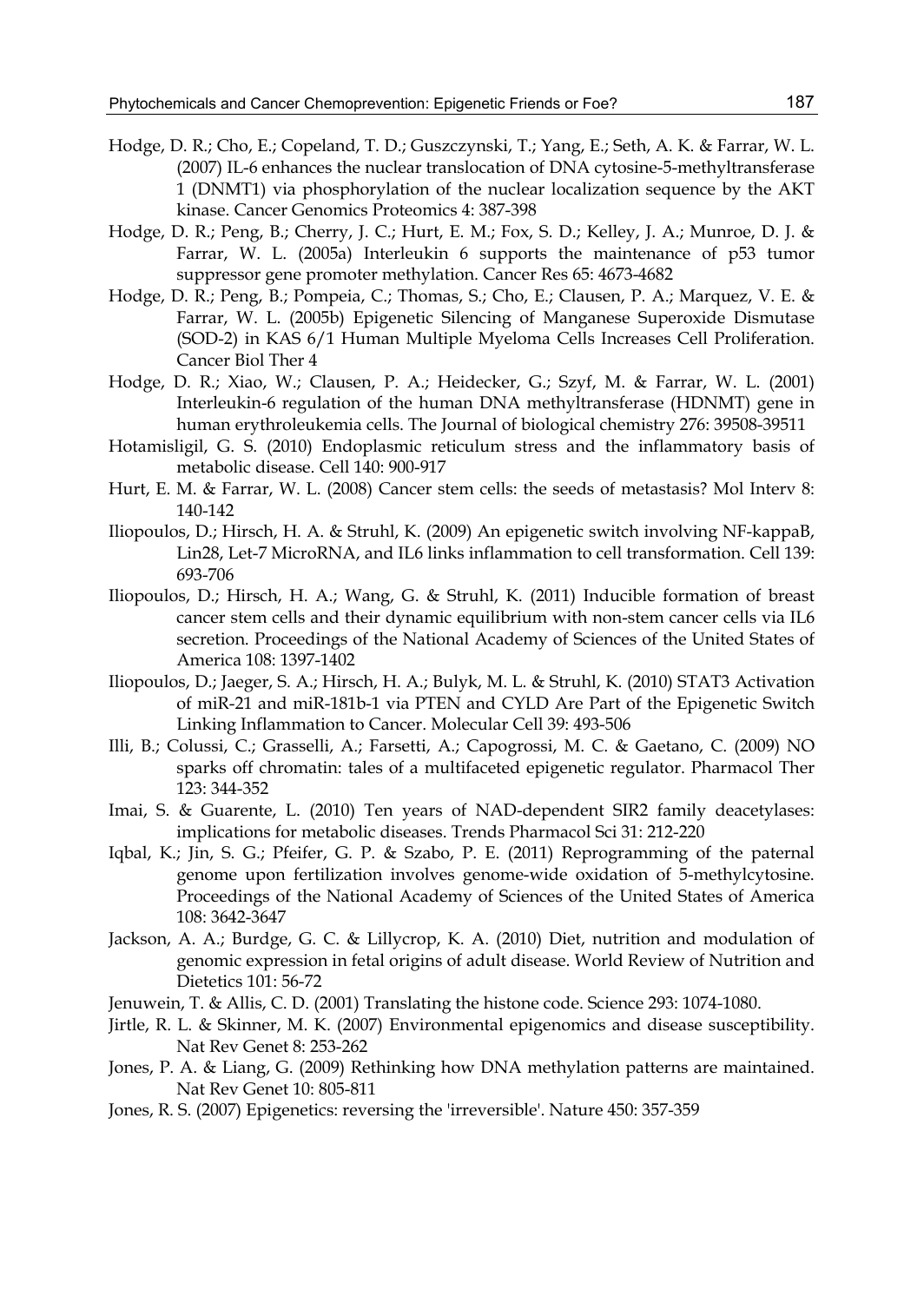Hodge, D. R.; Cho, E.; Copeland, T. D.; Guszczynski, T.; Yang, E.; Seth, A. K. & Farrar, W. L. (2007) IL-6 enhances the nuclear translocation of DNA cytosine-5-methyltransferase 1 (DNMT1) via phosphorylation of the nuclear localization sequence by the AKT kinase. Cancer Genomics Proteomics 4: 387-398

Hodge, D. R.; Peng, B.; Cherry, J. C.; Hurt, E. M.; Fox, S. D.; Kelley, J. A.; Munroe, D. J. & Farrar, W. L. (2005a) Interleukin 6 supports the maintenance of p53 tumor suppressor gene promoter methylation. Cancer Res 65: 4673-4682

Hodge, D. R.; Peng, B.; Pompeia, C.; Thomas, S.; Cho, E.; Clausen, P. A.; Marquez, V. E. & Farrar, W. L. (2005b) Epigenetic Silencing of Manganese Superoxide Dismutase (SOD-2) in KAS 6/1 Human Multiple Myeloma Cells Increases Cell Proliferation. Cancer Biol Ther 4

Hodge, D. R.; Xiao, W.; Clausen, P. A.; Heidecker, G.; Szyf, M. & Farrar, W. L. (2001) Interleukin-6 regulation of the human DNA methyltransferase (HDNMT) gene in human erythroleukemia cells. The Journal of biological chemistry 276: 39508-39511

Hotamisligil, G. S. (2010) Endoplasmic reticulum stress and the inflammatory basis of metabolic disease. Cell 140: 900-917

Hurt, E. M. & Farrar, W. L. (2008) Cancer stem cells: the seeds of metastasis? Mol Interv 8: 140-142

Iliopoulos, D.; Hirsch, H. A. & Struhl, K. (2009) An epigenetic switch involving NF-kappaB, Lin28, Let-7 MicroRNA, and IL6 links inflammation to cell transformation. Cell 139: 693-706

Iliopoulos, D.; Hirsch, H. A.; Wang, G. & Struhl, K. (2011) Inducible formation of breast cancer stem cells and their dynamic equilibrium with non-stem cancer cells via IL6 secretion. Proceedings of the National Academy of Sciences of the United States of America 108: 1397-1402

Iliopoulos, D.; Jaeger, S. A.; Hirsch, H. A.; Bulyk, M. L. & Struhl, K. (2010) STAT3 Activation of miR-21 and miR-181b-1 via PTEN and CYLD Are Part of the Epigenetic Switch Linking Inflammation to Cancer. Molecular Cell 39: 493-506

Illi, B.; Colussi, C.; Grasselli, A.; Farsetti, A.; Capogrossi, M. C. & Gaetano, C. (2009) NO sparks off chromatin: tales of a multifaceted epigenetic regulator. Pharmacol Ther 123: 344-352

Imai, S. & Guarente, L. (2010) Ten years of NAD-dependent SIR2 family deacetylases: implications for metabolic diseases. Trends Pharmacol Sci 31: 212-220

Iqbal, K.; Jin, S. G.; Pfeifer, G. P. & Szabo, P. E. (2011) Reprogramming of the paternal genome upon fertilization involves genome-wide oxidation of 5-methylcytosine. Proceedings of the National Academy of Sciences of the United States of America 108: 3642-3647

Jackson, A. A.; Burdge, G. C. & Lillycrop, K. A. (2010) Diet, nutrition and modulation of genomic expression in fetal origins of adult disease. World Review of Nutrition and Dietetics 101: 56-72

Jenuwein, T. & Allis, C. D. (2001) Translating the histone code. Science 293: 1074-1080.

Jirtle, R. L. & Skinner, M. K. (2007) Environmental epigenomics and disease susceptibility. Nat Rev Genet 8: 253-262

Jones, P. A. & Liang, G. (2009) Rethinking how DNA methylation patterns are maintained. Nat Rev Genet 10: 805-811

Jones, R. S. (2007) Epigenetics: reversing the 'irreversible'. Nature 450: 357-359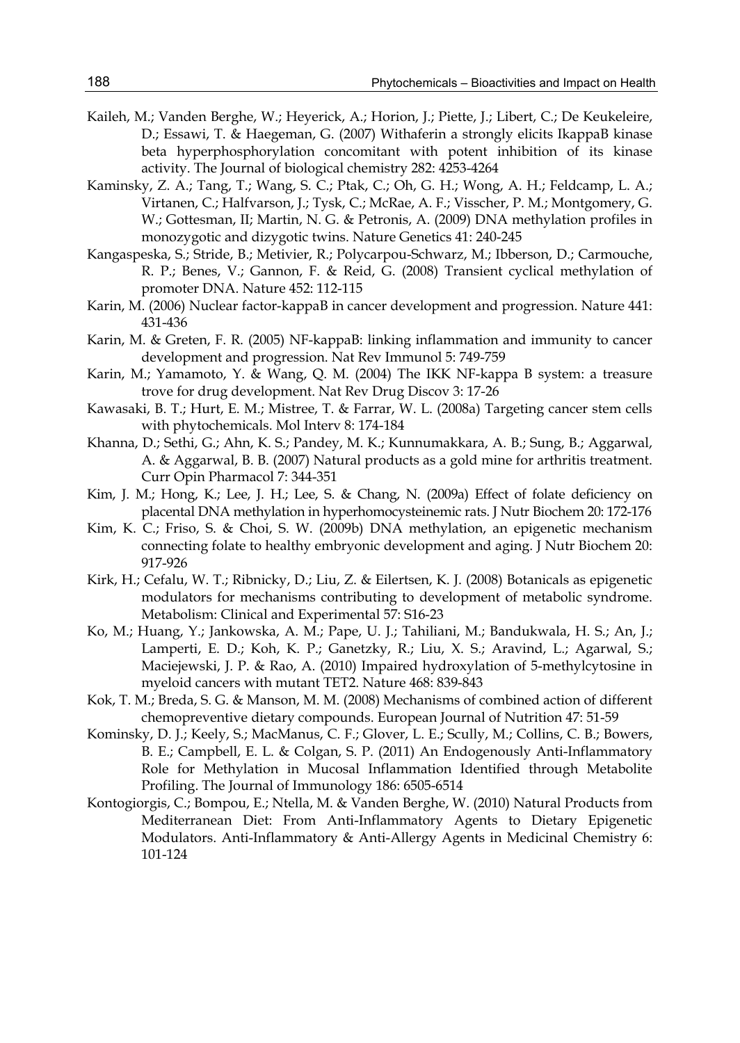Kaileh, M.; Vanden Berghe, W.; Heyerick, A.; Horion, J.; Piette, J.; Libert, C.; De Keukeleire, D.; Essawi, T. & Haegeman, G. (2007) Withaferin a strongly elicits IkappaB kinase beta hyperphosphorylation concomitant with potent inhibition of its kinase activity. The Journal of biological chemistry 282: 4253-4264

Kaminsky, Z. A.; Tang, T.; Wang, S. C.; Ptak, C.; Oh, G. H.; Wong, A. H.; Feldcamp, L. A.; Virtanen, C.; Halfvarson, J.; Tysk, C.; McRae, A. F.; Visscher, P. M.; Montgomery, G. W.; Gottesman, II; Martin, N. G. & Petronis, A. (2009) DNA methylation profiles in monozygotic and dizygotic twins. Nature Genetics 41: 240-245

Kangaspeska, S.; Stride, B.; Metivier, R.; Polycarpou-Schwarz, M.; Ibberson, D.; Carmouche, R. P.; Benes, V.; Gannon, F. & Reid, G. (2008) Transient cyclical methylation of promoter DNA. Nature 452: 112-115

Karin, M. (2006) Nuclear factor-kappaB in cancer development and progression. Nature 441: 431-436

Karin, M. & Greten, F. R. (2005) NF-kappaB: linking inflammation and immunity to cancer development and progression. Nat Rev Immunol 5: 749-759

Karin, M.; Yamamoto, Y. & Wang, Q. M. (2004) The IKK NF-kappa B system: a treasure trove for drug development. Nat Rev Drug Discov 3: 17-26

Kawasaki, B. T.; Hurt, E. M.; Mistree, T. & Farrar, W. L. (2008a) Targeting cancer stem cells with phytochemicals. Mol Interv 8: 174-184

Khanna, D.; Sethi, G.; Ahn, K. S.; Pandey, M. K.; Kunnumakkara, A. B.; Sung, B.; Aggarwal, A. & Aggarwal, B. B. (2007) Natural products as a gold mine for arthritis treatment. Curr Opin Pharmacol 7: 344-351

Kim, J. M.; Hong, K.; Lee, J. H.; Lee, S. & Chang, N. (2009a) Effect of folate deficiency on placental DNA methylation in hyperhomocysteinemic rats. J Nutr Biochem 20: 172-176

Kim, K. C.; Friso, S. & Choi, S. W. (2009b) DNA methylation, an epigenetic mechanism connecting folate to healthy embryonic development and aging. J Nutr Biochem 20: 917-926

Kirk, H.; Cefalu, W. T.; Ribnicky, D.; Liu, Z. & Eilertsen, K. J. (2008) Botanicals as epigenetic modulators for mechanisms contributing to development of metabolic syndrome. Metabolism: Clinical and Experimental 57: S16-23

Ko, M.; Huang, Y.; Jankowska, A. M.; Pape, U. J.; Tahiliani, M.; Bandukwala, H. S.; An, J.; Lamperti, E. D.; Koh, K. P.; Ganetzky, R.; Liu, X. S.; Aravind, L.; Agarwal, S.; Maciejewski, J. P. & Rao, A. (2010) Impaired hydroxylation of 5-methylcytosine in myeloid cancers with mutant TET2. Nature 468: 839-843

Kok, T. M.; Breda, S. G. & Manson, M. M. (2008) Mechanisms of combined action of different chemopreventive dietary compounds. European Journal of Nutrition 47: 51-59

Kominsky, D. J.; Keely, S.; MacManus, C. F.; Glover, L. E.; Scully, M.; Collins, C. B.; Bowers, B. E.; Campbell, E. L. & Colgan, S. P. (2011) An Endogenously Anti-Inflammatory Role for Methylation in Mucosal Inflammation Identified through Metabolite Profiling. The Journal of Immunology 186: 6505-6514

Kontogiorgis, C.; Bompou, E.; Ntella, M. & Vanden Berghe, W. (2010) Natural Products from Mediterranean Diet: From Anti-Inflammatory Agents to Dietary Epigenetic Modulators. Anti-Inflammatory & Anti-Allergy Agents in Medicinal Chemistry 6: 101-124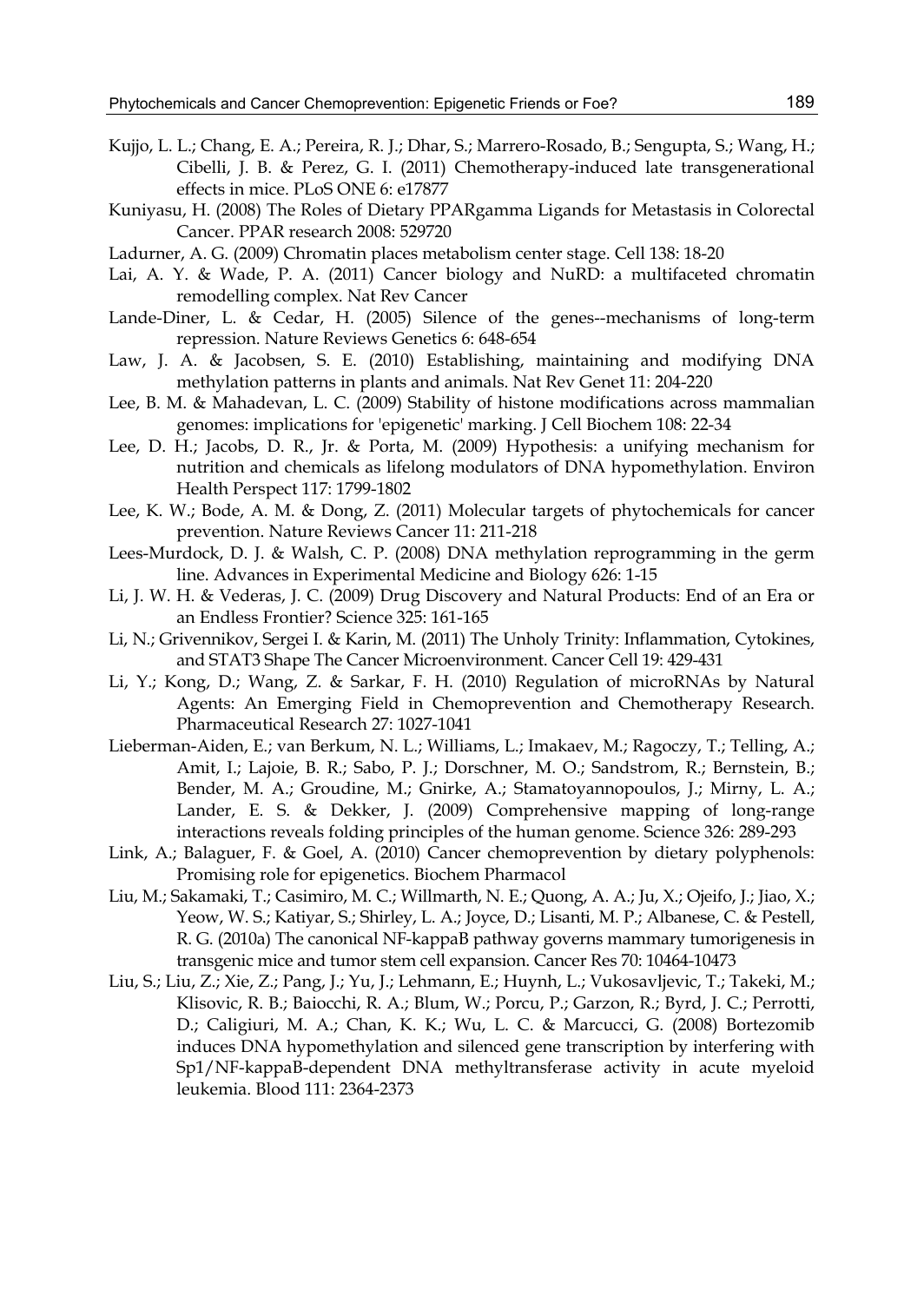Kujjo, L. L.; Chang, E. A.; Pereira, R. J.; Dhar, S.; Marrero-Rosado, B.; Sengupta, S.; Wang, H.; Cibelli, J. B. & Perez, G. I. (2011) Chemotherapy-induced late transgenerational effects in mice. PLoS ONE 6: e17877

Kuniyasu, H. (2008) The Roles of Dietary PPARgamma Ligands for Metastasis in Colorectal Cancer. PPAR research 2008: 529720

Ladurner, A. G. (2009) Chromatin places metabolism center stage. Cell 138: 18-20

Lai, A. Y. & Wade, P. A. (2011) Cancer biology and NuRD: a multifaceted chromatin remodelling complex. Nat Rev Cancer

Lande-Diner, L. & Cedar, H. (2005) Silence of the genes--mechanisms of long-term repression. Nature Reviews Genetics 6: 648-654

Law, J. A. & Jacobsen, S. E. (2010) Establishing, maintaining and modifying DNA methylation patterns in plants and animals. Nat Rev Genet 11: 204-220

Lee, B. M. & Mahadevan, L. C. (2009) Stability of histone modifications across mammalian genomes: implications for 'epigenetic' marking. J Cell Biochem 108: 22-34

Lee, D. H.; Jacobs, D. R., Jr. & Porta, M. (2009) Hypothesis: a unifying mechanism for nutrition and chemicals as lifelong modulators of DNA hypomethylation. Environ Health Perspect 117: 1799-1802

Lee, K. W.; Bode, A. M. & Dong, Z. (2011) Molecular targets of phytochemicals for cancer prevention. Nature Reviews Cancer 11: 211-218

Lees-Murdock, D. J. & Walsh, C. P. (2008) DNA methylation reprogramming in the germ line. Advances in Experimental Medicine and Biology 626: 1-15

Li, J. W. H. & Vederas, J. C. (2009) Drug Discovery and Natural Products: End of an Era or an Endless Frontier? Science 325: 161-165

Li, N.; Grivennikov, Sergei I. & Karin, M. (2011) The Unholy Trinity: Inflammation, Cytokines, and STAT3 Shape The Cancer Microenvironment. Cancer Cell 19: 429-431

Li, Y.; Kong, D.; Wang, Z. & Sarkar, F. H. (2010) Regulation of microRNAs by Natural Agents: An Emerging Field in Chemoprevention and Chemotherapy Research. Pharmaceutical Research 27: 1027-1041

Lieberman-Aiden, E.; van Berkum, N. L.; Williams, L.; Imakaev, M.; Ragoczy, T.; Telling, A.; Amit, I.; Lajoie, B. R.; Sabo, P. J.; Dorschner, M. O.; Sandstrom, R.; Bernstein, B.; Bender, M. A.; Groudine, M.; Gnirke, A.; Stamatoyannopoulos, J.; Mirny, L. A.; Lander, E. S. & Dekker, J. (2009) Comprehensive mapping of long-range interactions reveals folding principles of the human genome. Science 326: 289-293

Link, A.; Balaguer, F. & Goel, A. (2010) Cancer chemoprevention by dietary polyphenols: Promising role for epigenetics. Biochem Pharmacol

Liu, M.; Sakamaki, T.; Casimiro, M. C.; Willmarth, N. E.; Quong, A. A.; Ju, X.; Ojeifo, J.; Jiao, X.; Yeow, W. S.; Katiyar, S.; Shirley, L. A.; Joyce, D.; Lisanti, M. P.; Albanese, C. & Pestell, R. G. (2010a) The canonical NF-kappaB pathway governs mammary tumorigenesis in transgenic mice and tumor stem cell expansion. Cancer Res 70: 10464-10473

Liu, S.; Liu, Z.; Xie, Z.; Pang, J.; Yu, J.; Lehmann, E.; Huynh, L.; Vukosavljevic, T.; Takeki, M.; Klisovic, R. B.; Baiocchi, R. A.; Blum, W.; Porcu, P.; Garzon, R.; Byrd, J. C.; Perrotti, D.; Caligiuri, M. A.; Chan, K. K.; Wu, L. C. & Marcucci, G. (2008) Bortezomib induces DNA hypomethylation and silenced gene transcription by interfering with Sp1/NF-kappaB-dependent DNA methyltransferase activity in acute myeloid leukemia. Blood 111: 2364-2373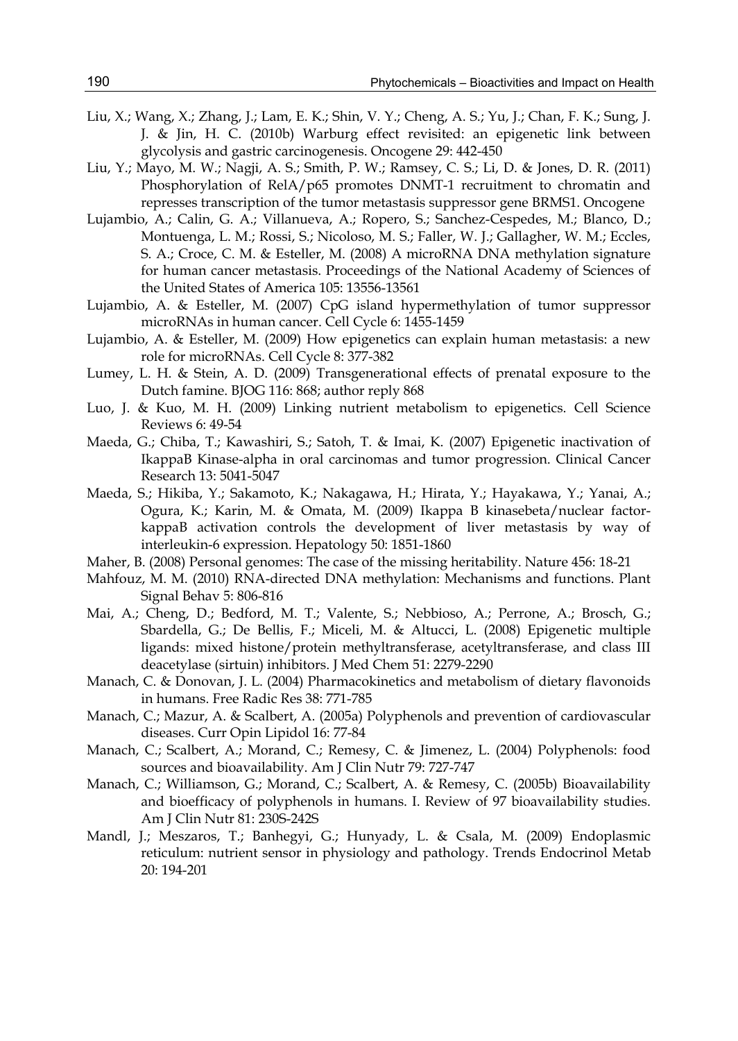Liu, X.; Wang, X.; Zhang, J.; Lam, E. K.; Shin, V. Y.; Cheng, A. S.; Yu, J.; Chan, F. K.; Sung, J. J. & Jin, H. C. (2010b) Warburg effect revisited: an epigenetic link between glycolysis and gastric carcinogenesis. Oncogene 29: 442-450

Liu, Y.; Mayo, M. W.; Nagji, A. S.; Smith, P. W.; Ramsey, C. S.; Li, D. & Jones, D. R. (2011) Phosphorylation of RelA/p65 promotes DNMT-1 recruitment to chromatin and represses transcription of the tumor metastasis suppressor gene BRMS1. Oncogene

Lujambio, A.; Calin, G. A.; Villanueva, A.; Ropero, S.; Sanchez-Cespedes, M.; Blanco, D.; Montuenga, L. M.; Rossi, S.; Nicoloso, M. S.; Faller, W. J.; Gallagher, W. M.; Eccles, S. A.; Croce, C. M. & Esteller, M. (2008) A microRNA DNA methylation signature for human cancer metastasis. Proceedings of the National Academy of Sciences of the United States of America 105: 13556-13561

Lujambio, A. & Esteller, M. (2007) CpG island hypermethylation of tumor suppressor microRNAs in human cancer. Cell Cycle 6: 1455-1459

Lujambio, A. & Esteller, M. (2009) How epigenetics can explain human metastasis: a new role for microRNAs. Cell Cycle 8: 377-382

Lumey, L. H. & Stein, A. D. (2009) Transgenerational effects of prenatal exposure to the Dutch famine. BJOG 116: 868; author reply 868

Luo, J. & Kuo, M. H. (2009) Linking nutrient metabolism to epigenetics. Cell Science Reviews 6: 49-54

Maeda, G.; Chiba, T.; Kawashiri, S.; Satoh, T. & Imai, K. (2007) Epigenetic inactivation of IkappaB Kinase-alpha in oral carcinomas and tumor progression. Clinical Cancer Research 13: 5041-5047

Maeda, S.; Hikiba, Y.; Sakamoto, K.; Nakagawa, H.; Hirata, Y.; Hayakawa, Y.; Yanai, A.; Ogura, K.; Karin, M. & Omata, M. (2009) Ikappa B kinasebeta/nuclear factor-kappaB activation controls the development of liver metastasis by way of interleukin-6 expression. Hepatology 50: 1851-1860

Maher, B. (2008) Personal genomes: The case of the missing heritability. Nature 456: 18-21

Mahfouz, M. M. (2010) RNA-directed DNA methylation: Mechanisms and functions. Plant Signal Behav 5: 806-816

Mai, A.; Cheng, D.; Bedford, M. T.; Valente, S.; Nebbioso, A.; Perrone, A.; Brosch, G.; Sbardella, G.; De Bellis, F.; Miceli, M. & Altucci, L. (2008) Epigenetic multiple ligands: mixed histone/protein methyltransferase, acetyltransferase, and class III deacetylase (sirtuin) inhibitors. J Med Chem 51: 2279-2290

Manach, C. & Donovan, J. L. (2004) Pharmacokinetics and metabolism of dietary flavonoids in humans. Free Radic Res 38: 771-785

Manach, C.; Mazur, A. & Scalbert, A. (2005a) Polyphenols and prevention of cardiovascular diseases. Curr Opin Lipidol 16: 77-84

Manach, C.; Scalbert, A.; Morand, C.; Remesy, C. & Jimenez, L. (2004) Polyphenols: food sources and bioavailability. Am J Clin Nutr 79: 727-747

Manach, C.; Williamson, G.; Morand, C.; Scalbert, A. & Remesy, C. (2005b) Bioavailability and bioefficacy of polyphenols in humans. I. Review of 97 bioavailability studies. Am J Clin Nutr 81: 230S-242S

Mandl, J.; Meszaros, T.; Banhegyi, G.; Hunyady, L. & Csala, M. (2009) Endoplasmic reticulum: nutrient sensor in physiology and pathology. Trends Endocrinol Metab 20: 194-201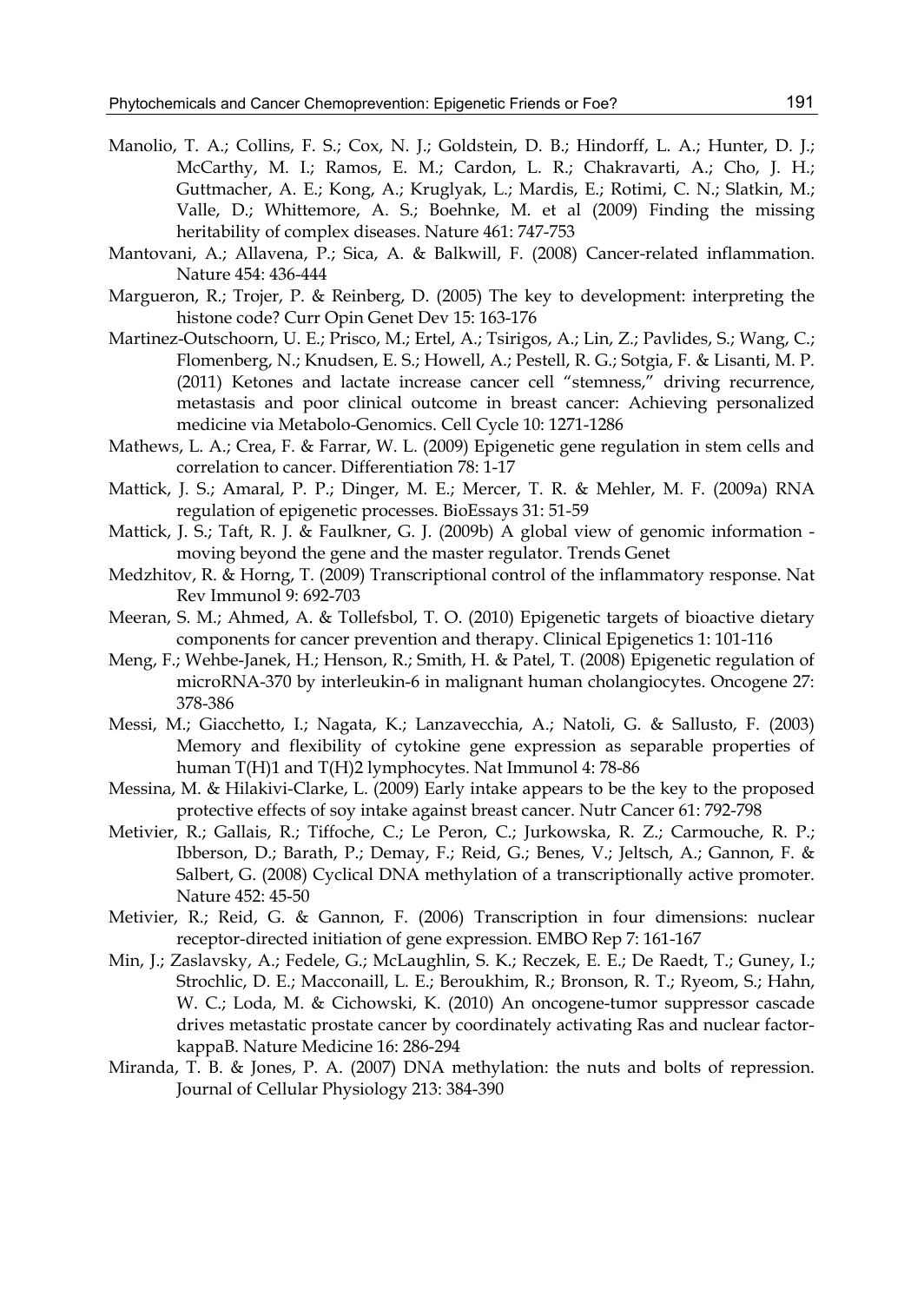Manolio, T. A.; Collins, F. S.; Cox, N. J.; Goldstein, D. B.; Hindorff, L. A.; Hunter, D. J.; McCarthy, M. I.; Ramos, E. M.; Cardon, L. R.; Chakravarti, A.; Cho, J. H.; Guttmacher, A. E.; Kong, A.; Kruglyak, L.; Mardis, E.; Rotimi, C. N.; Slatkin, M.; Valle, D.; Whittemore, A. S.; Boehnke, M. et al (2009) Finding the missing heritability of complex diseases. Nature 461: 747-753

Mantovani, A.; Allavena, P.; Sica, A. & Balkwill, F. (2008) Cancer-related inflammation. Nature 454: 436-444

Margueron, R.; Trojer, P. & Reinberg, D. (2005) The key to development: interpreting the histone code? Curr Opin Genet Dev 15: 163-176

Martinez-Outschoorn, U. E.; Prisco, M.; Ertel, A.; Tsirigos, A.; Lin, Z.; Pavlides, S.; Wang, C.; Flomenberg, N.; Knudsen, E. S.; Howell, A.; Pestell, R. G.; Sotgia, F. & Lisanti, M. P. (2011) Ketones and lactate increase cancer cell "stemness," driving recurrence, metastasis and poor clinical outcome in breast cancer: Achieving personalized medicine via Metabolo-Genomics. Cell Cycle 10: 1271-1286

Mathews, L. A.; Crea, F. & Farrar, W. L. (2009) Epigenetic gene regulation in stem cells and correlation to cancer. Differentiation 78: 1-17

Mattick, J. S.; Amaral, P. P.; Dinger, M. E.; Mercer, T. R. & Mehler, M. F. (2009a) RNA regulation of epigenetic processes. BioEssays 31: 51-59

Mattick, J. S.; Taft, R. J. & Faulkner, G. J. (2009b) A global view of genomic information - moving beyond the gene and the master regulator. Trends Genet

Medzhitov, R. & Horng, T. (2009) Transcriptional control of the inflammatory response. Nat Rev Immunol 9: 692-703

Meeran, S. M.; Ahmed, A. & Tollefsbol, T. O. (2010) Epigenetic targets of bioactive dietary components for cancer prevention and therapy. Clinical Epigenetics 1: 101-116

Meng, F.; Wehbe-Janek, H.; Henson, R.; Smith, H. & Patel, T. (2008) Epigenetic regulation of microRNA-370 by interleukin-6 in malignant human cholangiocytes. Oncogene 27: 378-386

Messi, M.; Giacchetto, I.; Nagata, K.; Lanzavecchia, A.; Natoli, G. & Sallusto, F. (2003) Memory and flexibility of cytokine gene expression as separable properties of human T(H)1 and T(H)2 lymphocytes. Nat Immunol 4: 78-86

Messina, M. & Hilakivi-Clarke, L. (2009) Early intake appears to be the key to the proposed protective effects of soy intake against breast cancer. Nutr Cancer 61: 792-798

Metivier, R.; Gallais, R.; Tiffoche, C.; Le Peron, C.; Jurkowska, R. Z.; Carmouche, R. P.; Ibberson, D.; Barath, P.; Demay, F.; Reid, G.; Benes, V.; Jeltsch, A.; Gannon, F. & Salbert, G. (2008) Cyclical DNA methylation of a transcriptionally active promoter. Nature 452: 45-50

Metivier, R.; Reid, G. & Gannon, F. (2006) Transcription in four dimensions: nuclear receptor-directed initiation of gene expression. EMBO Rep 7: 161-167

Min, J.; Zaslavsky, A.; Fedele, G.; McLaughlin, S. K.; Reczek, E. E.; De Raedt, T.; Guney, I.; Strochlic, D. E.; Macconaill, L. E.; Beroukhim, R.; Bronson, R. T.; Ryeom, S.; Hahn, W. C.; Loda, M. & Cichowski, K. (2010) An oncogene-tumor suppressor cascade drives metastatic prostate cancer by coordinately activating Ras and nuclear factor-kappaB. Nature Medicine 16: 286-294

Miranda, T. B. & Jones, P. A. (2007) DNA methylation: the nuts and bolts of repression. Journal of Cellular Physiology 213: 384-390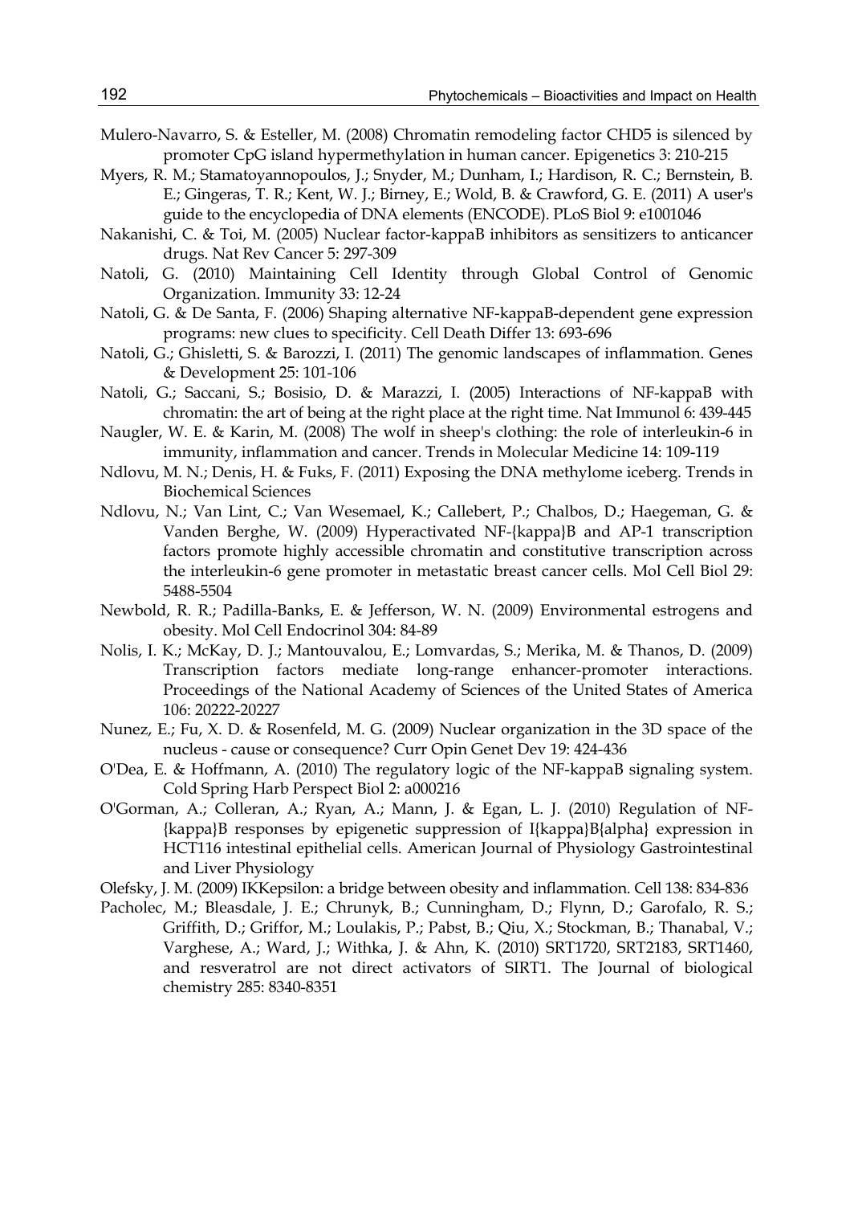Mulero-Navarro, S. & Esteller, M. (2008) Chromatin remodeling factor CHD5 is silenced by promoter CpG island hypermethylation in human cancer. Epigenetics 3: 210-215

Myers, R. M.; Stamatoyannopoulos, J.; Snyder, M.; Dunham, I.; Hardison, R. C.; Bernstein, B. E.; Gingeras, T. R.; Kent, W. J.; Birney, E.; Wold, B. & Crawford, G. E. (2011) A user's guide to the encyclopedia of DNA elements (ENCODE). PLoS Biol 9: e1001046

Nakanishi, C. & Toi, M. (2005) Nuclear factor-kappaB inhibitors as sensitizers to anticancer drugs. Nat Rev Cancer 5: 297-309

Natoli, G. (2010) Maintaining Cell Identity through Global Control of Genomic Organization. Immunity 33: 12-24

Natoli, G. & De Santa, F. (2006) Shaping alternative NF-kappaB-dependent gene expression programs: new clues to specificity. Cell Death Differ 13: 693-696

Natoli, G.; Ghisletti, S. & Barozzi, I. (2011) The genomic landscapes of inflammation. Genes & Development 25: 101-106

Natoli, G.; Saccani, S.; Bosisio, D. & Marazzi, I. (2005) Interactions of NF-kappaB with chromatin: the art of being at the right place at the right time. Nat Immunol 6: 439-445

Naugler, W. E. & Karin, M. (2008) The wolf in sheep's clothing: the role of interleukin-6 in immunity, inflammation and cancer. Trends in Molecular Medicine 14: 109-119

Ndlovu, M. N.; Denis, H. & Fuks, F. (2011) Exposing the DNA methylome iceberg. Trends in Biochemical Sciences

Ndlovu, N.; Van Lint, C.; Van Wesemael, K.; Callebert, P.; Chalbos, D.; Haegeman, G. & Vanden Berghe, W. (2009) Hyperactivated NF-{kappa}B and AP-1 transcription factors promote highly accessible chromatin and constitutive transcription across the interleukin-6 gene promoter in metastatic breast cancer cells. Mol Cell Biol 29: 5488-5504

Newbold, R. R.; Padilla-Banks, E. & Jefferson, W. N. (2009) Environmental estrogens and obesity. Mol Cell Endocrinol 304: 84-89

Nolis, I. K.; McKay, D. J.; Mantouvalou, E.; Lomvardas, S.; Merika, M. & Thanos, D. (2009) Transcription factors mediate long-range enhancer-promoter interactions. Proceedings of the National Academy of Sciences of the United States of America 106: 20222-20227

Nunez, E.; Fu, X. D. & Rosenfeld, M. G. (2009) Nuclear organization in the 3D space of the nucleus - cause or consequence? Curr Opin Genet Dev 19: 424-436

O'Dea, E. & Hoffmann, A. (2010) The regulatory logic of the NF-kappaB signaling system. Cold Spring Harb Perspect Biol 2: a000216

O'Gorman, A.; Colleran, A.; Ryan, A.; Mann, J. & Egan, L. J. (2010) Regulation of NF-{kappa}B responses by epigenetic suppression of I{kappa}B{alpha} expression in HCT116 intestinal epithelial cells. American Journal of Physiology Gastrointestinal and Liver Physiology

Olefsky, J. M. (2009) IKKepsilon: a bridge between obesity and inflammation. Cell 138: 834-836

Pacholec, M.; Bleasdale, J. E.; Chrunyk, B.; Cunningham, D.; Flynn, D.; Garofalo, R. S.; Griffith, D.; Griffor, M.; Loulakis, P.; Pabst, B.; Qiu, X.; Stockman, B.; Thanabal, V.; Varghese, A.; Ward, J.; Withka, J. & Ahn, K. (2010) SRT1720, SRT2183, SRT1460, and resveratrol are not direct activators of SIRT1. The Journal of biological chemistry 285: 8340-8351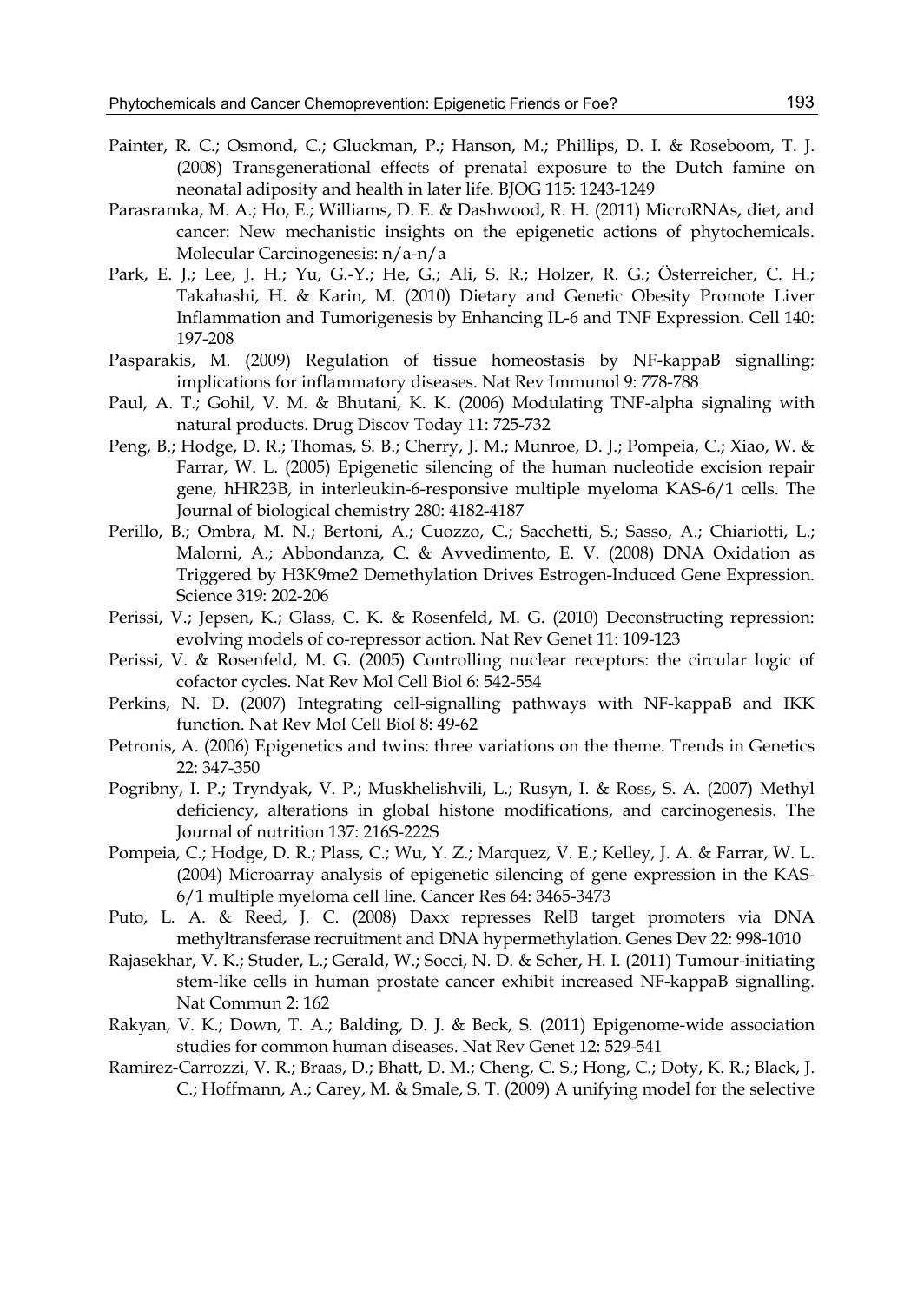Painter, R. C.; Osmond, C.; Gluckman, P.; Hanson, M.; Phillips, D. I. & Roseboom, T. J. (2008) Transgenerational effects of prenatal exposure to the Dutch famine on neonatal adiposity and health in later life. BJOG 115: 1243-1249

Parasramka, M. A.; Ho, E.; Williams, D. E. & Dashwood, R. H. (2011) MicroRNAs, diet, and cancer: New mechanistic insights on the epigenetic actions of phytochemicals. Molecular Carcinogenesis: n/a-n/a

Park, E. J.; Lee, J. H.; Yu, G.-Y.; He, G.; Ali, S. R.; Holzer, R. G.; Österreicher, C. H.; Takahashi, H. & Karin, M. (2010) Dietary and Genetic Obesity Promote Liver Inflammation and Tumorigenesis by Enhancing IL-6 and TNF Expression. Cell 140: 197-208

Pasparakis, M. (2009) Regulation of tissue homeostasis by NF-kappaB signalling: implications for inflammatory diseases. Nat Rev Immunol 9: 778-788

Paul, A. T.; Gohil, V. M. & Bhutani, K. K. (2006) Modulating TNF-alpha signaling with natural products. Drug Discov Today 11: 725-732

Peng, B.; Hodge, D. R.; Thomas, S. B.; Cherry, J. M.; Munroe, D. J.; Pompeia, C.; Xiao, W. & Farrar, W. L. (2005) Epigenetic silencing of the human nucleotide excision repair gene, hHR23B, in interleukin-6-responsive multiple myeloma KAS-6/1 cells. The Journal of biological chemistry 280: 4182-4187

Perillo, B.; Ombra, M. N.; Bertoni, A.; Cuozzo, C.; Sacchetti, S.; Sasso, A.; Chiariotti, L.; Malorni, A.; Abbondanza, C. & Avvedimento, E. V. (2008) DNA Oxidation as Triggered by H3K9me2 Demethylation Drives Estrogen-Induced Gene Expression. Science 319: 202-206

Perissi, V.; Jepsen, K.; Glass, C. K. & Rosenfeld, M. G. (2010) Deconstructing repression: evolving models of co-repressor action. Nat Rev Genet 11: 109-123

Perissi, V. & Rosenfeld, M. G. (2005) Controlling nuclear receptors: the circular logic of cofactor cycles. Nat Rev Mol Cell Biol 6: 542-554

Perkins, N. D. (2007) Integrating cell-signalling pathways with NF-kappaB and IKK function. Nat Rev Mol Cell Biol 8: 49-62

Petronis, A. (2006) Epigenetics and twins: three variations on the theme. Trends in Genetics 22: 347-350

Pogribny, I. P.; Tryndyak, V. P.; Muskhelishvili, L.; Rusyn, I. & Ross, S. A. (2007) Methyl deficiency, alterations in global histone modifications, and carcinogenesis. The Journal of nutrition 137: 216S-222S

Pompeia, C.; Hodge, D. R.; Plass, C.; Wu, Y. Z.; Marquez, V. E.; Kelley, J. A. & Farrar, W. L. (2004) Microarray analysis of epigenetic silencing of gene expression in the KAS-6/1 multiple myeloma cell line. Cancer Res 64: 3465-3473

Puto, L. A. & Reed, J. C. (2008) Daxx represses RelB target promoters via DNA methyltransferase recruitment and DNA hypermethylation. Genes Dev 22: 998-1010

Rajasekhar, V. K.; Studer, L.; Gerald, W.; Socci, N. D. & Scher, H. I. (2011) Tumour-initiating stem-like cells in human prostate cancer exhibit increased NF-kappaB signalling. Nat Commun 2: 162

Rakyan, V. K.; Down, T. A.; Balding, D. J. & Beck, S. (2011) Epigenome-wide association studies for common human diseases. Nat Rev Genet 12: 529-541

Ramirez-Carrozzi, V. R.; Braas, D.; Bhatt, D. M.; Cheng, C. S.; Hong, C.; Doty, K. R.; Black, J. C.; Hoffmann, A.; Carey, M. & Smale, S. T. (2009) A unifying model for the selective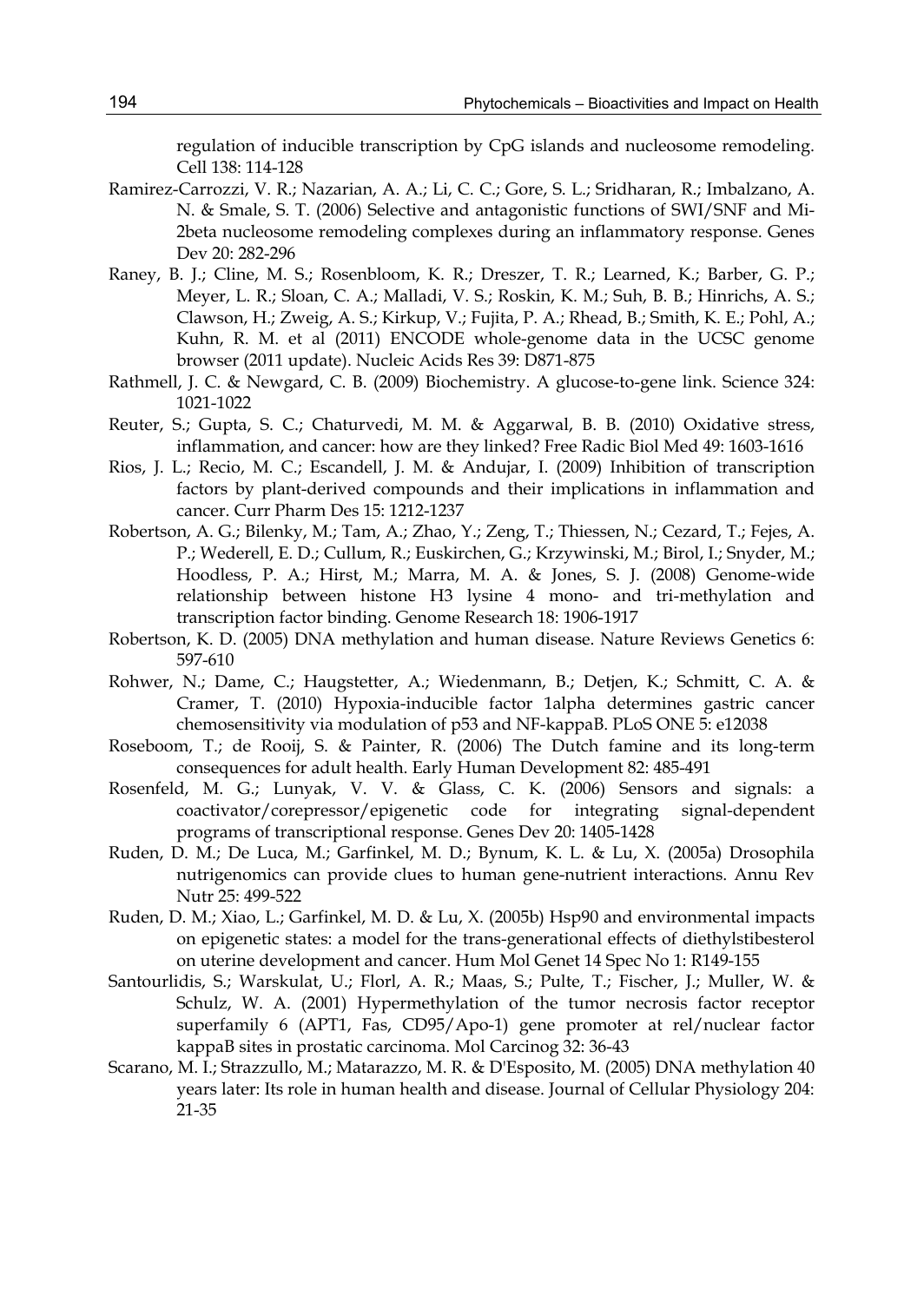regulation of inducible transcription by CpG islands and nucleosome remodeling. Cell 138: 114-128

Ramirez-Carrozzi, V. R.; Nazarian, A. A.; Li, C. C.; Gore, S. L.; Sridharan, R.; Imbalzano, A. N. & Smale, S. T. (2006) Selective and antagonistic functions of SWI/SNF and Mi-2beta nucleosome remodeling complexes during an inflammatory response. Genes Dev 20: 282-296

Raney, B. J.; Cline, M. S.; Rosenbloom, K. R.; Dreszer, T. R.; Learned, K.; Barber, G. P.; Meyer, L. R.; Sloan, C. A.; Malladi, V. S.; Roskin, K. M.; Suh, B. B.; Hinrichs, A. S.; Clawson, H.; Zweig, A. S.; Kirkup, V.; Fujita, P. A.; Rhead, B.; Smith, K. E.; Pohl, A.; Kuhn, R. M. et al (2011) ENCODE whole-genome data in the UCSC genome browser (2011 update). Nucleic Acids Res 39: D871-875

Rathmell, J. C. & Newgard, C. B. (2009) Biochemistry. A glucose-to-gene link. Science 324: 1021-1022

Reuter, S.; Gupta, S. C.; Chaturvedi, M. M. & Aggarwal, B. B. (2010) Oxidative stress, inflammation, and cancer: how are they linked? Free Radic Biol Med 49: 1603-1616

Rios, J. L.; Recio, M. C.; Escandell, J. M. & Andujar, I. (2009) Inhibition of transcription factors by plant-derived compounds and their implications in inflammation and cancer. Curr Pharm Des 15: 1212-1237

Robertson, A. G.; Bilenky, M.; Tam, A.; Zhao, Y.; Zeng, T.; Thiessen, N.; Cezard, T.; Fejes, A. P.; Wederell, E. D.; Cullum, R.; Euskirchen, G.; Krzywinski, M.; Birol, I.; Snyder, M.; Hoodless, P. A.; Hirst, M.; Marra, M. A. & Jones, S. J. (2008) Genome-wide relationship between histone H3 lysine 4 mono- and tri-methylation and transcription factor binding. Genome Research 18: 1906-1917

Robertson, K. D. (2005) DNA methylation and human disease. Nature Reviews Genetics 6: 597-610

Rohwer, N.; Dame, C.; Haugstetter, A.; Wiedenmann, B.; Detjen, K.; Schmitt, C. A. & Cramer, T. (2010) Hypoxia-inducible factor 1alpha determines gastric cancer chemosensitivity via modulation of p53 and NF-kappaB. PLoS ONE 5: e12038

Roseboom, T.; de Rooij, S. & Painter, R. (2006) The Dutch famine and its long-term consequences for adult health. Early Human Development 82: 485-491

Rosenfeld, M. G.; Lunyak, V. V. & Glass, C. K. (2006) Sensors and signals: a coactivator/corepressor/epigenetic code for integrating signal-dependent programs of transcriptional response. Genes Dev 20: 1405-1428

Ruden, D. M.; De Luca, M.; Garfinkel, M. D.; Bynum, K. L. & Lu, X. (2005a) Drosophila nutrigenomics can provide clues to human gene-nutrient interactions. Annu Rev Nutr 25: 499-522

Ruden, D. M.; Xiao, L.; Garfinkel, M. D. & Lu, X. (2005b) Hsp90 and environmental impacts on epigenetic states: a model for the trans-generational effects of diethylstibesterol on uterine development and cancer. Hum Mol Genet 14 Spec No 1: R149-155

Santourlidis, S.; Warskulat, U.; Florl, A. R.; Maas, S.; Pulte, T.; Fischer, J.; Muller, W. & Schulz, W. A. (2001) Hypermethylation of the tumor necrosis factor receptor superfamily 6 (APT1, Fas, CD95/Apo-1) gene promoter at rel/nuclear factor kappaB sites in prostatic carcinoma. Mol Carcinog 32: 36-43

Scarano, M. I.; Strazzullo, M.; Matarazzo, M. R. & D'Esposito, M. (2005) DNA methylation 40 years later: Its role in human health and disease. Journal of Cellular Physiology 204: 21-35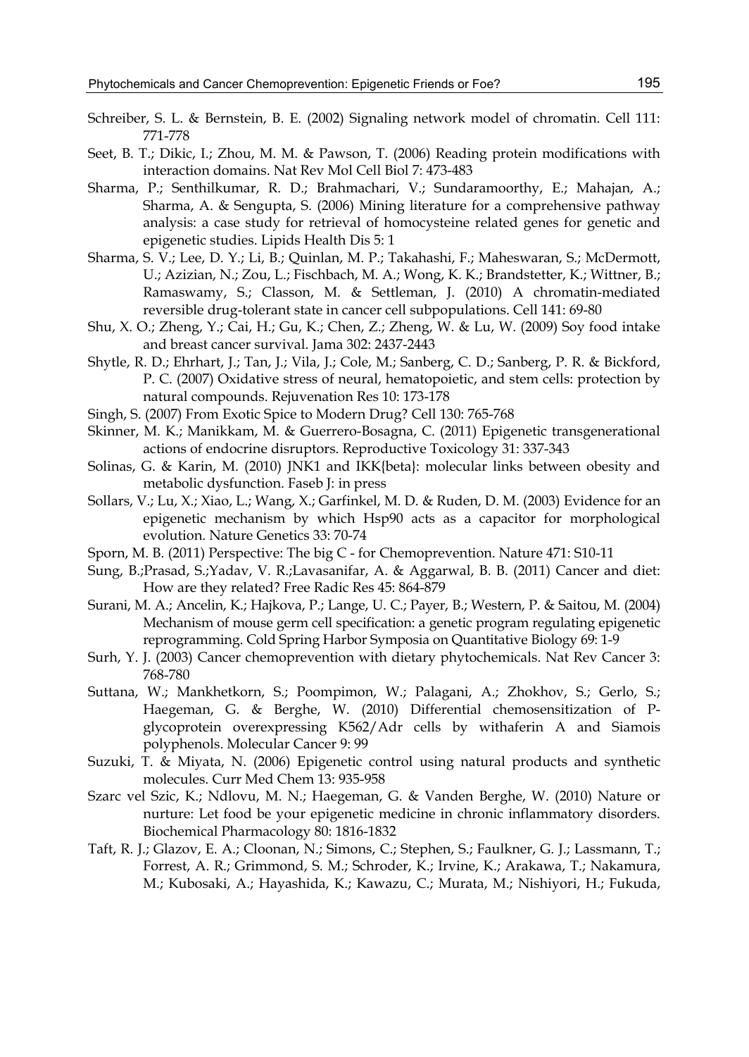Schreiber, S. L. & Bernstein, B. E. (2002) Signaling network model of chromatin. Cell 111: 771-778

Seet, B. T.; Dikic, I.; Zhou, M. M. & Pawson, T. (2006) Reading protein modifications with interaction domains. Nat Rev Mol Cell Biol 7: 473-483

Sharma, P.; Senthilkumar, R. D.; Brahmachari, V.; Sundaramoorthy, E.; Mahajan, A.; Sharma, A. & Sengupta, S. (2006) Mining literature for a comprehensive pathway analysis: a case study for retrieval of homocysteine related genes for genetic and epigenetic studies. Lipids Health Dis 5: 1

Sharma, S. V.; Lee, D. Y.; Li, B.; Quinlan, M. P.; Takahashi, F.; Maheswaran, S.; McDermott, U.; Azizian, N.; Zou, L.; Fischbach, M. A.; Wong, K. K.; Brandstetter, K.; Wittner, B.; Ramaswamy, S.; Classon, M. & Settleman, J. (2010) A chromatin-mediated reversible drug-tolerant state in cancer cell subpopulations. Cell 141: 69-80

Shu, X. O.; Zheng, Y.; Cai, H.; Gu, K.; Chen, Z.; Zheng, W. & Lu, W. (2009) Soy food intake and breast cancer survival. Jama 302: 2437-2443

Shytle, R. D.; Ehrhart, J.; Tan, J.; Vila, J.; Cole, M.; Sanberg, C. D.; Sanberg, P. R. & Bickford, P. C. (2007) Oxidative stress of neural, hematopoietic, and stem cells: protection by natural compounds. Rejuvenation Res 10: 173-178

Singh, S. (2007) From Exotic Spice to Modern Drug? Cell 130: 765-768

Skinner, M. K.; Manikkam, M. & Guerrero-Bosagna, C. (2011) Epigenetic transgenerational actions of endocrine disruptors. Reproductive Toxicology 31: 337-343

Solinas, G. & Karin, M. (2010) JNK1 and IKK{beta}: molecular links between obesity and metabolic dysfunction. Faseb J: in press

Sollars, V.; Lu, X.; Xiao, L.; Wang, X.; Garfinkel, M. D. & Ruden, D. M. (2003) Evidence for an epigenetic mechanism by which Hsp90 acts as a capacitor for morphological evolution. Nature Genetics 33: 70-74

Sporn, M. B. (2011) Perspective: The big C - for Chemoprevention. Nature 471: S10-11

Sung, B.;Prasad, S.;Yadav, V. R.;Lavasanifar, A. & Aggarwal, B. B. (2011) Cancer and diet: How are they related? Free Radic Res 45: 864-879

Surani, M. A.; Ancelin, K.; Hajkova, P.; Lange, U. C.; Payer, B.; Western, P. & Saitou, M. (2004) Mechanism of mouse germ cell specification: a genetic program regulating epigenetic reprogramming. Cold Spring Harbor Symposia on Quantitative Biology 69: 1-9

Surh, Y. J. (2003) Cancer chemoprevention with dietary phytochemicals. Nat Rev Cancer 3: 768-780

Suttana, W.; Mankhetkorn, S.; Poompimon, W.; Palagani, A.; Zhokhov, S.; Gerlo, S.; Haegeman, G. & Berghe, W. (2010) Differential chemosensitization of P-glycoprotein overexpressing K562/Adr cells by withaferin A and Siamois polyphenols. Molecular Cancer 9: 99

Suzuki, T. & Miyata, N. (2006) Epigenetic control using natural products and synthetic molecules. Curr Med Chem 13: 935-958

Szarc vel Szic, K.; Ndlovu, M. N.; Haegeman, G. & Vanden Berghe, W. (2010) Nature or nurture: Let food be your epigenetic medicine in chronic inflammatory disorders. Biochemical Pharmacology 80: 1816-1832

Taft, R. J.; Glazov, E. A.; Cloonan, N.; Simons, C.; Stephen, S.; Faulkner, G. J.; Lassmann, T.; Forrest, A. R.; Grimmond, S. M.; Schroder, K.; Irvine, K.; Arakawa, T.; Nakamura, M.; Kubosaki, A.; Hayashida, K.; Kawazu, C.; Murata, M.; Nishiyori, H.; Fukuda,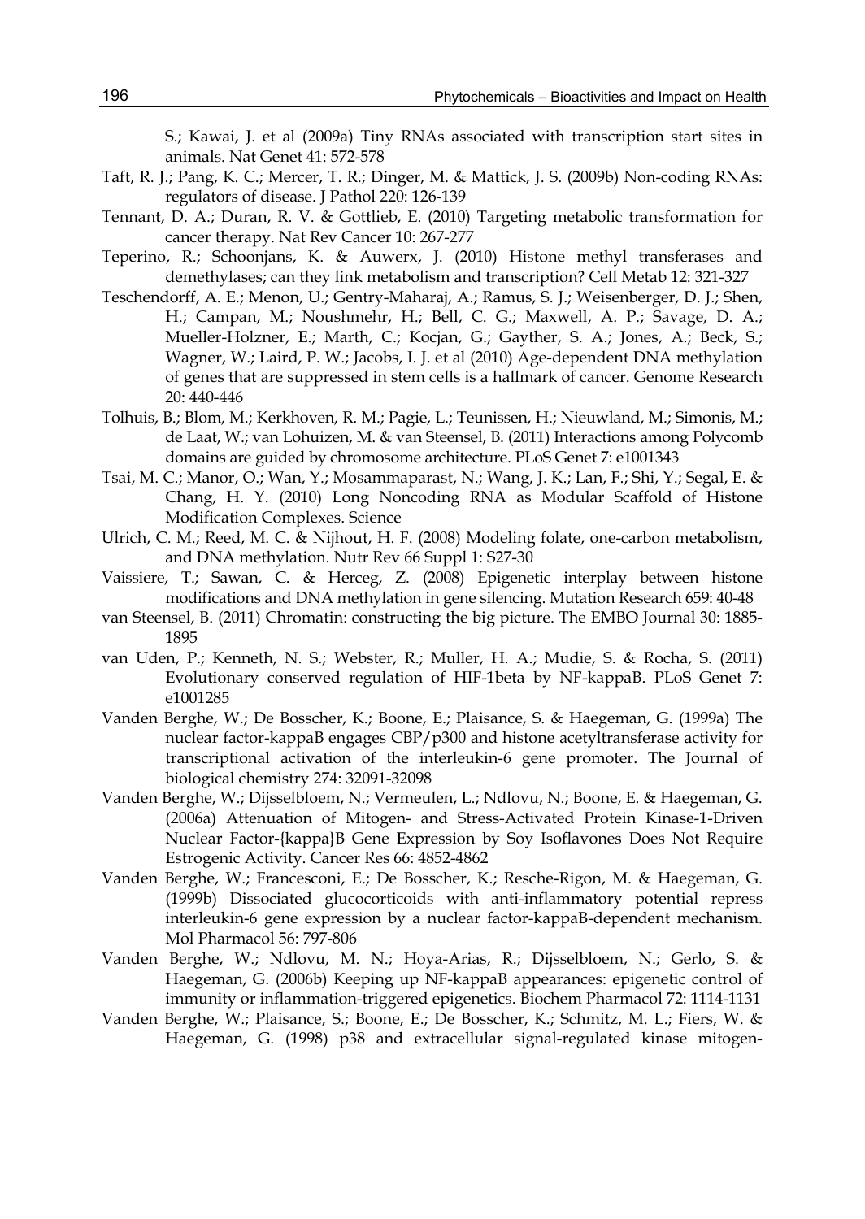S.; Kawai, J. et al (2009a) Tiny RNAs associated with transcription start sites in animals. Nat Genet 41: 572-578

Taft, R. J.; Pang, K. C.; Mercer, T. R.; Dinger, M. & Mattick, J. S. (2009b) Non-coding RNAs: regulators of disease. J Pathol 220: 126-139

Tennant, D. A.; Duran, R. V. & Gottlieb, E. (2010) Targeting metabolic transformation for cancer therapy. Nat Rev Cancer 10: 267-277

Teperino, R.; Schoonjans, K. & Auwerx, J. (2010) Histone methyl transferases and demethylases; can they link metabolism and transcription? Cell Metab 12: 321-327

Teschendorff, A. E.; Menon, U.; Gentry-Maharaj, A.; Ramus, S. J.; Weisenberger, D. J.; Shen, H.; Campan, M.; Noushmehr, H.; Bell, C. G.; Maxwell, A. P.; Savage, D. A.; Mueller-Holzner, E.; Marth, C.; Kocjan, G.; Gayther, S. A.; Jones, A.; Beck, S.; Wagner, W.; Laird, P. W.; Jacobs, I. J. et al (2010) Age-dependent DNA methylation of genes that are suppressed in stem cells is a hallmark of cancer. Genome Research 20: 440-446

Tolhuis, B.; Blom, M.; Kerkhoven, R. M.; Pagie, L.; Teunissen, H.; Nieuwland, M.; Simonis, M.; de Laat, W.; van Lohuizen, M. & van Steensel, B. (2011) Interactions among Polycomb domains are guided by chromosome architecture. PLoS Genet 7: e1001343

Tsai, M. C.; Manor, O.; Wan, Y.; Mosammaparast, N.; Wang, J. K.; Lan, F.; Shi, Y.; Segal, E. & Chang, H. Y. (2010) Long Noncoding RNA as Modular Scaffold of Histone Modification Complexes. Science

Ulrich, C. M.; Reed, M. C. & Nijhout, H. F. (2008) Modeling folate, one-carbon metabolism, and DNA methylation. Nutr Rev 66 Suppl 1: S27-30

Vaissiere, T.; Sawan, C. & Herceg, Z. (2008) Epigenetic interplay between histone modifications and DNA methylation in gene silencing. Mutation Research 659: 40-48

van Steensel, B. (2011) Chromatin: constructing the big picture. The EMBO Journal 30: 1885-1895

van Uden, P.; Kenneth, N. S.; Webster, R.; Muller, H. A.; Mudie, S. & Rocha, S. (2011) Evolutionary conserved regulation of HIF-1beta by NF-kappaB. PLoS Genet 7: e1001285

Vanden Berghe, W.; De Bosscher, K.; Boone, E.; Plaisance, S. & Haegeman, G. (1999a) The nuclear factor-kappaB engages CBP/p300 and histone acetyltransferase activity for transcriptional activation of the interleukin-6 gene promoter. The Journal of biological chemistry 274: 32091-32098

Vanden Berghe, W.; Dijsselbloem, N.; Vermeulen, L.; Ndlovu, N.; Boone, E. & Haegeman, G. (2006a) Attenuation of Mitogen- and Stress-Activated Protein Kinase-1-Driven Nuclear Factor-{kappa}B Gene Expression by Soy Isoflavones Does Not Require Estrogenic Activity. Cancer Res 66: 4852-4862

Vanden Berghe, W.; Francesconi, E.; De Bosscher, K.; Resche-Rigon, M. & Haegeman, G. (1999b) Dissociated glucocorticoids with anti-inflammatory potential repress interleukin-6 gene expression by a nuclear factor-kappaB-dependent mechanism. Mol Pharmacol 56: 797-806

Vanden Berghe, W.; Ndlovu, M. N.; Hoya-Arias, R.; Dijsselbloem, N.; Gerlo, S. & Haegeman, G. (2006b) Keeping up NF-kappaB appearances: epigenetic control of immunity or inflammation-triggered epigenetics. Biochem Pharmacol 72: 1114-1131

Vanden Berghe, W.; Plaisance, S.; Boone, E.; De Bosscher, K.; Schmitz, M. L.; Fiers, W. & Haegeman, G. (1998) p38 and extracellular signal-regulated kinase mitogen-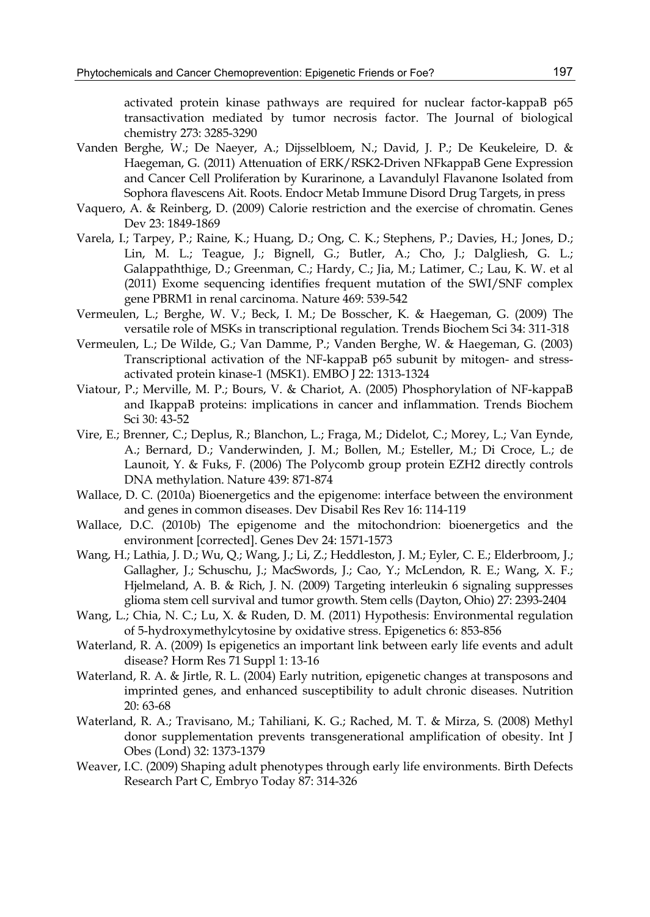activated protein kinase pathways are required for nuclear factor-kappaB p65 transactivation mediated by tumor necrosis factor. The Journal of biological chemistry 273: 3285-3290

Vanden Berghe, W.; De Naeyer, A.; Dijsselbloem, N.; David, J. P.; De Keukeleire, D. & Haegeman, G. (2011) Attenuation of ERK/RSK2-Driven NFkappaB Gene Expression and Cancer Cell Proliferation by Kurarinone, a Lavandulyl Flavanone Isolated from Sophora flavescens Ait. Roots. Endocr Metab Immune Disord Drug Targets, in press

Vaquero, A. & Reinberg, D. (2009) Calorie restriction and the exercise of chromatin. Genes Dev 23: 1849-1869

Varela, I.; Tarpey, P.; Raine, K.; Huang, D.; Ong, C. K.; Stephens, P.; Davies, H.; Jones, D.; Lin, M. L.; Teague, J.; Bignell, G.; Butler, A.; Cho, J.; Dalgliesh, G. L.; Galappaththige, D.; Greenman, C.; Hardy, C.; Jia, M.; Latimer, C.; Lau, K. W. et al (2011) Exome sequencing identifies frequent mutation of the SWI/SNF complex gene PBRM1 in renal carcinoma. Nature 469: 539-542

Vermeulen, L.; Berghe, W. V.; Beck, I. M.; De Bosscher, K. & Haegeman, G. (2009) The versatile role of MSKs in transcriptional regulation. Trends Biochem Sci 34: 311-318

Vermeulen, L.; De Wilde, G.; Van Damme, P.; Vanden Berghe, W. & Haegeman, G. (2003) Transcriptional activation of the NF-kappaB p65 subunit by mitogen- and stress-activated protein kinase-1 (MSK1). EMBO J 22: 1313-1324

Viatour, P.; Merville, M. P.; Bours, V. & Chariot, A. (2005) Phosphorylation of NF-kappaB and IkappaB proteins: implications in cancer and inflammation. Trends Biochem Sci 30: 43-52

Vire, E.; Brenner, C.; Deplus, R.; Blanchon, L.; Fraga, M.; Didelot, C.; Morey, L.; Van Eynde, A.; Bernard, D.; Vanderwinden, J. M.; Bollen, M.; Esteller, M.; Di Croce, L.; de Launoit, Y. & Fuks, F. (2006) The Polycomb group protein EZH2 directly controls DNA methylation. Nature 439: 871-874

Wallace, D. C. (2010a) Bioenergetics and the epigenome: interface between the environment and genes in common diseases. Dev Disabil Res Rev 16: 114-119

Wallace, D.C. (2010b) The epigenome and the mitochondrion: bioenergetics and the environment [corrected]. Genes Dev 24: 1571-1573

Wang, H.; Lathia, J. D.; Wu, Q.; Wang, J.; Li, Z.; Heddleston, J. M.; Eyler, C. E.; Elderbroom, J.; Gallagher, J.; Schuschu, J.; MacSwords, J.; Cao, Y.; McLendon, R. E.; Wang, X. F.; Hjelmeland, A. B. & Rich, J. N. (2009) Targeting interleukin 6 signaling suppresses glioma stem cell survival and tumor growth. Stem cells (Dayton, Ohio) 27: 2393-2404

Wang, L.; Chia, N. C.; Lu, X. & Ruden, D. M. (2011) Hypothesis: Environmental regulation of 5-hydroxymethylcytosine by oxidative stress. Epigenetics 6: 853-856

Waterland, R. A. (2009) Is epigenetics an important link between early life events and adult disease? Horm Res 71 Suppl 1: 13-16

Waterland, R. A. & Jirtle, R. L. (2004) Early nutrition, epigenetic changes at transposons and imprinted genes, and enhanced susceptibility to adult chronic diseases. Nutrition 20: 63-68

Waterland, R. A.; Travisano, M.; Tahiliani, K. G.; Rached, M. T. & Mirza, S. (2008) Methyl donor supplementation prevents transgenerational amplification of obesity. Int J Obes (Lond) 32: 1373-1379

Weaver, I.C. (2009) Shaping adult phenotypes through early life environments. Birth Defects Research Part C, Embryo Today 87: 314-326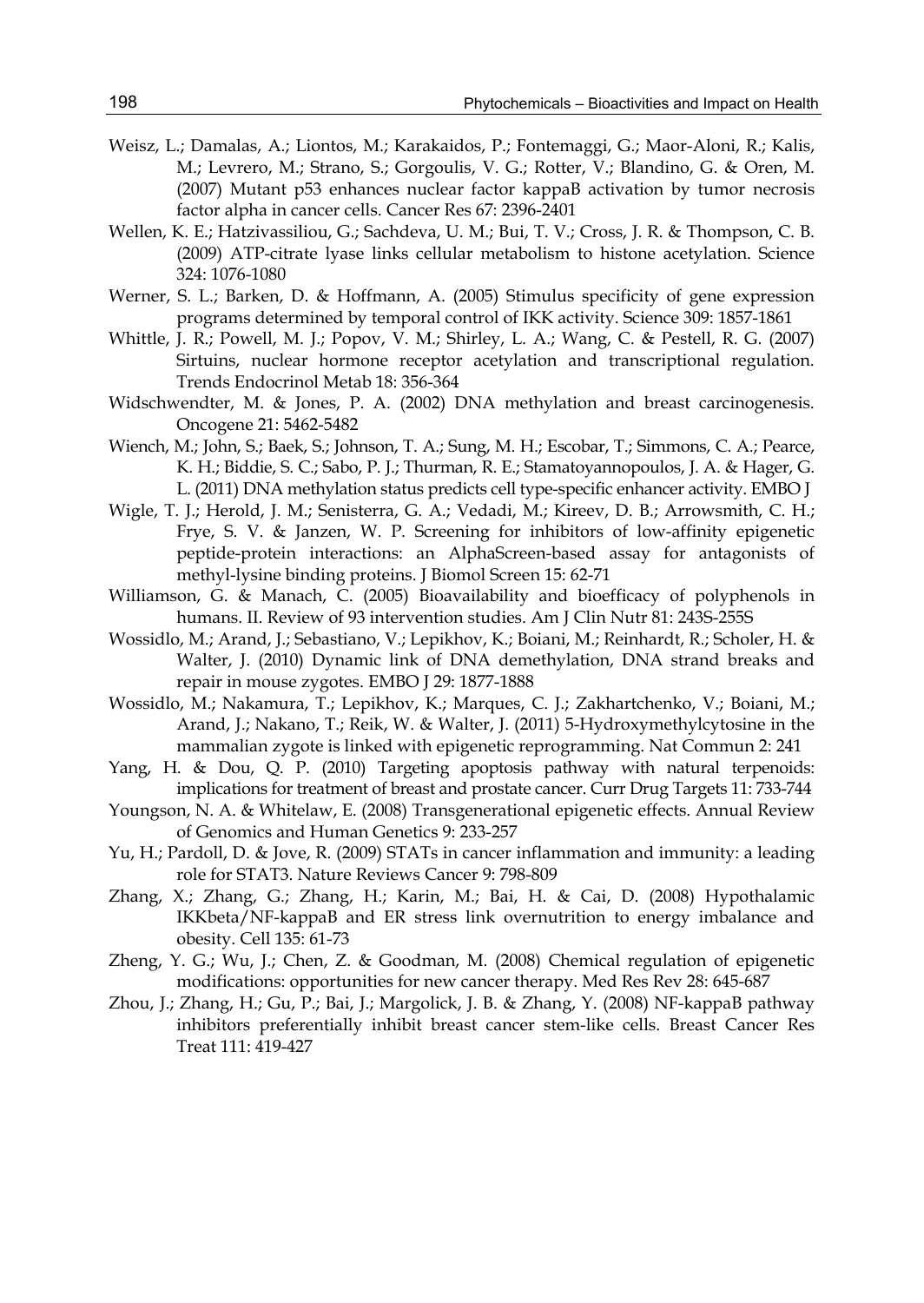Weisz, L.; Damalas, A.; Liontos, M.; Karakaidos, P.; Fontemaggi, G.; Maor-Aloni, R.; Kalis, M.; Levrero, M.; Strano, S.; Gorgoulis, V. G.; Rotter, V.; Blandino, G. & Oren, M. (2007) Mutant p53 enhances nuclear factor kappaB activation by tumor necrosis factor alpha in cancer cells. Cancer Res 67: 2396-2401

Wellen, K. E.; Hatzivassiliou, G.; Sachdeva, U. M.; Bui, T. V.; Cross, J. R. & Thompson, C. B. (2009) ATP-citrate lyase links cellular metabolism to histone acetylation. Science 324: 1076-1080

Werner, S. L.; Barken, D. & Hoffmann, A. (2005) Stimulus specificity of gene expression programs determined by temporal control of IKK activity. Science 309: 1857-1861

Whittle, J. R.; Powell, M. J.; Popov, V. M.; Shirley, L. A.; Wang, C. & Pestell, R. G. (2007) Sirtuins, nuclear hormone receptor acetylation and transcriptional regulation. Trends Endocrinol Metab 18: 356-364

Widschwendter, M. & Jones, P. A. (2002) DNA methylation and breast carcinogenesis. Oncogene 21: 5462-5482

Wiench, M.; John, S.; Baek, S.; Johnson, T. A.; Sung, M. H.; Escobar, T.; Simmons, C. A.; Pearce, K. H.; Biddie, S. C.; Sabo, P. J.; Thurman, R. E.; Stamatoyannopoulos, J. A. & Hager, G. L. (2011) DNA methylation status predicts cell type-specific enhancer activity. EMBO J

Wigle, T. J.; Herold, J. M.; Senisterra, G. A.; Vedadi, M.; Kireev, D. B.; Arrowsmith, C. H.; Frye, S. V. & Janzen, W. P. Screening for inhibitors of low-affinity epigenetic peptide-protein interactions: an AlphaScreen-based assay for antagonists of methyl-lysine binding proteins. J Biomol Screen 15: 62-71

Williamson, G. & Manach, C. (2005) Bioavailability and bioefficacy of polyphenols in humans. II. Review of 93 intervention studies. Am J Clin Nutr 81: 243S-255S

Wossidlo, M.; Arand, J.; Sebastiano, V.; Lepikhov, K.; Boiani, M.; Reinhardt, R.; Scholer, H. & Walter, J. (2010) Dynamic link of DNA demethylation, DNA strand breaks and repair in mouse zygotes. EMBO J 29: 1877-1888

Wossidlo, M.; Nakamura, T.; Lepikhov, K.; Marques, C. J.; Zakhartchenko, V.; Boiani, M.; Arand, J.; Nakano, T.; Reik, W. & Walter, J. (2011) 5-Hydroxymethylcytosine in the mammalian zygote is linked with epigenetic reprogramming. Nat Commun 2: 241

Yang, H. & Dou, Q. P. (2010) Targeting apoptosis pathway with natural terpenoids: implications for treatment of breast and prostate cancer. Curr Drug Targets 11: 733-744

Youngson, N. A. & Whitelaw, E. (2008) Transgenerational epigenetic effects. Annual Review of Genomics and Human Genetics 9: 233-257

Yu, H.; Pardoll, D. & Jove, R. (2009) STATs in cancer inflammation and immunity: a leading role for STAT3. Nature Reviews Cancer 9: 798-809

Zhang, X.; Zhang, G.; Zhang, H.; Karin, M.; Bai, H. & Cai, D. (2008) Hypothalamic IKKbeta/NF-kappaB and ER stress link overnutrition to energy imbalance and obesity. Cell 135: 61-73

Zheng, Y. G.; Wu, J.; Chen, Z. & Goodman, M. (2008) Chemical regulation of epigenetic modifications: opportunities for new cancer therapy. Med Res Rev 28: 645-687

Zhou, J.; Zhang, H.; Gu, P.; Bai, J.; Margolick, J. B. & Zhang, Y. (2008) NF-kappaB pathway inhibitors preferentially inhibit breast cancer stem-like cells. Breast Cancer Res Treat 111: 419-427